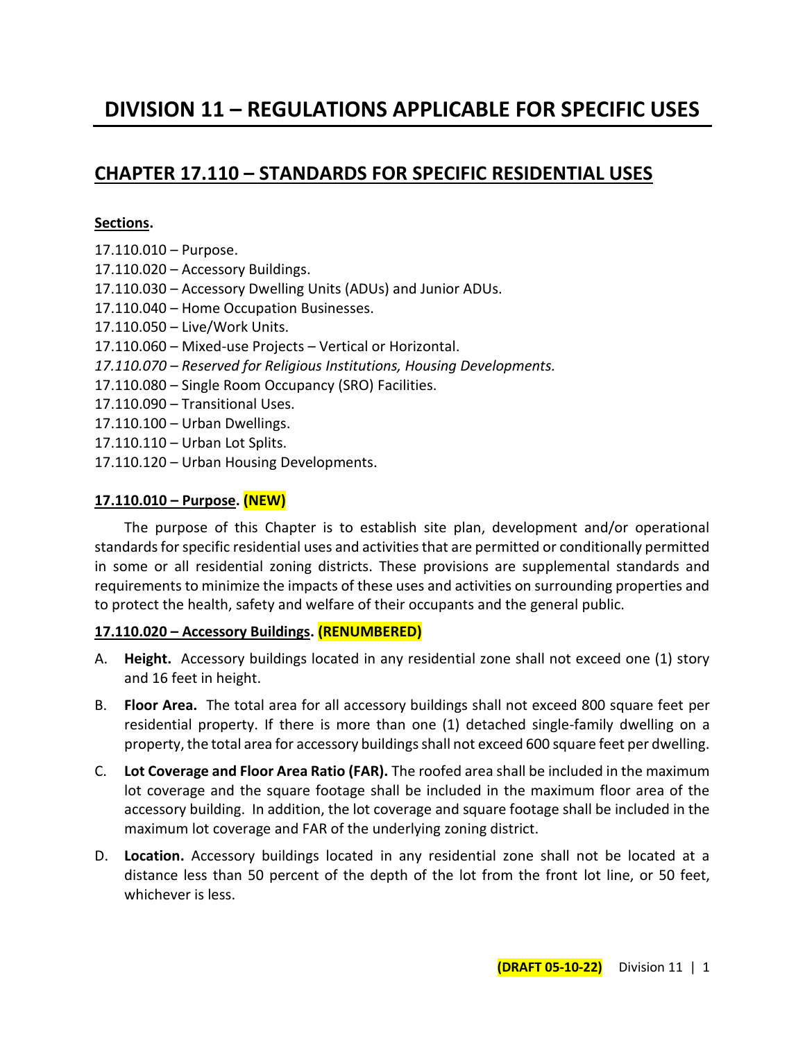# DIVISION 11 – REGULATIONS APPLICABLE FOR SPECIFIC USES

## CHAPTER 17.110 – STANDARDS FOR SPECIFIC RESIDENTIAL USES

**Sections.**

17.110.010 – Purpose.
17.110.020 – Accessory Buildings.
17.110.030 – Accessory Dwelling Units (ADUs) and Junior ADUs.
17.110.040 – Home Occupation Businesses.
17.110.050 – Live/Work Units.
17.110.060 – Mixed-use Projects – Vertical or Horizontal.
*17.110.070 – Reserved for Religious Institutions, Housing Developments.*
17.110.080 – Single Room Occupancy (SRO) Facilities.
17.110.090 – Transitional Uses.
17.110.100 – Urban Dwellings.
17.110.110 – Urban Lot Splits.
17.110.120 – Urban Housing Developments.

### 17.110.010 – Purpose. (NEW)

The purpose of this Chapter is to establish site plan, development and/or operational standards for specific residential uses and activities that are permitted or conditionally permitted in some or all residential zoning districts. These provisions are supplemental standards and requirements to minimize the impacts of these uses and activities on surrounding properties and to protect the health, safety and welfare of their occupants and the general public.

### 17.110.020 – Accessory Buildings. (RENUMBERED)

A. **Height.** Accessory buildings located in any residential zone shall not exceed one (1) story and 16 feet in height.

B. **Floor Area.** The total area for all accessory buildings shall not exceed 800 square feet per residential property. If there is more than one (1) detached single-family dwelling on a property, the total area for accessory buildings shall not exceed 600 square feet per dwelling.

C. **Lot Coverage and Floor Area Ratio (FAR).** The roofed area shall be included in the maximum lot coverage and the square footage shall be included in the maximum floor area of the accessory building. In addition, the lot coverage and square footage shall be included in the maximum lot coverage and FAR of the underlying zoning district.

D. **Location.** Accessory buildings located in any residential zone shall not be located at a distance less than 50 percent of the depth of the lot from the front lot line, or 50 feet, whichever is less.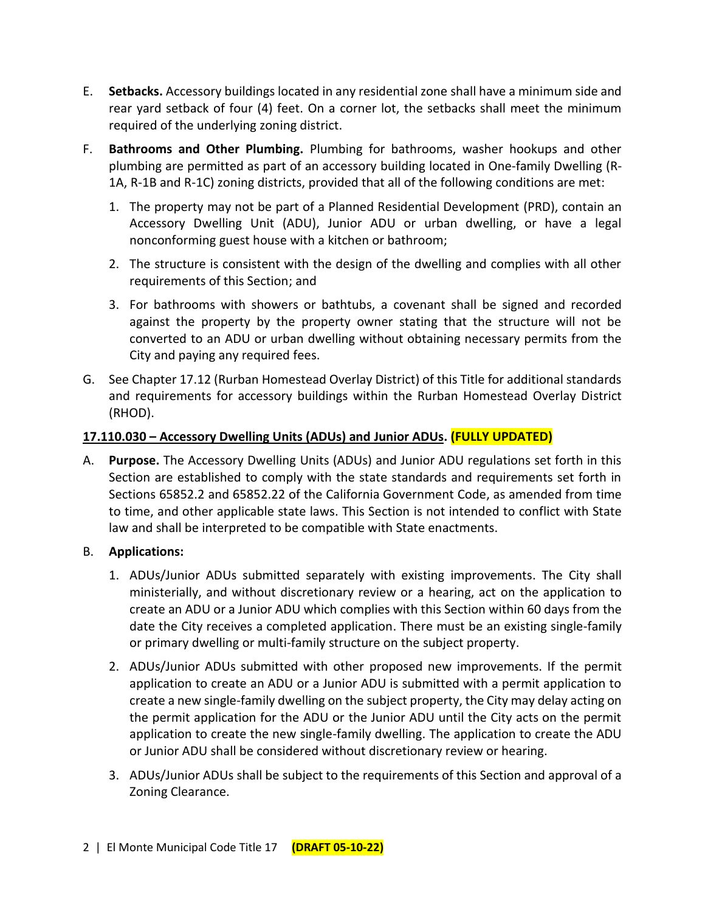E. **Setbacks.** Accessory buildings located in any residential zone shall have a minimum side and rear yard setback of four (4) feet. On a corner lot, the setbacks shall meet the minimum required of the underlying zoning district.

F. **Bathrooms and Other Plumbing.** Plumbing for bathrooms, washer hookups and other plumbing are permitted as part of an accessory building located in One-family Dwelling (R-1A, R-1B and R-1C) zoning districts, provided that all of the following conditions are met:

   1. The property may not be part of a Planned Residential Development (PRD), contain an Accessory Dwelling Unit (ADU), Junior ADU or urban dwelling, or have a legal nonconforming guest house with a kitchen or bathroom;

   2. The structure is consistent with the design of the dwelling and complies with all other requirements of this Section; and

   3. For bathrooms with showers or bathtubs, a covenant shall be signed and recorded against the property by the property owner stating that the structure will not be converted to an ADU or urban dwelling without obtaining necessary permits from the City and paying any required fees.

G. See Chapter 17.12 (Rurban Homestead Overlay District) of this Title for additional standards and requirements for accessory buildings within the Rurban Homestead Overlay District (RHOD).

**17.110.030 – Accessory Dwelling Units (ADUs) and Junior ADUs. (FULLY UPDATED)**

A. **Purpose.** The Accessory Dwelling Units (ADUs) and Junior ADU regulations set forth in this Section are established to comply with the state standards and requirements set forth in Sections 65852.2 and 65852.22 of the California Government Code, as amended from time to time, and other applicable state laws. This Section is not intended to conflict with State law and shall be interpreted to be compatible with State enactments.

B. **Applications:**

   1. ADUs/Junior ADUs submitted separately with existing improvements. The City shall ministerially, and without discretionary review or a hearing, act on the application to create an ADU or a Junior ADU which complies with this Section within 60 days from the date the City receives a completed application. There must be an existing single-family or primary dwelling or multi-family structure on the subject property.

   2. ADUs/Junior ADUs submitted with other proposed new improvements. If the permit application to create an ADU or a Junior ADU is submitted with a permit application to create a new single-family dwelling on the subject property, the City may delay acting on the permit application for the ADU or the Junior ADU until the City acts on the permit application to create the new single-family dwelling. The application to create the ADU or Junior ADU shall be considered without discretionary review or hearing.

   3. ADUs/Junior ADUs shall be subject to the requirements of this Section and approval of a Zoning Clearance.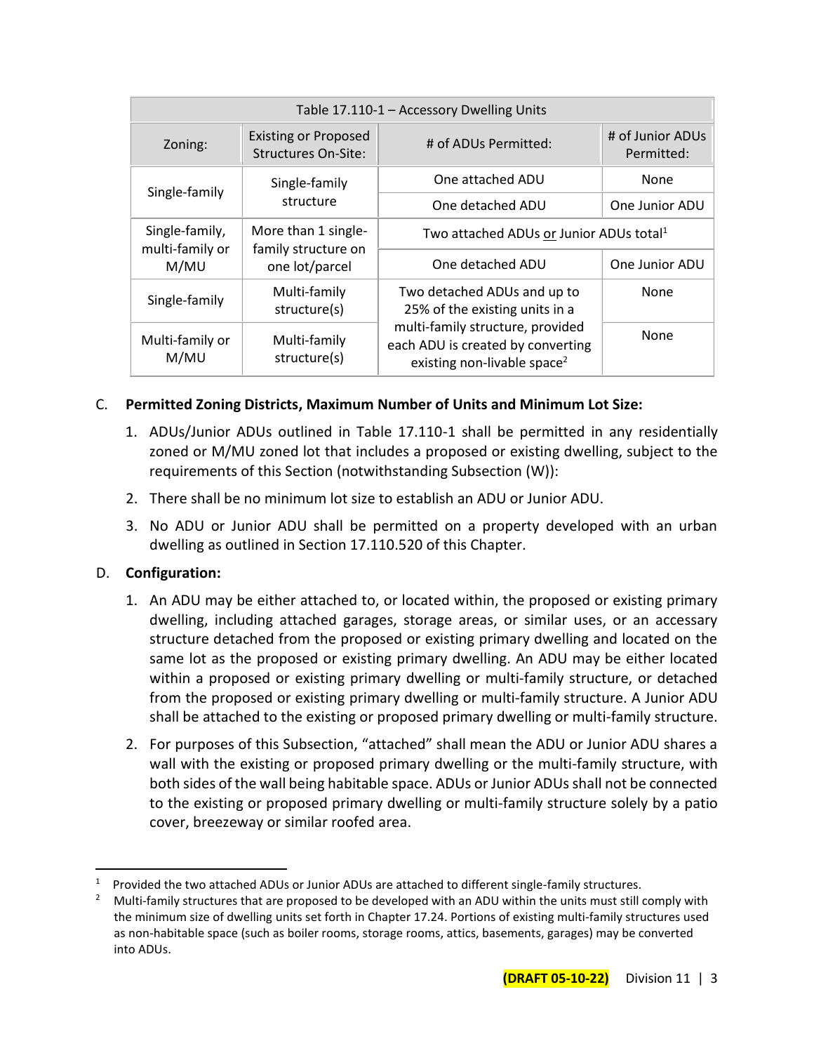| Table 17.110-1 – Accessory Dwelling Units | | | |
|---|---|---|---|
| Zoning: | Existing or Proposed Structures On-Site: | # of ADUs Permitted: | # of Junior ADUs Permitted: |
| Single-family | Single-family structure | One attached ADU | None |
| | | One detached ADU | One Junior ADU |
| Single-family, multi-family or M/MU | More than 1 single-family structure on one lot/parcel | Two attached ADUs <u>or</u> Junior ADUs total[1] | |
| | | One detached ADU | One Junior ADU |
| Single-family | Multi-family structure(s) | Two detached ADUs and up to 25% of the existing units in a multi-family structure, provided each ADU is created by converting existing non-livable space[2] | None |
| Multi-family or M/MU | Multi-family structure(s) | | None |

C. **Permitted Zoning Districts, Maximum Number of Units and Minimum Lot Size:**

1. ADUs/Junior ADUs outlined in Table 17.110-1 shall be permitted in any residentially zoned or M/MU zoned lot that includes a proposed or existing dwelling, subject to the requirements of this Section (notwithstanding Subsection (W)):
2. There shall be no minimum lot size to establish an ADU or Junior ADU.
3. No ADU or Junior ADU shall be permitted on a property developed with an urban dwelling as outlined in Section 17.110.520 of this Chapter.

D. **Configuration:**

1. An ADU may be either attached to, or located within, the proposed or existing primary dwelling, including attached garages, storage areas, or similar uses, or an accessory structure detached from the proposed or existing primary dwelling and located on the same lot as the proposed or existing primary dwelling. An ADU may be either located within a proposed or existing primary dwelling or multi-family structure, or detached from the proposed or existing primary dwelling or multi-family structure. A Junior ADU shall be attached to the existing or proposed primary dwelling or multi-family structure.
2. For purposes of this Subsection, "attached" shall mean the ADU or Junior ADU shares a wall with the existing or proposed primary dwelling or the multi-family structure, with both sides of the wall being habitable space. ADUs or Junior ADUs shall not be connected to the existing or proposed primary dwelling or multi-family structure solely by a patio cover, breezeway or similar roofed area.

---

[1] Provided the two attached ADUs or Junior ADUs are attached to different single-family structures.

[2] Multi-family structures that are proposed to be developed with an ADU within the units must still comply with the minimum size of dwelling units set forth in Chapter 17.24. Portions of existing multi-family structures used as non-habitable space (such as boiler rooms, storage rooms, attics, basements, garages) may be converted into ADUs.

**(DRAFT 05-10-22)** Division 11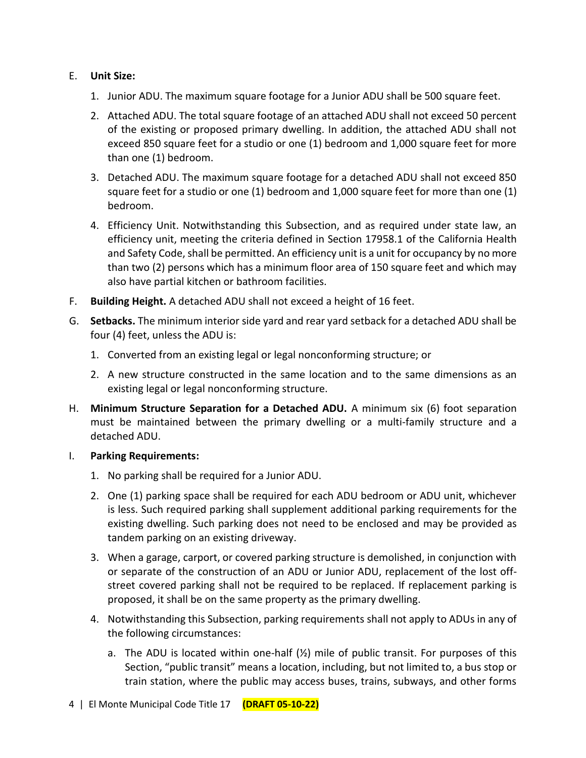E. **Unit Size:**

1. Junior ADU. The maximum square footage for a Junior ADU shall be 500 square feet.

2. Attached ADU. The total square footage of an attached ADU shall not exceed 50 percent of the existing or proposed primary dwelling. In addition, the attached ADU shall not exceed 850 square feet for a studio or one (1) bedroom and 1,000 square feet for more than one (1) bedroom.

3. Detached ADU. The maximum square footage for a detached ADU shall not exceed 850 square feet for a studio or one (1) bedroom and 1,000 square feet for more than one (1) bedroom.

4. Efficiency Unit. Notwithstanding this Subsection, and as required under state law, an efficiency unit, meeting the criteria defined in Section 17958.1 of the California Health and Safety Code, shall be permitted. An efficiency unit is a unit for occupancy by no more than two (2) persons which has a minimum floor area of 150 square feet and which may also have partial kitchen or bathroom facilities.

F. **Building Height.** A detached ADU shall not exceed a height of 16 feet.

G. **Setbacks.** The minimum interior side yard and rear yard setback for a detached ADU shall be four (4) feet, unless the ADU is:

1. Converted from an existing legal or legal nonconforming structure; or

2. A new structure constructed in the same location and to the same dimensions as an existing legal or legal nonconforming structure.

H. **Minimum Structure Separation for a Detached ADU.** A minimum six (6) foot separation must be maintained between the primary dwelling or a multi-family structure and a detached ADU.

I. **Parking Requirements:**

1. No parking shall be required for a Junior ADU.

2. One (1) parking space shall be required for each ADU bedroom or ADU unit, whichever is less. Such required parking shall supplement additional parking requirements for the existing dwelling. Such parking does not need to be enclosed and may be provided as tandem parking on an existing driveway.

3. When a garage, carport, or covered parking structure is demolished, in conjunction with or separate of the construction of an ADU or Junior ADU, replacement of the lost off-street covered parking shall not be required to be replaced. If replacement parking is proposed, it shall be on the same property as the primary dwelling.

4. Notwithstanding this Subsection, parking requirements shall not apply to ADUs in any of the following circumstances:

   a. The ADU is located within one-half (½) mile of public transit. For purposes of this Section, "public transit" means a location, including, but not limited to, a bus stop or train station, where the public may access buses, trains, subways, and other forms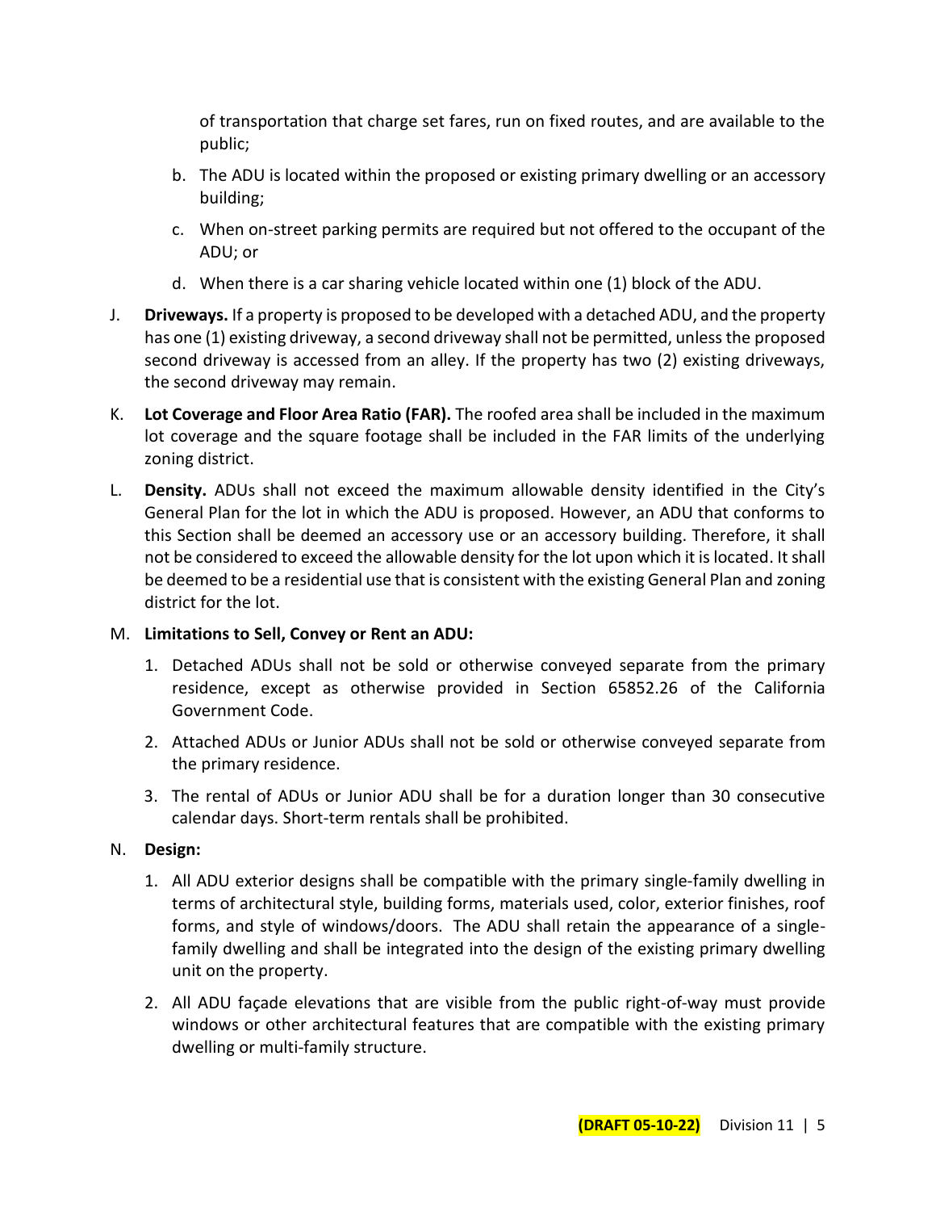of transportation that charge set fares, run on fixed routes, and are available to the public;

b. The ADU is located within the proposed or existing primary dwelling or an accessory building;

c. When on-street parking permits are required but not offered to the occupant of the ADU; or

d. When there is a car sharing vehicle located within one (1) block of the ADU.

J. **Driveways.** If a property is proposed to be developed with a detached ADU, and the property has one (1) existing driveway, a second driveway shall not be permitted, unless the proposed second driveway is accessed from an alley. If the property has two (2) existing driveways, the second driveway may remain.

K. **Lot Coverage and Floor Area Ratio (FAR).** The roofed area shall be included in the maximum lot coverage and the square footage shall be included in the FAR limits of the underlying zoning district.

L. **Density.** ADUs shall not exceed the maximum allowable density identified in the City's General Plan for the lot in which the ADU is proposed. However, an ADU that conforms to this Section shall be deemed an accessory use or an accessory building. Therefore, it shall not be considered to exceed the allowable density for the lot upon which it is located. It shall be deemed to be a residential use that is consistent with the existing General Plan and zoning district for the lot.

M. **Limitations to Sell, Convey or Rent an ADU:**

1. Detached ADUs shall not be sold or otherwise conveyed separate from the primary residence, except as otherwise provided in Section 65852.26 of the California Government Code.

2. Attached ADUs or Junior ADUs shall not be sold or otherwise conveyed separate from the primary residence.

3. The rental of ADUs or Junior ADU shall be for a duration longer than 30 consecutive calendar days. Short-term rentals shall be prohibited.

N. **Design:**

1. All ADU exterior designs shall be compatible with the primary single-family dwelling in terms of architectural style, building forms, materials used, color, exterior finishes, roof forms, and style of windows/doors. The ADU shall retain the appearance of a single-family dwelling and shall be integrated into the design of the existing primary dwelling unit on the property.

2. All ADU façade elevations that are visible from the public right-of-way must provide windows or other architectural features that are compatible with the existing primary dwelling or multi-family structure.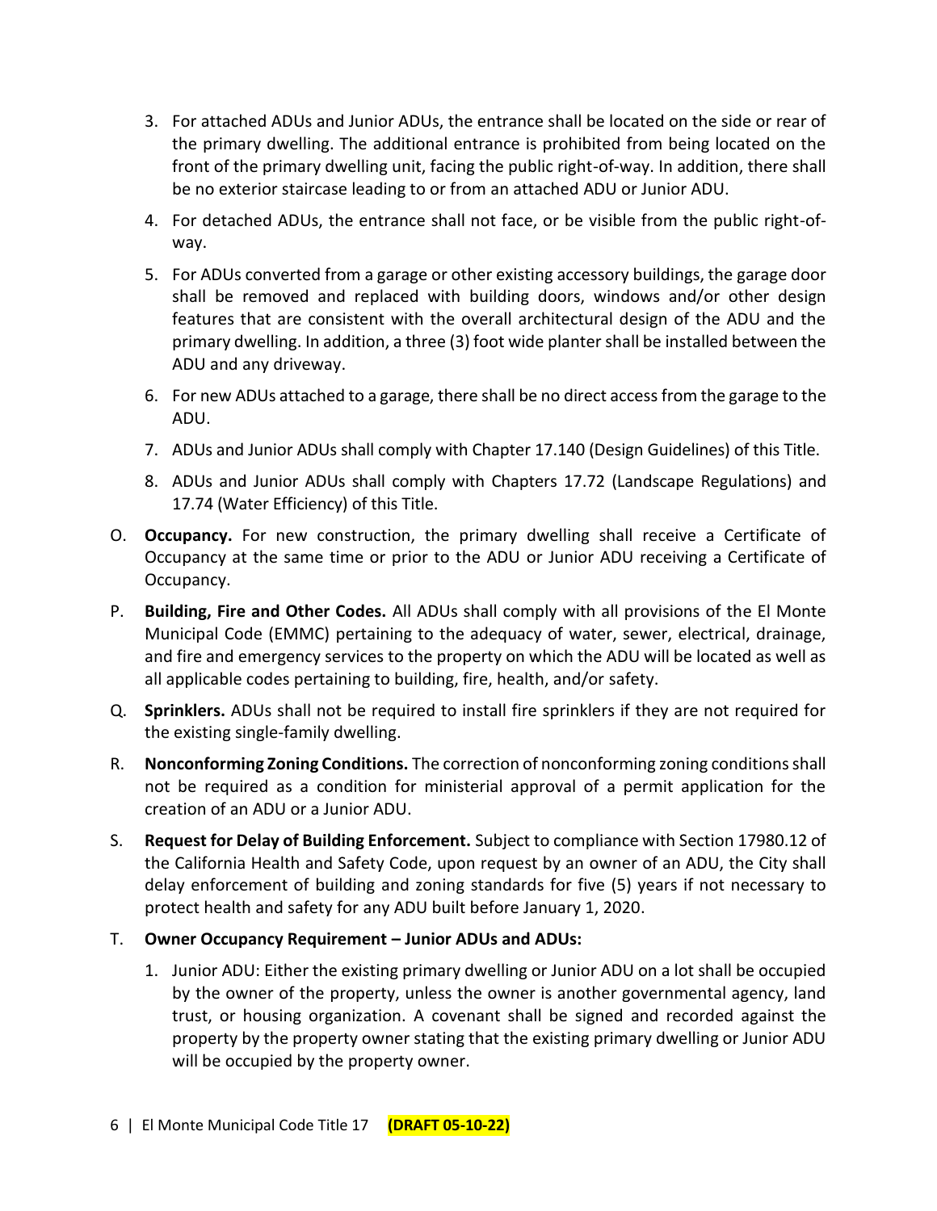3. For attached ADUs and Junior ADUs, the entrance shall be located on the side or rear of the primary dwelling. The additional entrance is prohibited from being located on the front of the primary dwelling unit, facing the public right-of-way. In addition, there shall be no exterior staircase leading to or from an attached ADU or Junior ADU.
4. For detached ADUs, the entrance shall not face, or be visible from the public right-of-way.
5. For ADUs converted from a garage or other existing accessory buildings, the garage door shall be removed and replaced with building doors, windows and/or other design features that are consistent with the overall architectural design of the ADU and the primary dwelling. In addition, a three (3) foot wide planter shall be installed between the ADU and any driveway.
6. For new ADUs attached to a garage, there shall be no direct access from the garage to the ADU.
7. ADUs and Junior ADUs shall comply with Chapter 17.140 (Design Guidelines) of this Title.
8. ADUs and Junior ADUs shall comply with Chapters 17.72 (Landscape Regulations) and 17.74 (Water Efficiency) of this Title.

O. **Occupancy.** For new construction, the primary dwelling shall receive a Certificate of Occupancy at the same time or prior to the ADU or Junior ADU receiving a Certificate of Occupancy.

P. **Building, Fire and Other Codes.** All ADUs shall comply with all provisions of the El Monte Municipal Code (EMMC) pertaining to the adequacy of water, sewer, electrical, drainage, and fire and emergency services to the property on which the ADU will be located as well as all applicable codes pertaining to building, fire, health, and/or safety.

Q. **Sprinklers.** ADUs shall not be required to install fire sprinklers if they are not required for the existing single-family dwelling.

R. **Nonconforming Zoning Conditions.** The correction of nonconforming zoning conditions shall not be required as a condition for ministerial approval of a permit application for the creation of an ADU or a Junior ADU.

S. **Request for Delay of Building Enforcement.** Subject to compliance with Section 17980.12 of the California Health and Safety Code, upon request by an owner of an ADU, the City shall delay enforcement of building and zoning standards for five (5) years if not necessary to protect health and safety for any ADU built before January 1, 2020.

T. **Owner Occupancy Requirement – Junior ADUs and ADUs:**

1. Junior ADU: Either the existing primary dwelling or Junior ADU on a lot shall be occupied by the owner of the property, unless the owner is another governmental agency, land trust, or housing organization. A covenant shall be signed and recorded against the property by the property owner stating that the existing primary dwelling or Junior ADU will be occupied by the property owner.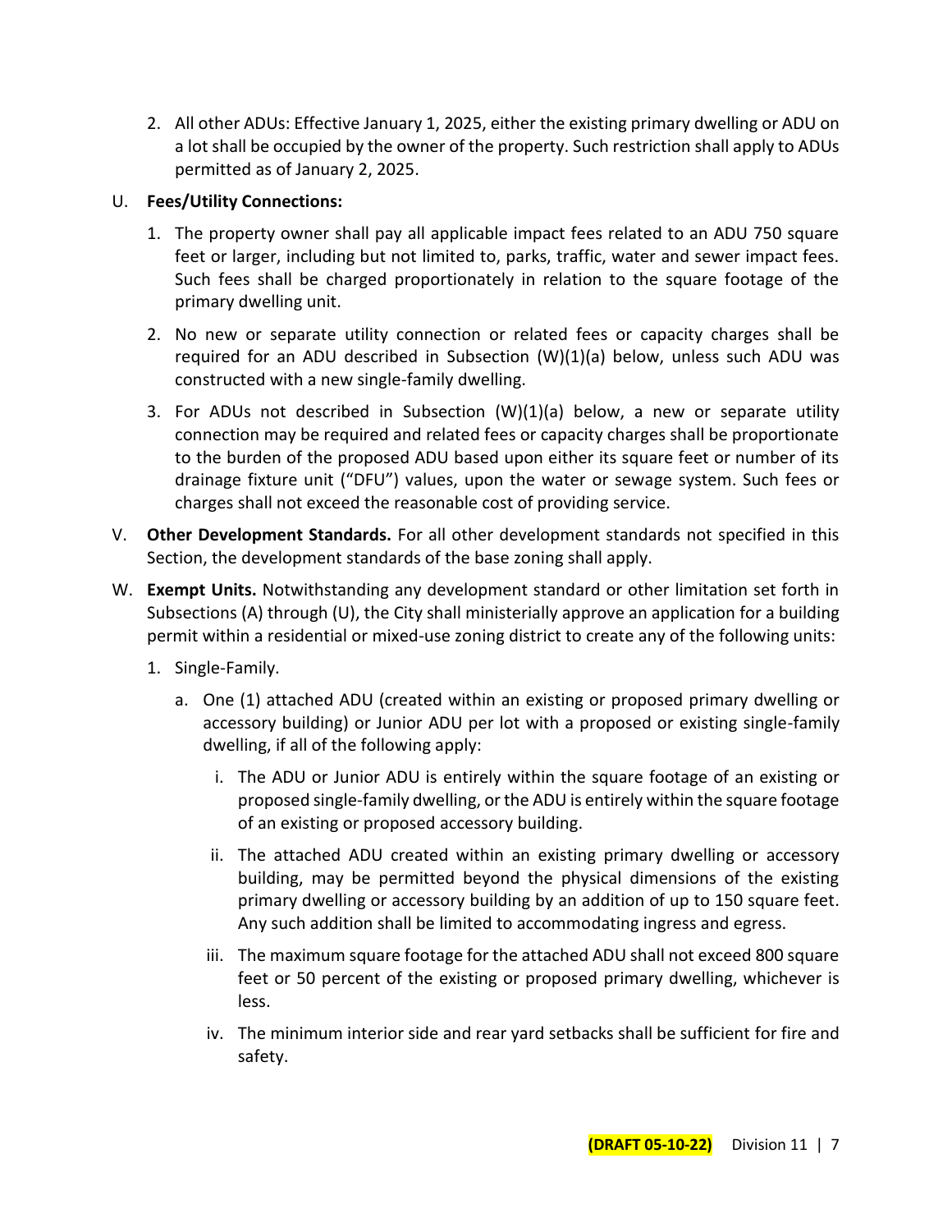2. All other ADUs: Effective January 1, 2025, either the existing primary dwelling or ADU on a lot shall be occupied by the owner of the property. Such restriction shall apply to ADUs permitted as of January 2, 2025.

U. **Fees/Utility Connections:**

1. The property owner shall pay all applicable impact fees related to an ADU 750 square feet or larger, including but not limited to, parks, traffic, water and sewer impact fees. Such fees shall be charged proportionately in relation to the square footage of the primary dwelling unit.

2. No new or separate utility connection or related fees or capacity charges shall be required for an ADU described in Subsection (W)(1)(a) below, unless such ADU was constructed with a new single-family dwelling.

3. For ADUs not described in Subsection (W)(1)(a) below, a new or separate utility connection may be required and related fees or capacity charges shall be proportionate to the burden of the proposed ADU based upon either its square feet or number of its drainage fixture unit ("DFU") values, upon the water or sewage system. Such fees or charges shall not exceed the reasonable cost of providing service.

V. **Other Development Standards.** For all other development standards not specified in this Section, the development standards of the base zoning shall apply.

W. **Exempt Units.** Notwithstanding any development standard or other limitation set forth in Subsections (A) through (U), the City shall ministerially approve an application for a building permit within a residential or mixed-use zoning district to create any of the following units:

1. Single-Family.

   a. One (1) attached ADU (created within an existing or proposed primary dwelling or accessory building) or Junior ADU per lot with a proposed or existing single-family dwelling, if all of the following apply:

      i. The ADU or Junior ADU is entirely within the square footage of an existing or proposed single-family dwelling, or the ADU is entirely within the square footage of an existing or proposed accessory building.

      ii. The attached ADU created within an existing primary dwelling or accessory building, may be permitted beyond the physical dimensions of the existing primary dwelling or accessory building by an addition of up to 150 square feet. Any such addition shall be limited to accommodating ingress and egress.

      iii. The maximum square footage for the attached ADU shall not exceed 800 square feet or 50 percent of the existing or proposed primary dwelling, whichever is less.

      iv. The minimum interior side and rear yard setbacks shall be sufficient for fire and safety.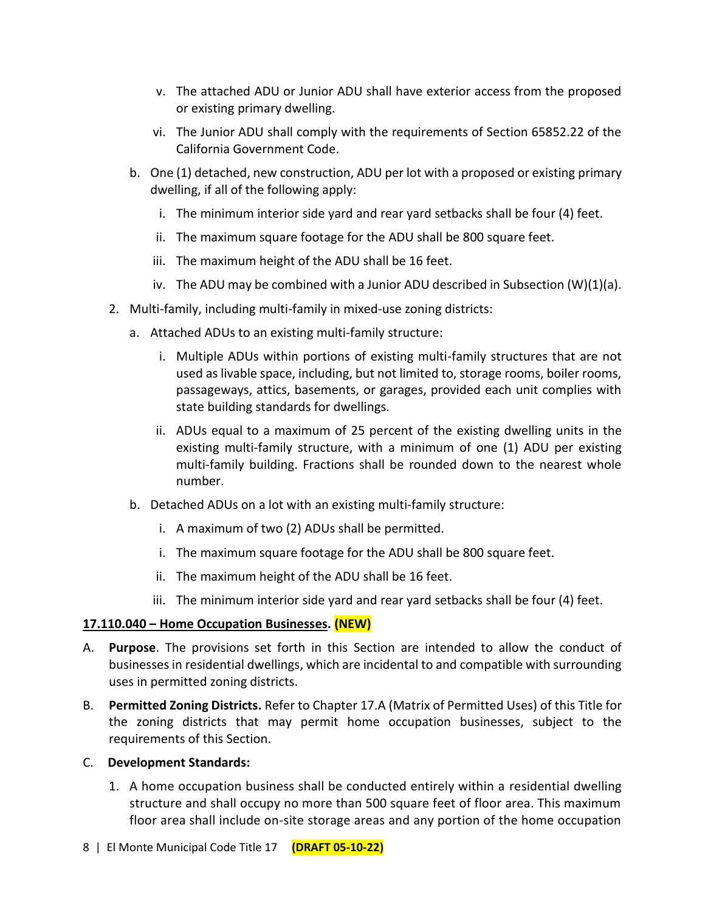v. The attached ADU or Junior ADU shall have exterior access from the proposed or existing primary dwelling.

vi. The Junior ADU shall comply with the requirements of Section 65852.22 of the California Government Code.

b. One (1) detached, new construction, ADU per lot with a proposed or existing primary dwelling, if all of the following apply:

i. The minimum interior side yard and rear yard setbacks shall be four (4) feet.

ii. The maximum square footage for the ADU shall be 800 square feet.

iii. The maximum height of the ADU shall be 16 feet.

iv. The ADU may be combined with a Junior ADU described in Subsection (W)(1)(a).

2. Multi-family, including multi-family in mixed-use zoning districts:

a. Attached ADUs to an existing multi-family structure:

i. Multiple ADUs within portions of existing multi-family structures that are not used as livable space, including, but not limited to, storage rooms, boiler rooms, passageways, attics, basements, or garages, provided each unit complies with state building standards for dwellings.

ii. ADUs equal to a maximum of 25 percent of the existing dwelling units in the existing multi-family structure, with a minimum of one (1) ADU per existing multi-family building. Fractions shall be rounded down to the nearest whole number.

b. Detached ADUs on a lot with an existing multi-family structure:

i. A maximum of two (2) ADUs shall be permitted.

i. The maximum square footage for the ADU shall be 800 square feet.

ii. The maximum height of the ADU shall be 16 feet.

iii. The minimum interior side yard and rear yard setbacks shall be four (4) feet.

**17.110.040 – Home Occupation Businesses. (NEW)**

A. **Purpose**. The provisions set forth in this Section are intended to allow the conduct of businesses in residential dwellings, which are incidental to and compatible with surrounding uses in permitted zoning districts.

B. **Permitted Zoning Districts.** Refer to Chapter 17.A (Matrix of Permitted Uses) of this Title for the zoning districts that may permit home occupation businesses, subject to the requirements of this Section.

C. **Development Standards:**

1. A home occupation business shall be conducted entirely within a residential dwelling structure and shall occupy no more than 500 square feet of floor area. This maximum floor area shall include on-site storage areas and any portion of the home occupation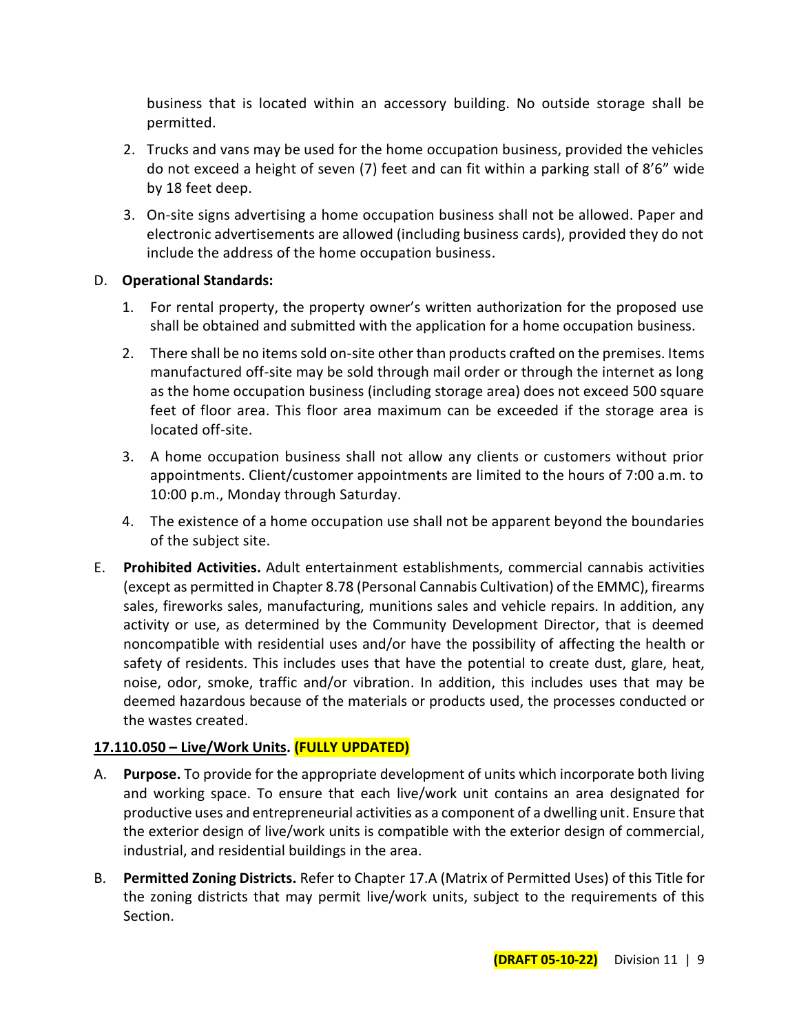business that is located within an accessory building. No outside storage shall be permitted.

2. Trucks and vans may be used for the home occupation business, provided the vehicles do not exceed a height of seven (7) feet and can fit within a parking stall of 8'6" wide by 18 feet deep.

3. On-site signs advertising a home occupation business shall not be allowed. Paper and electronic advertisements are allowed (including business cards), provided they do not include the address of the home occupation business.

D. **Operational Standards:**

1. For rental property, the property owner's written authorization for the proposed use shall be obtained and submitted with the application for a home occupation business.

2. There shall be no items sold on-site other than products crafted on the premises. Items manufactured off-site may be sold through mail order or through the internet as long as the home occupation business (including storage area) does not exceed 500 square feet of floor area. This floor area maximum can be exceeded if the storage area is located off-site.

3. A home occupation business shall not allow any clients or customers without prior appointments. Client/customer appointments are limited to the hours of 7:00 a.m. to 10:00 p.m., Monday through Saturday.

4. The existence of a home occupation use shall not be apparent beyond the boundaries of the subject site.

E. **Prohibited Activities.** Adult entertainment establishments, commercial cannabis activities (except as permitted in Chapter 8.78 (Personal Cannabis Cultivation) of the EMMC), firearms sales, fireworks sales, manufacturing, munitions sales and vehicle repairs. In addition, any activity or use, as determined by the Community Development Director, that is deemed noncompatible with residential uses and/or have the possibility of affecting the health or safety of residents. This includes uses that have the potential to create dust, glare, heat, noise, odor, smoke, traffic and/or vibration. In addition, this includes uses that may be deemed hazardous because of the materials or products used, the processes conducted or the wastes created.

**17.110.050 – Live/Work Units. (FULLY UPDATED)**

A. **Purpose.** To provide for the appropriate development of units which incorporate both living and working space. To ensure that each live/work unit contains an area designated for productive uses and entrepreneurial activities as a component of a dwelling unit. Ensure that the exterior design of live/work units is compatible with the exterior design of commercial, industrial, and residential buildings in the area.

B. **Permitted Zoning Districts.** Refer to Chapter 17.A (Matrix of Permitted Uses) of this Title for the zoning districts that may permit live/work units, subject to the requirements of this Section.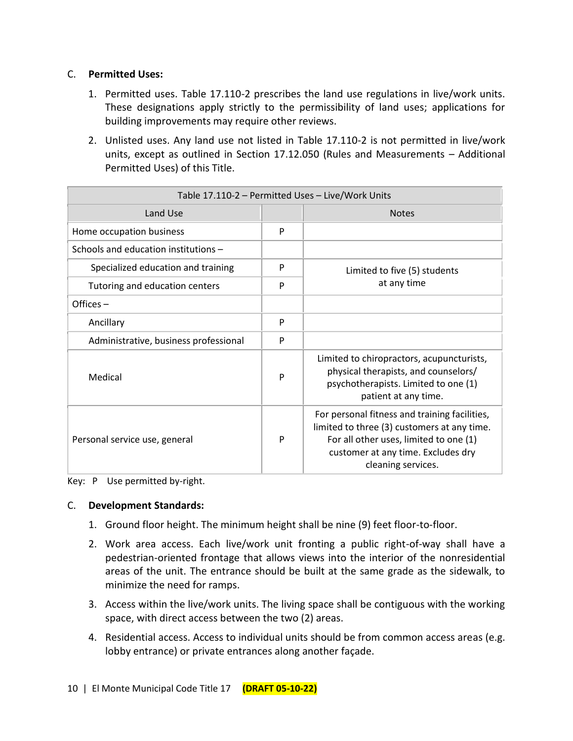C. **Permitted Uses:**

1. Permitted uses. Table 17.110-2 prescribes the land use regulations in live/work units. These designations apply strictly to the permissibility of land uses; applications for building improvements may require other reviews.

2. Unlisted uses. Any land use not listed in Table 17.110-2 is not permitted in live/work units, except as outlined in Section 17.12.050 (Rules and Measurements – Additional Permitted Uses) of this Title.

| Table 17.110-2 – Permitted Uses – Live/Work Units | | |
|---|---|---|
| Land Use | | Notes |
| Home occupation business | P | |
| Schools and education institutions – | | |
| Specialized education and training | P | Limited to five (5) students at any time |
| Tutoring and education centers | P | |
| Offices – | | |
| Ancillary | P | |
| Administrative, business professional | P | |
| Medical | P | Limited to chiropractors, acupuncturists, physical therapists, and counselors/ psychotherapists. Limited to one (1) patient at any time. |
| Personal service use, general | P | For personal fitness and training facilities, limited to three (3) customers at any time. For all other uses, limited to one (1) customer at any time. Excludes dry cleaning services. |

Key: P Use permitted by-right.

C. **Development Standards:**

1. Ground floor height. The minimum height shall be nine (9) feet floor-to-floor.

2. Work area access. Each live/work unit fronting a public right-of-way shall have a pedestrian-oriented frontage that allows views into the interior of the nonresidential areas of the unit. The entrance should be built at the same grade as the sidewalk, to minimize the need for ramps.

3. Access within the live/work units. The living space shall be contiguous with the working space, with direct access between the two (2) areas.

4. Residential access. Access to individual units should be from common access areas (e.g. lobby entrance) or private entrances along another façade.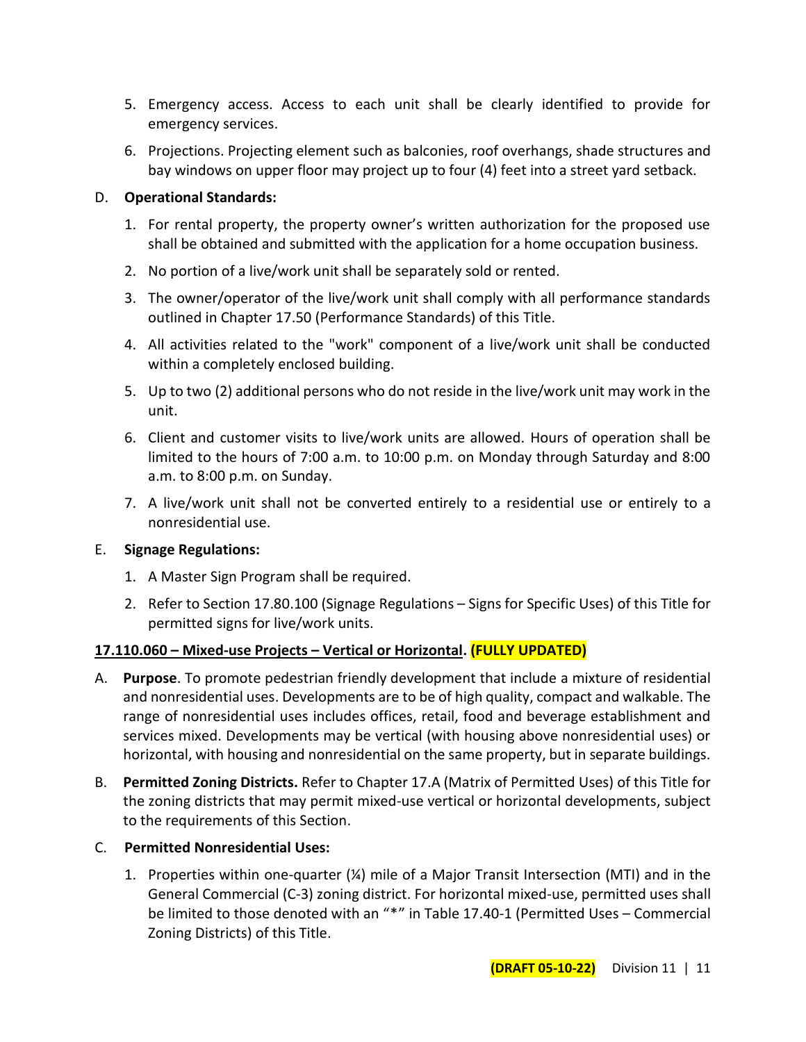5. Emergency access. Access to each unit shall be clearly identified to provide for emergency services.
6. Projections. Projecting element such as balconies, roof overhangs, shade structures and bay windows on upper floor may project up to four (4) feet into a street yard setback.

D. **Operational Standards:**

1. For rental property, the property owner's written authorization for the proposed use shall be obtained and submitted with the application for a home occupation business.
2. No portion of a live/work unit shall be separately sold or rented.
3. The owner/operator of the live/work unit shall comply with all performance standards outlined in Chapter 17.50 (Performance Standards) of this Title.
4. All activities related to the "work" component of a live/work unit shall be conducted within a completely enclosed building.
5. Up to two (2) additional persons who do not reside in the live/work unit may work in the unit.
6. Client and customer visits to live/work units are allowed. Hours of operation shall be limited to the hours of 7:00 a.m. to 10:00 p.m. on Monday through Saturday and 8:00 a.m. to 8:00 p.m. on Sunday.
7. A live/work unit shall not be converted entirely to a residential use or entirely to a nonresidential use.

E. **Signage Regulations:**

1. A Master Sign Program shall be required.
2. Refer to Section 17.80.100 (Signage Regulations – Signs for Specific Uses) of this Title for permitted signs for live/work units.

**17.110.060 – Mixed-use Projects – Vertical or Horizontal. (FULLY UPDATED)**

A. **Purpose**. To promote pedestrian friendly development that include a mixture of residential and nonresidential uses. Developments are to be of high quality, compact and walkable. The range of nonresidential uses includes offices, retail, food and beverage establishment and services mixed. Developments may be vertical (with housing above nonresidential uses) or horizontal, with housing and nonresidential on the same property, but in separate buildings.

B. **Permitted Zoning Districts.** Refer to Chapter 17.A (Matrix of Permitted Uses) of this Title for the zoning districts that may permit mixed-use vertical or horizontal developments, subject to the requirements of this Section.

C. **Permitted Nonresidential Uses:**

1. Properties within one-quarter (¼) mile of a Major Transit Intersection (MTI) and in the General Commercial (C-3) zoning district. For horizontal mixed-use, permitted uses shall be limited to those denoted with an "*" in Table 17.40-1 (Permitted Uses – Commercial Zoning Districts) of this Title.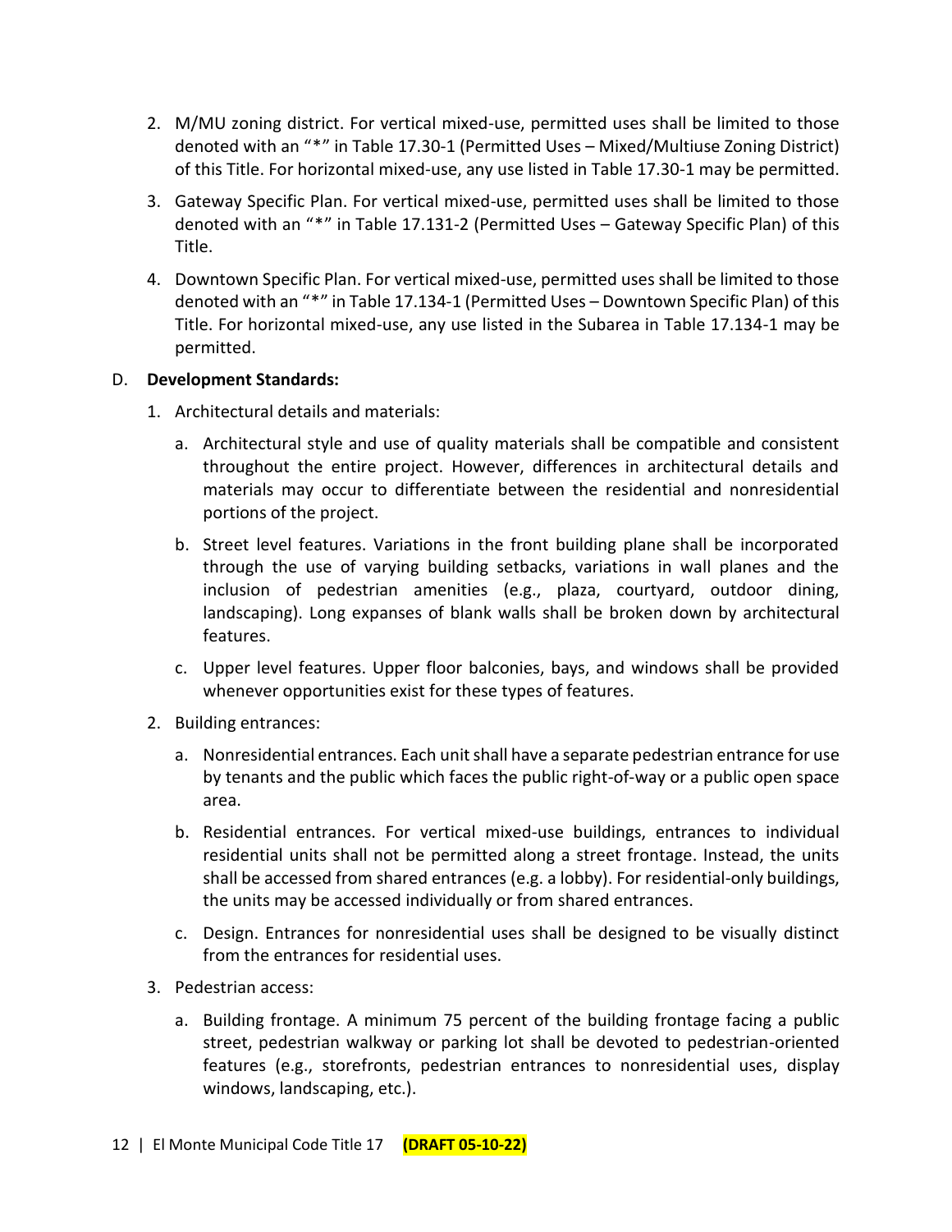2. M/MU zoning district. For vertical mixed-use, permitted uses shall be limited to those denoted with an "*" in Table 17.30-1 (Permitted Uses – Mixed/Multiuse Zoning District) of this Title. For horizontal mixed-use, any use listed in Table 17.30-1 may be permitted.

3. Gateway Specific Plan. For vertical mixed-use, permitted uses shall be limited to those denoted with an "*" in Table 17.131-2 (Permitted Uses – Gateway Specific Plan) of this Title.

4. Downtown Specific Plan. For vertical mixed-use, permitted uses shall be limited to those denoted with an "*" in Table 17.134-1 (Permitted Uses – Downtown Specific Plan) of this Title. For horizontal mixed-use, any use listed in the Subarea in Table 17.134-1 may be permitted.

D. **Development Standards:**

1. Architectural details and materials:

   a. Architectural style and use of quality materials shall be compatible and consistent throughout the entire project. However, differences in architectural details and materials may occur to differentiate between the residential and nonresidential portions of the project.

   b. Street level features. Variations in the front building plane shall be incorporated through the use of varying building setbacks, variations in wall planes and the inclusion of pedestrian amenities (e.g., plaza, courtyard, outdoor dining, landscaping). Long expanses of blank walls shall be broken down by architectural features.

   c. Upper level features. Upper floor balconies, bays, and windows shall be provided whenever opportunities exist for these types of features.

2. Building entrances:

   a. Nonresidential entrances. Each unit shall have a separate pedestrian entrance for use by tenants and the public which faces the public right-of-way or a public open space area.

   b. Residential entrances. For vertical mixed-use buildings, entrances to individual residential units shall not be permitted along a street frontage. Instead, the units shall be accessed from shared entrances (e.g. a lobby). For residential-only buildings, the units may be accessed individually or from shared entrances.

   c. Design. Entrances for nonresidential uses shall be designed to be visually distinct from the entrances for residential uses.

3. Pedestrian access:

   a. Building frontage. A minimum 75 percent of the building frontage facing a public street, pedestrian walkway or parking lot shall be devoted to pedestrian-oriented features (e.g., storefronts, pedestrian entrances to nonresidential uses, display windows, landscaping, etc.).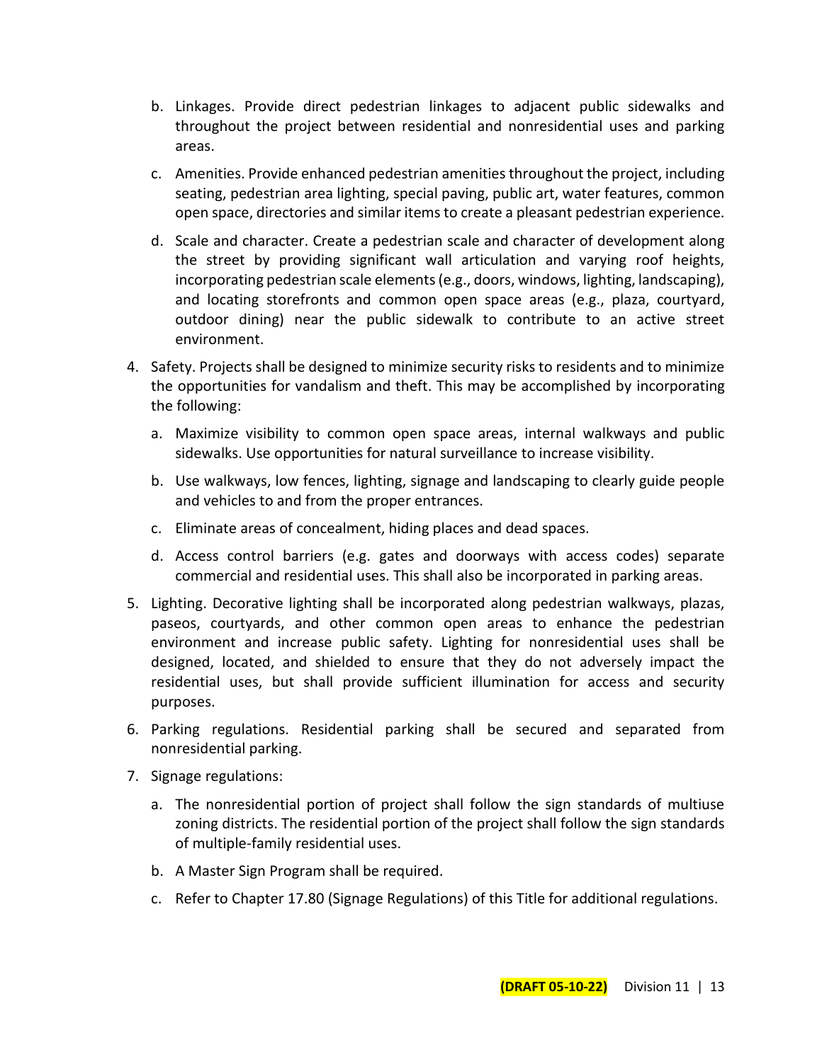b. Linkages. Provide direct pedestrian linkages to adjacent public sidewalks and throughout the project between residential and nonresidential uses and parking areas.

   c. Amenities. Provide enhanced pedestrian amenities throughout the project, including seating, pedestrian area lighting, special paving, public art, water features, common open space, directories and similar items to create a pleasant pedestrian experience.

   d. Scale and character. Create a pedestrian scale and character of development along the street by providing significant wall articulation and varying roof heights, incorporating pedestrian scale elements (e.g., doors, windows, lighting, landscaping), and locating storefronts and common open space areas (e.g., plaza, courtyard, outdoor dining) near the public sidewalk to contribute to an active street environment.

4. Safety. Projects shall be designed to minimize security risks to residents and to minimize the opportunities for vandalism and theft. This may be accomplished by incorporating the following:

   a. Maximize visibility to common open space areas, internal walkways and public sidewalks. Use opportunities for natural surveillance to increase visibility.

   b. Use walkways, low fences, lighting, signage and landscaping to clearly guide people and vehicles to and from the proper entrances.

   c. Eliminate areas of concealment, hiding places and dead spaces.

   d. Access control barriers (e.g. gates and doorways with access codes) separate commercial and residential uses. This shall also be incorporated in parking areas.

5. Lighting. Decorative lighting shall be incorporated along pedestrian walkways, plazas, paseos, courtyards, and other common open areas to enhance the pedestrian environment and increase public safety. Lighting for nonresidential uses shall be designed, located, and shielded to ensure that they do not adversely impact the residential uses, but shall provide sufficient illumination for access and security purposes.

6. Parking regulations. Residential parking shall be secured and separated from nonresidential parking.

7. Signage regulations:

   a. The nonresidential portion of project shall follow the sign standards of multiuse zoning districts. The residential portion of the project shall follow the sign standards of multiple-family residential uses.

   b. A Master Sign Program shall be required.

   c. Refer to Chapter 17.80 (Signage Regulations) of this Title for additional regulations.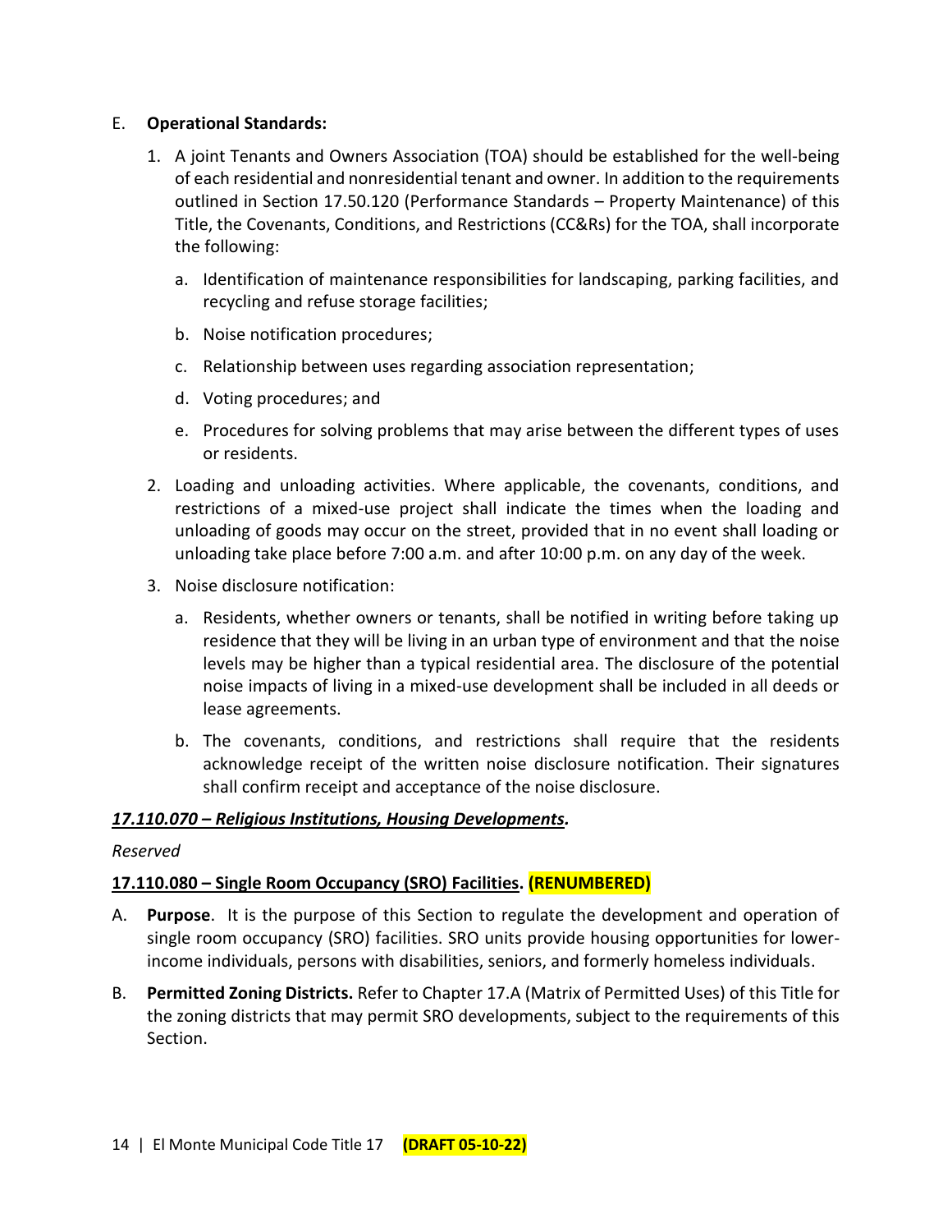E. **Operational Standards:**

1. A joint Tenants and Owners Association (TOA) should be established for the well-being of each residential and nonresidential tenant and owner. In addition to the requirements outlined in Section 17.50.120 (Performance Standards – Property Maintenance) of this Title, the Covenants, Conditions, and Restrictions (CC&Rs) for the TOA, shall incorporate the following:

   a. Identification of maintenance responsibilities for landscaping, parking facilities, and recycling and refuse storage facilities;

   b. Noise notification procedures;

   c. Relationship between uses regarding association representation;

   d. Voting procedures; and

   e. Procedures for solving problems that may arise between the different types of uses or residents.

2. Loading and unloading activities. Where applicable, the covenants, conditions, and restrictions of a mixed-use project shall indicate the times when the loading and unloading of goods may occur on the street, provided that in no event shall loading or unloading take place before 7:00 a.m. and after 10:00 p.m. on any day of the week.

3. Noise disclosure notification:

   a. Residents, whether owners or tenants, shall be notified in writing before taking up residence that they will be living in an urban type of environment and that the noise levels may be higher than a typical residential area. The disclosure of the potential noise impacts of living in a mixed-use development shall be included in all deeds or lease agreements.

   b. The covenants, conditions, and restrictions shall require that the residents acknowledge receipt of the written noise disclosure notification. Their signatures shall confirm receipt and acceptance of the noise disclosure.

***17.110.070 – Religious Institutions, Housing Developments.***

*Reserved*

**17.110.080 – Single Room Occupancy (SRO) Facilities. (RENUMBERED)**

A. **Purpose**. It is the purpose of this Section to regulate the development and operation of single room occupancy (SRO) facilities. SRO units provide housing opportunities for lower-income individuals, persons with disabilities, seniors, and formerly homeless individuals.

B. **Permitted Zoning Districts.** Refer to Chapter 17.A (Matrix of Permitted Uses) of this Title for the zoning districts that may permit SRO developments, subject to the requirements of this Section.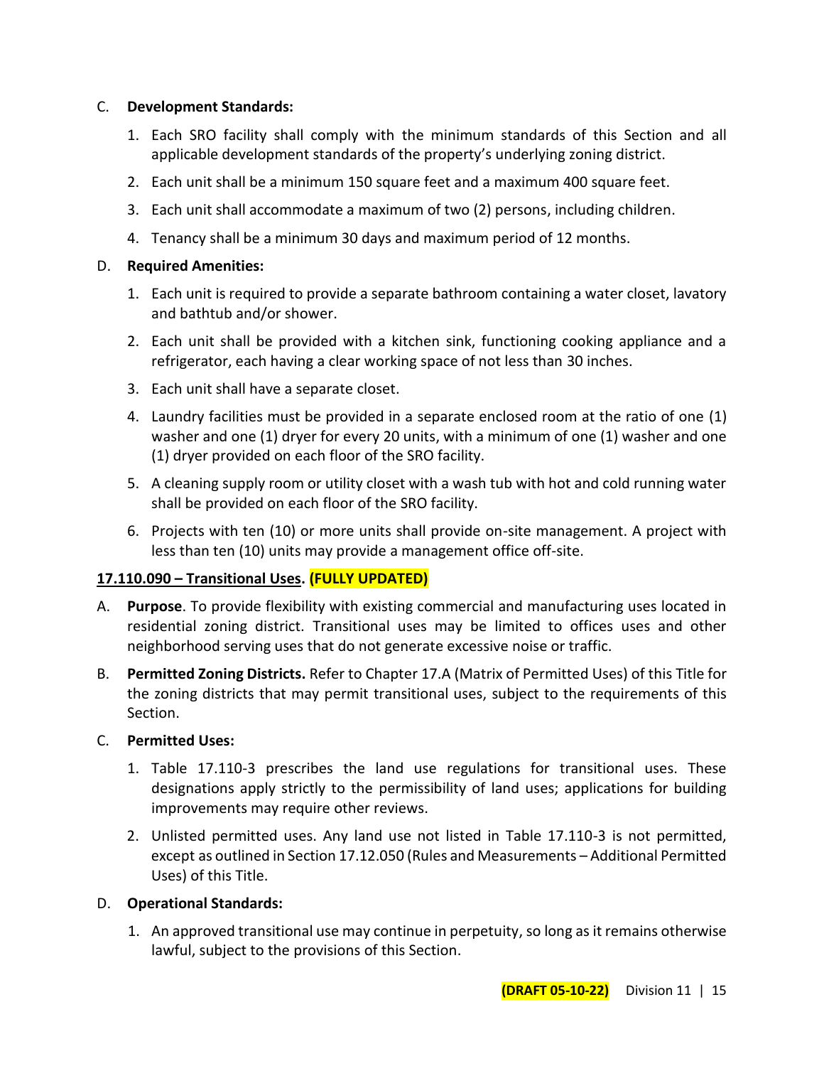C. **Development Standards:**

1. Each SRO facility shall comply with the minimum standards of this Section and all applicable development standards of the property's underlying zoning district.
2. Each unit shall be a minimum 150 square feet and a maximum 400 square feet.
3. Each unit shall accommodate a maximum of two (2) persons, including children.
4. Tenancy shall be a minimum 30 days and maximum period of 12 months.

D. **Required Amenities:**

1. Each unit is required to provide a separate bathroom containing a water closet, lavatory and bathtub and/or shower.
2. Each unit shall be provided with a kitchen sink, functioning cooking appliance and a refrigerator, each having a clear working space of not less than 30 inches.
3. Each unit shall have a separate closet.
4. Laundry facilities must be provided in a separate enclosed room at the ratio of one (1) washer and one (1) dryer for every 20 units, with a minimum of one (1) washer and one (1) dryer provided on each floor of the SRO facility.
5. A cleaning supply room or utility closet with a wash tub with hot and cold running water shall be provided on each floor of the SRO facility.
6. Projects with ten (10) or more units shall provide on-site management. A project with less than ten (10) units may provide a management office off-site.

## 17.110.090 – Transitional Uses. (FULLY UPDATED)

A. **Purpose**. To provide flexibility with existing commercial and manufacturing uses located in residential zoning district. Transitional uses may be limited to offices uses and other neighborhood serving uses that do not generate excessive noise or traffic.

B. **Permitted Zoning Districts.** Refer to Chapter 17.A (Matrix of Permitted Uses) of this Title for the zoning districts that may permit transitional uses, subject to the requirements of this Section.

C. **Permitted Uses:**

1. Table 17.110-3 prescribes the land use regulations for transitional uses. These designations apply strictly to the permissibility of land uses; applications for building improvements may require other reviews.
2. Unlisted permitted uses. Any land use not listed in Table 17.110-3 is not permitted, except as outlined in Section 17.12.050 (Rules and Measurements – Additional Permitted Uses) of this Title.

D. **Operational Standards:**

1. An approved transitional use may continue in perpetuity, so long as it remains otherwise lawful, subject to the provisions of this Section.

(DRAFT 05-10-22)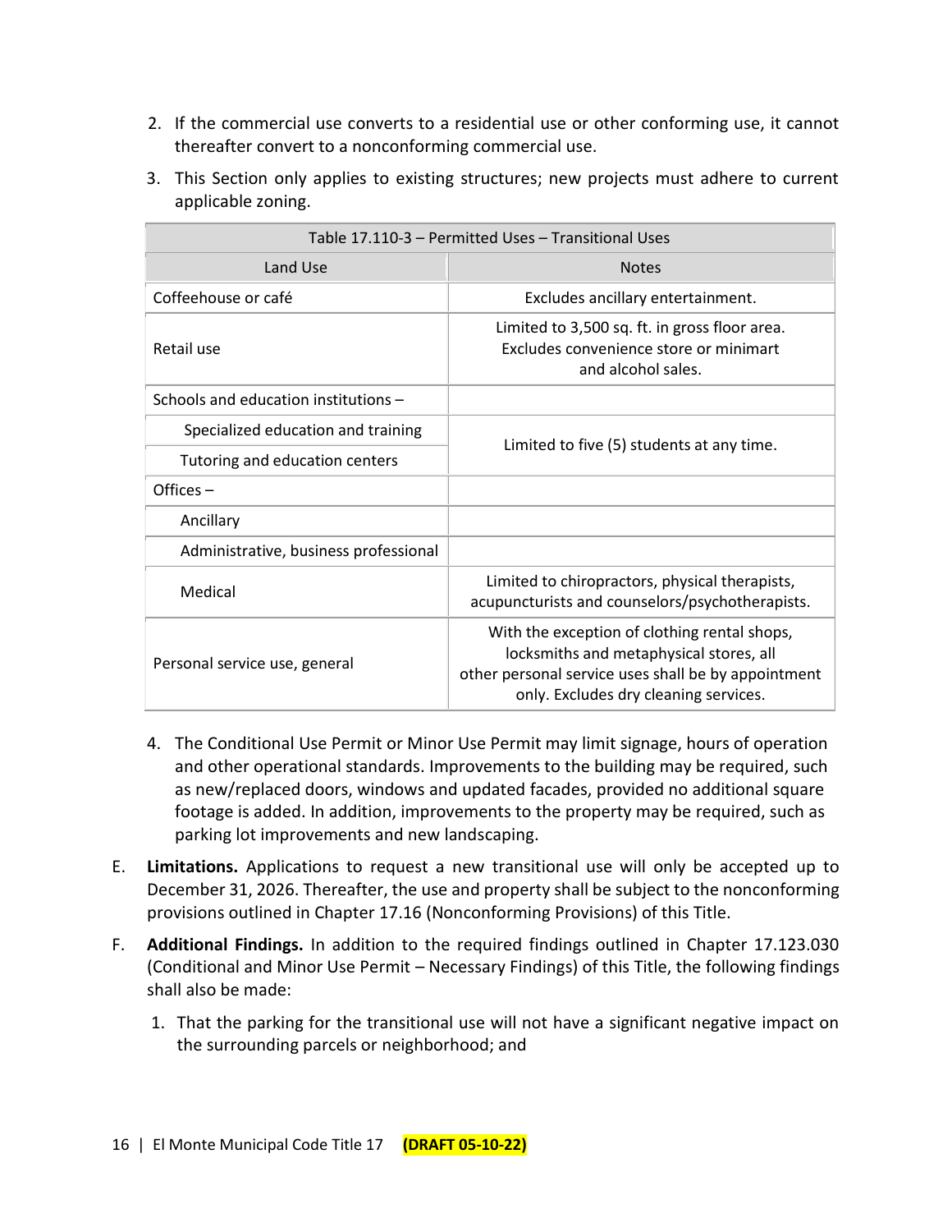2. If the commercial use converts to a residential use or other conforming use, it cannot thereafter convert to a nonconforming commercial use.

3. This Section only applies to existing structures; new projects must adhere to current applicable zoning.

| Table 17.110-3 – Permitted Uses – Transitional Uses | |
|---|---|
| Land Use | Notes |
| Coffeehouse or café | Excludes ancillary entertainment. |
| Retail use | Limited to 3,500 sq. ft. in gross floor area. Excludes convenience store or minimart and alcohol sales. |
| Schools and education institutions – | |
| Specialized education and training | Limited to five (5) students at any time. |
| Tutoring and education centers | |
| Offices – | |
| Ancillary | |
| Administrative, business professional | |
| Medical | Limited to chiropractors, physical therapists, acupuncturists and counselors/psychotherapists. |
| Personal service use, general | With the exception of clothing rental shops, locksmiths and metaphysical stores, all other personal service uses shall be by appointment only. Excludes dry cleaning services. |

4. The Conditional Use Permit or Minor Use Permit may limit signage, hours of operation and other operational standards. Improvements to the building may be required, such as new/replaced doors, windows and updated facades, provided no additional square footage is added. In addition, improvements to the property may be required, such as parking lot improvements and new landscaping.

E. **Limitations.** Applications to request a new transitional use will only be accepted up to December 31, 2026. Thereafter, the use and property shall be subject to the nonconforming provisions outlined in Chapter 17.16 (Nonconforming Provisions) of this Title.

F. **Additional Findings.** In addition to the required findings outlined in Chapter 17.123.030 (Conditional and Minor Use Permit – Necessary Findings) of this Title, the following findings shall also be made:

1. That the parking for the transitional use will not have a significant negative impact on the surrounding parcels or neighborhood; and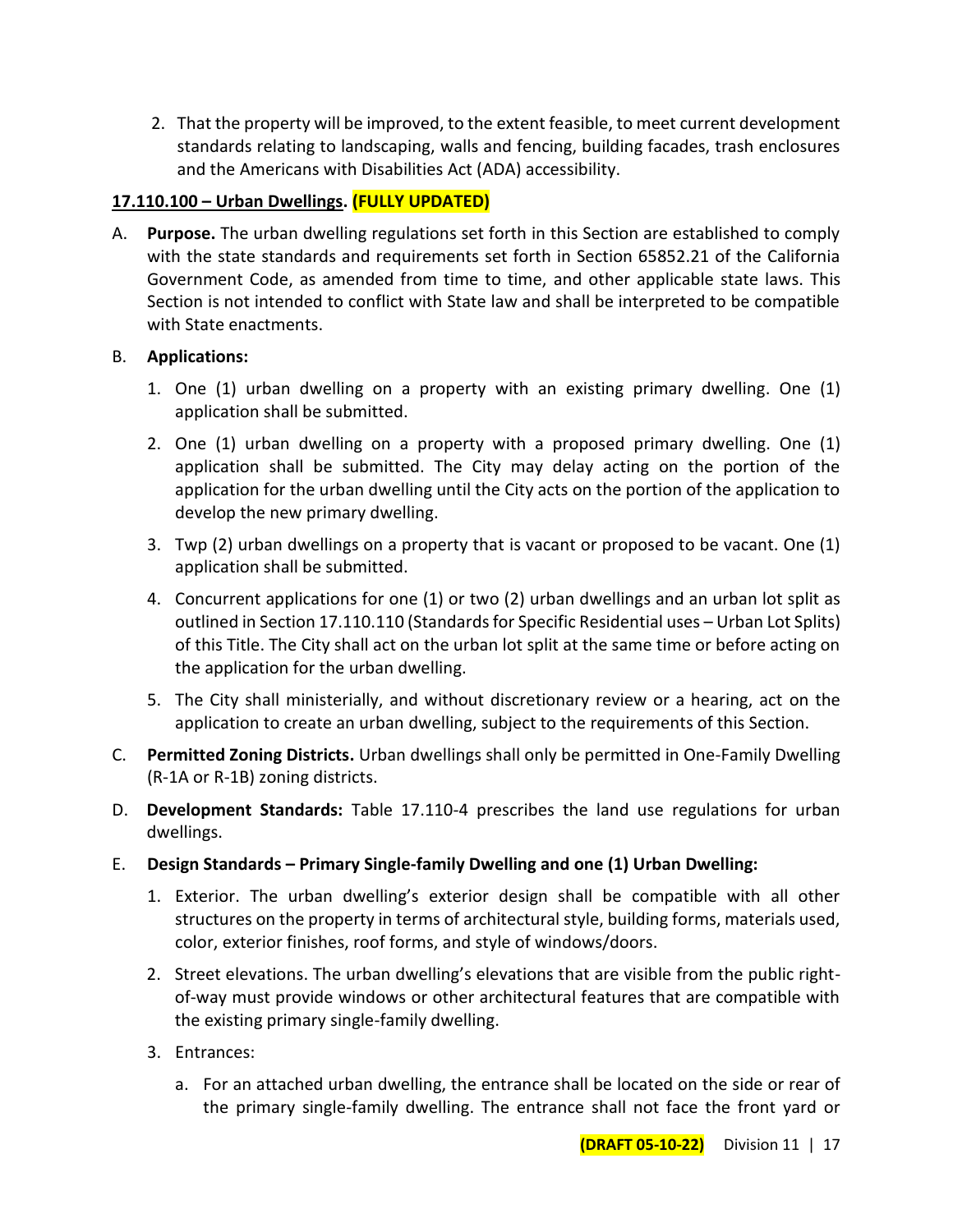2. That the property will be improved, to the extent feasible, to meet current development standards relating to landscaping, walls and fencing, building facades, trash enclosures and the Americans with Disabilities Act (ADA) accessibility.

**17.110.100 – Urban Dwellings. (FULLY UPDATED)**

A. **Purpose.** The urban dwelling regulations set forth in this Section are established to comply with the state standards and requirements set forth in Section 65852.21 of the California Government Code, as amended from time to time, and other applicable state laws. This Section is not intended to conflict with State law and shall be interpreted to be compatible with State enactments.

B. **Applications:**

1. One (1) urban dwelling on a property with an existing primary dwelling. One (1) application shall be submitted.
2. One (1) urban dwelling on a property with a proposed primary dwelling. One (1) application shall be submitted. The City may delay acting on the portion of the application for the urban dwelling until the City acts on the portion of the application to develop the new primary dwelling.
3. Twp (2) urban dwellings on a property that is vacant or proposed to be vacant. One (1) application shall be submitted.
4. Concurrent applications for one (1) or two (2) urban dwellings and an urban lot split as outlined in Section 17.110.110 (Standards for Specific Residential uses – Urban Lot Splits) of this Title. The City shall act on the urban lot split at the same time or before acting on the application for the urban dwelling.
5. The City shall ministerially, and without discretionary review or a hearing, act on the application to create an urban dwelling, subject to the requirements of this Section.

C. **Permitted Zoning Districts.** Urban dwellings shall only be permitted in One-Family Dwelling (R-1A or R-1B) zoning districts.

D. **Development Standards:** Table 17.110-4 prescribes the land use regulations for urban dwellings.

E. **Design Standards – Primary Single-family Dwelling and one (1) Urban Dwelling:**

1. Exterior. The urban dwelling's exterior design shall be compatible with all other structures on the property in terms of architectural style, building forms, materials used, color, exterior finishes, roof forms, and style of windows/doors.
2. Street elevations. The urban dwelling's elevations that are visible from the public right-of-way must provide windows or other architectural features that are compatible with the existing primary single-family dwelling.
3. Entrances:
   a. For an attached urban dwelling, the entrance shall be located on the side or rear of the primary single-family dwelling. The entrance shall not face the front yard or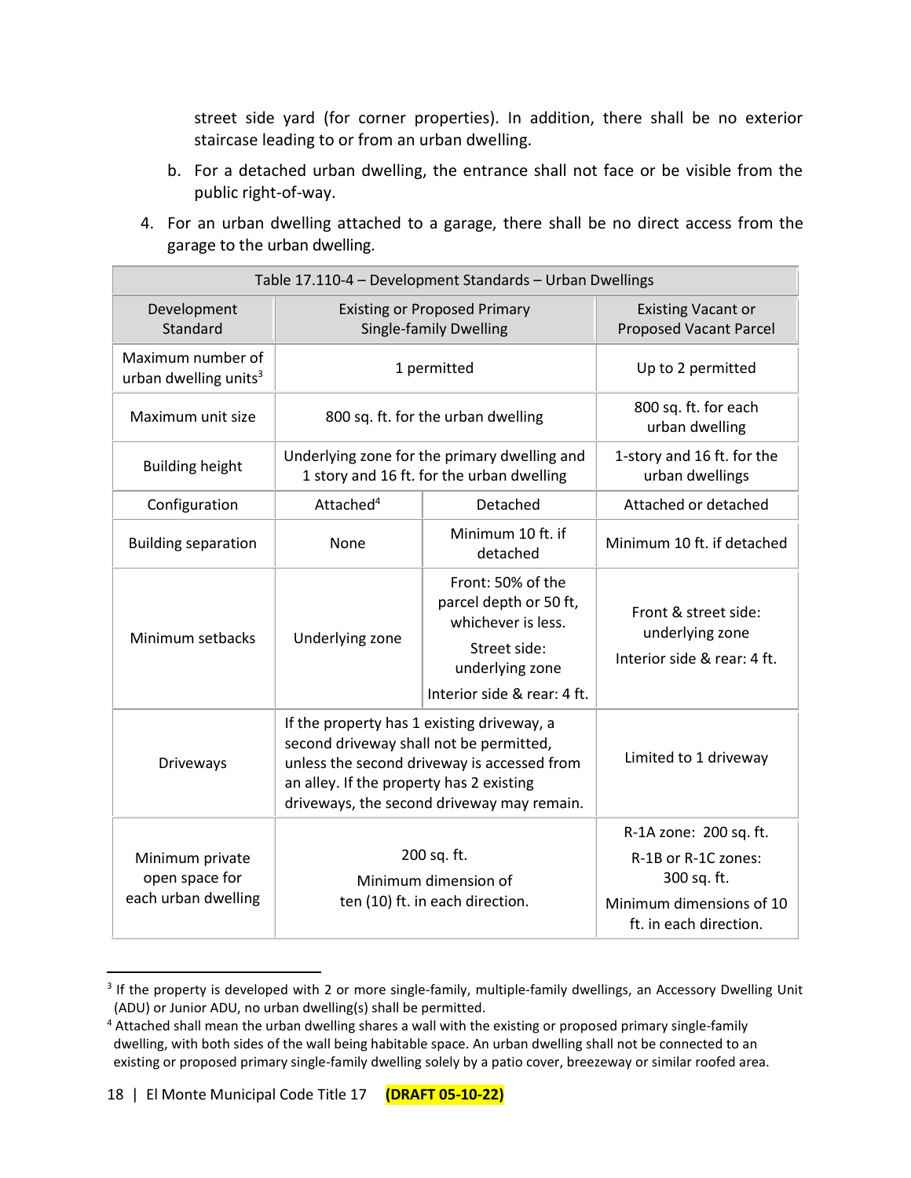street side yard (for corner properties). In addition, there shall be no exterior staircase leading to or from an urban dwelling.

b. For a detached urban dwelling, the entrance shall not face or be visible from the public right-of-way.

4. For an urban dwelling attached to a garage, there shall be no direct access from the garage to the urban dwelling.

| Table 17.110-4 – Development Standards – Urban Dwellings | | | |
|---|---|---|---|
| Development Standard | Existing or Proposed Primary Single-family Dwelling | | Existing Vacant or Proposed Vacant Parcel |
| Maximum number of urban dwelling units[3] | 1 permitted | | Up to 2 permitted |
| Maximum unit size | 800 sq. ft. for the urban dwelling | | 800 sq. ft. for each urban dwelling |
| Building height | Underlying zone for the primary dwelling and 1 story and 16 ft. for the urban dwelling | | 1-story and 16 ft. for the urban dwellings |
| Configuration | Attached[4] | Detached | Attached or detached |
| Building separation | None | Minimum 10 ft. if detached | Minimum 10 ft. if detached |
| Minimum setbacks | Underlying zone | Front: 50% of the parcel depth or 50 ft, whichever is less.<br>Street side: underlying zone<br>Interior side & rear: 4 ft. | Front & street side: underlying zone<br>Interior side & rear: 4 ft. |
| Driveways | If the property has 1 existing driveway, a second driveway shall not be permitted, unless the second driveway is accessed from an alley. If the property has 2 existing driveways, the second driveway may remain. | | Limited to 1 driveway |
| Minimum private open space for each urban dwelling | 200 sq. ft.<br>Minimum dimension of ten (10) ft. in each direction. | | R-1A zone: 200 sq. ft.<br>R-1B or R-1C zones: 300 sq. ft.<br>Minimum dimensions of 10 ft. in each direction. |

[3] If the property is developed with 2 or more single-family, multiple-family dwellings, an Accessory Dwelling Unit (ADU) or Junior ADU, no urban dwelling(s) shall be permitted.

[4] Attached shall mean the urban dwelling shares a wall with the existing or proposed primary single-family dwelling, with both sides of the wall being habitable space. An urban dwelling shall not be connected to an existing or proposed primary single-family dwelling solely by a patio cover, breezeway or similar roofed area.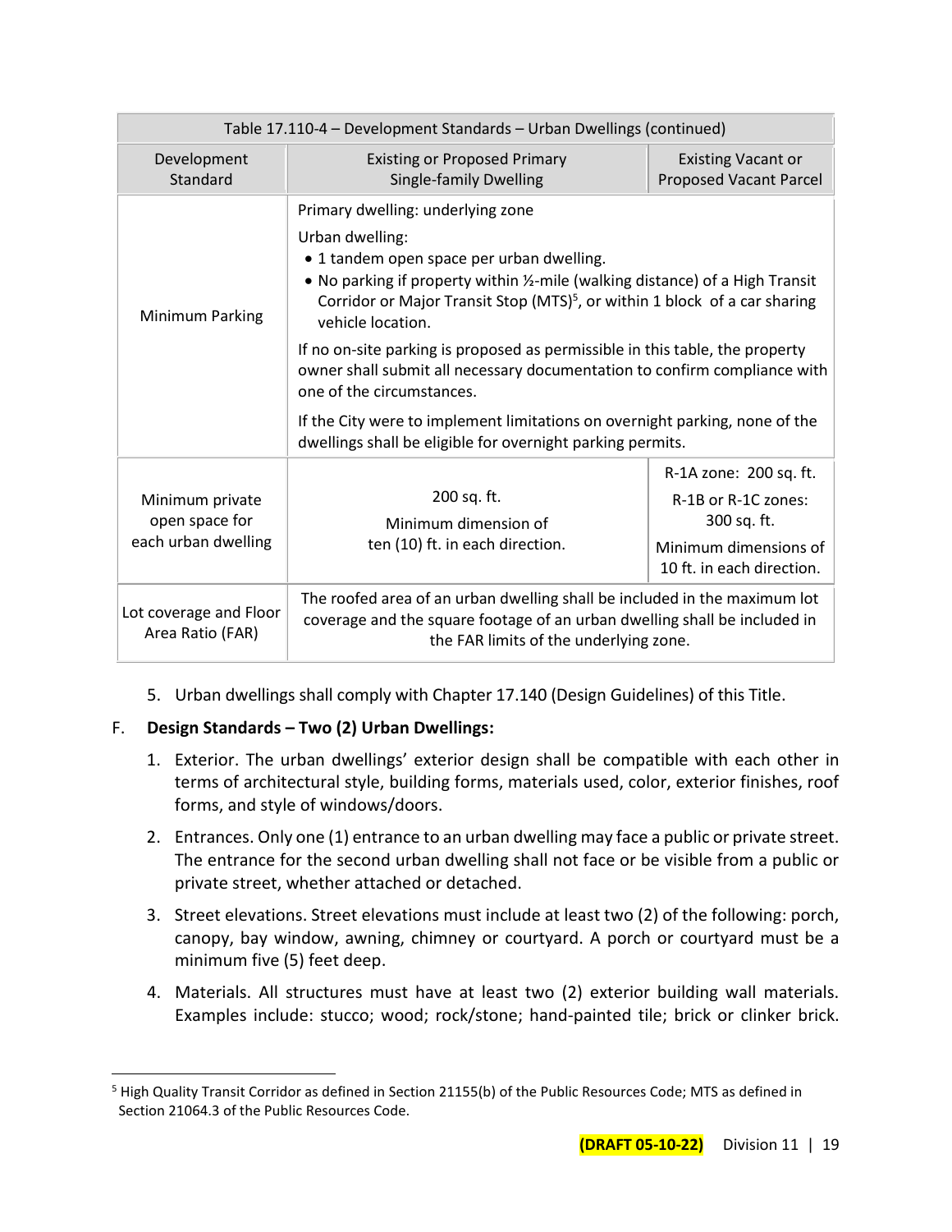| Table 17.110-4 – Development Standards – Urban Dwellings (continued) | | |
|---|---|---|
| Development Standard | Existing or Proposed Primary Single-family Dwelling | Existing Vacant or Proposed Vacant Parcel |
| Minimum Parking | Primary dwelling: underlying zone<br><br>Urban dwelling:<br>• 1 tandem open space per urban dwelling.<br>• No parking if property within ½-mile (walking distance) of a High Transit Corridor or Major Transit Stop (MTS)[5], or within 1 block of a car sharing vehicle location.<br><br>If no on-site parking is proposed as permissible in this table, the property owner shall submit all necessary documentation to confirm compliance with one of the circumstances.<br><br>If the City were to implement limitations on overnight parking, none of the dwellings shall be eligible for overnight parking permits. | |
| Minimum private open space for each urban dwelling | 200 sq. ft.<br>Minimum dimension of ten (10) ft. in each direction. | R-1A zone: 200 sq. ft.<br>R-1B or R-1C zones: 300 sq. ft.<br>Minimum dimensions of 10 ft. in each direction. |
| Lot coverage and Floor Area Ratio (FAR) | The roofed area of an urban dwelling shall be included in the maximum lot coverage and the square footage of an urban dwelling shall be included in the FAR limits of the underlying zone. | |

5. Urban dwellings shall comply with Chapter 17.140 (Design Guidelines) of this Title.

F. **Design Standards – Two (2) Urban Dwellings:**

1. Exterior. The urban dwellings' exterior design shall be compatible with each other in terms of architectural style, building forms, materials used, color, exterior finishes, roof forms, and style of windows/doors.
2. Entrances. Only one (1) entrance to an urban dwelling may face a public or private street. The entrance for the second urban dwelling shall not face or be visible from a public or private street, whether attached or detached.
3. Street elevations. Street elevations must include at least two (2) of the following: porch, canopy, bay window, awning, chimney or courtyard. A porch or courtyard must be a minimum five (5) feet deep.
4. Materials. All structures must have at least two (2) exterior building wall materials. Examples include: stucco; wood; rock/stone; hand-painted tile; brick or clinker brick.

[5] High Quality Transit Corridor as defined in Section 21155(b) of the Public Resources Code; MTS as defined in Section 21064.3 of the Public Resources Code.

**(DRAFT 05-10-22)**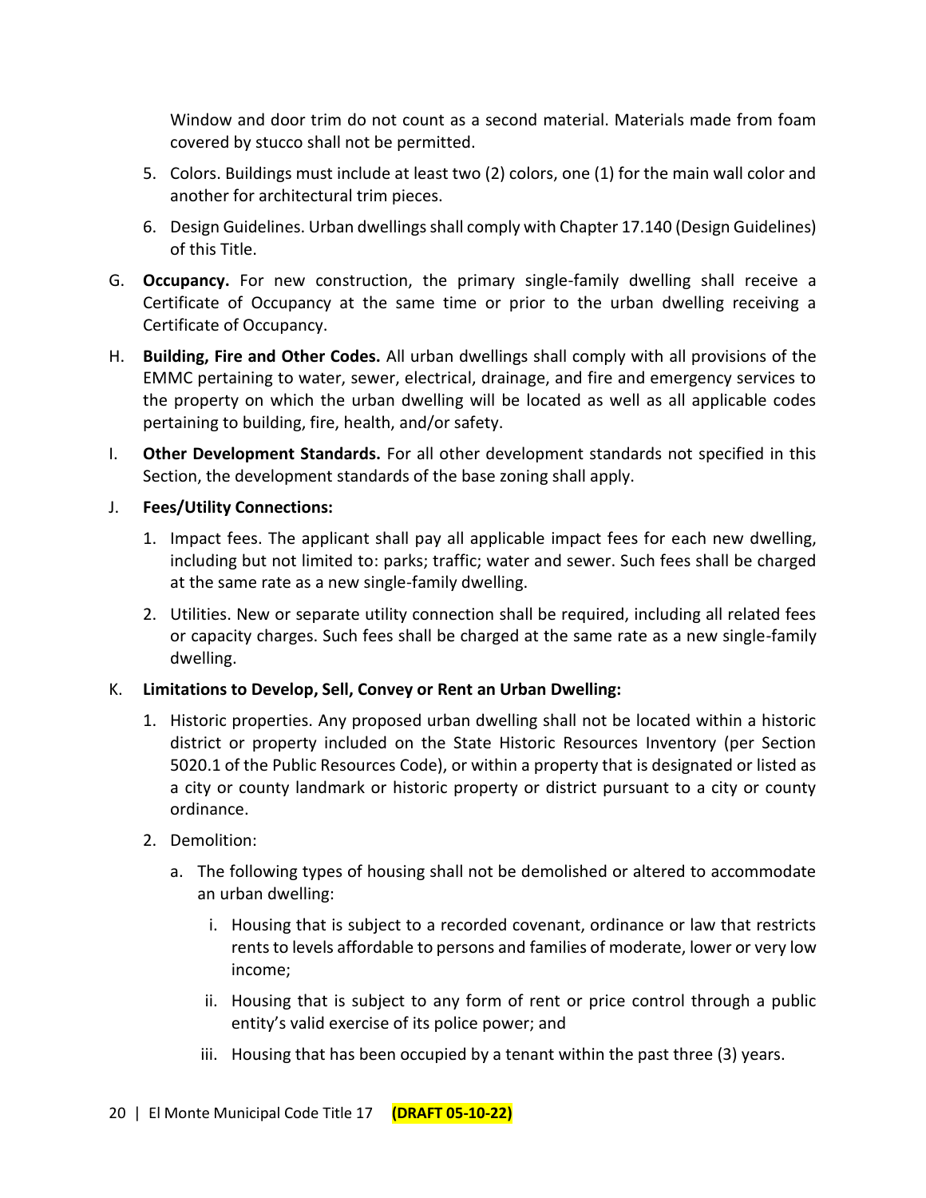Window and door trim do not count as a second material. Materials made from foam covered by stucco shall not be permitted.

5. Colors. Buildings must include at least two (2) colors, one (1) for the main wall color and another for architectural trim pieces.

6. Design Guidelines. Urban dwellings shall comply with Chapter 17.140 (Design Guidelines) of this Title.

G. **Occupancy.** For new construction, the primary single-family dwelling shall receive a Certificate of Occupancy at the same time or prior to the urban dwelling receiving a Certificate of Occupancy.

H. **Building, Fire and Other Codes.** All urban dwellings shall comply with all provisions of the EMMC pertaining to water, sewer, electrical, drainage, and fire and emergency services to the property on which the urban dwelling will be located as well as all applicable codes pertaining to building, fire, health, and/or safety.

I. **Other Development Standards.** For all other development standards not specified in this Section, the development standards of the base zoning shall apply.

J. **Fees/Utility Connections:**

1. Impact fees. The applicant shall pay all applicable impact fees for each new dwelling, including but not limited to: parks; traffic; water and sewer. Such fees shall be charged at the same rate as a new single-family dwelling.

2. Utilities. New or separate utility connection shall be required, including all related fees or capacity charges. Such fees shall be charged at the same rate as a new single-family dwelling.

K. **Limitations to Develop, Sell, Convey or Rent an Urban Dwelling:**

1. Historic properties. Any proposed urban dwelling shall not be located within a historic district or property included on the State Historic Resources Inventory (per Section 5020.1 of the Public Resources Code), or within a property that is designated or listed as a city or county landmark or historic property or district pursuant to a city or county ordinance.

2. Demolition:

   a. The following types of housing shall not be demolished or altered to accommodate an urban dwelling:

      i. Housing that is subject to a recorded covenant, ordinance or law that restricts rents to levels affordable to persons and families of moderate, lower or very low income;

      ii. Housing that is subject to any form of rent or price control through a public entity's valid exercise of its police power; and

      iii. Housing that has been occupied by a tenant within the past three (3) years.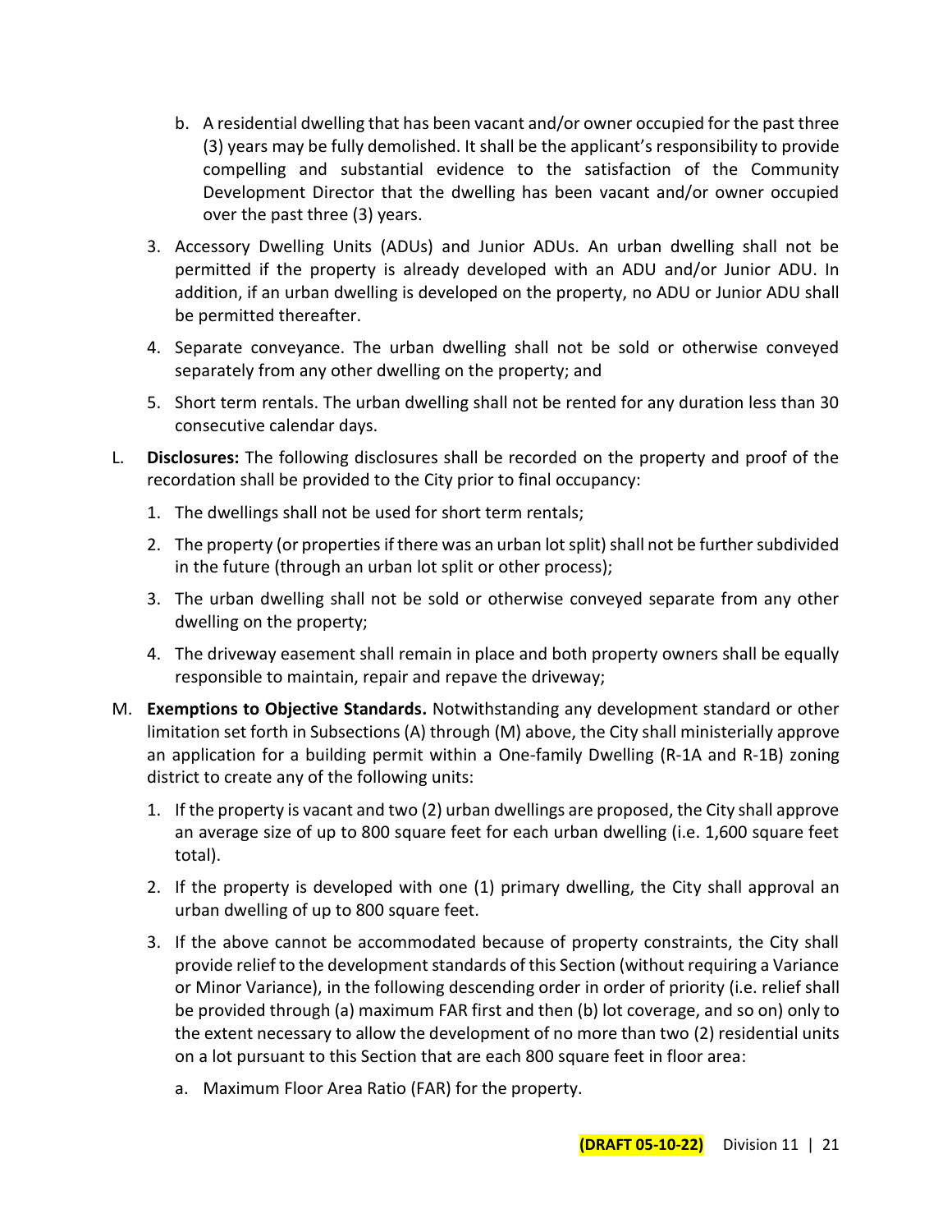b. A residential dwelling that has been vacant and/or owner occupied for the past three (3) years may be fully demolished. It shall be the applicant's responsibility to provide compelling and substantial evidence to the satisfaction of the Community Development Director that the dwelling has been vacant and/or owner occupied over the past three (3) years.

3. Accessory Dwelling Units (ADUs) and Junior ADUs. An urban dwelling shall not be permitted if the property is already developed with an ADU and/or Junior ADU. In addition, if an urban dwelling is developed on the property, no ADU or Junior ADU shall be permitted thereafter.

4. Separate conveyance. The urban dwelling shall not be sold or otherwise conveyed separately from any other dwelling on the property; and

5. Short term rentals. The urban dwelling shall not be rented for any duration less than 30 consecutive calendar days.

L. **Disclosures:** The following disclosures shall be recorded on the property and proof of the recordation shall be provided to the City prior to final occupancy:

1. The dwellings shall not be used for short term rentals;
2. The property (or properties if there was an urban lot split) shall not be further subdivided in the future (through an urban lot split or other process);
3. The urban dwelling shall not be sold or otherwise conveyed separate from any other dwelling on the property;
4. The driveway easement shall remain in place and both property owners shall be equally responsible to maintain, repair and repave the driveway;

M. **Exemptions to Objective Standards.** Notwithstanding any development standard or other limitation set forth in Subsections (A) through (M) above, the City shall ministerially approve an application for a building permit within a One-family Dwelling (R-1A and R-1B) zoning district to create any of the following units:

1. If the property is vacant and two (2) urban dwellings are proposed, the City shall approve an average size of up to 800 square feet for each urban dwelling (i.e. 1,600 square feet total).
2. If the property is developed with one (1) primary dwelling, the City shall approval an urban dwelling of up to 800 square feet.
3. If the above cannot be accommodated because of property constraints, the City shall provide relief to the development standards of this Section (without requiring a Variance or Minor Variance), in the following descending order in order of priority (i.e. relief shall be provided through (a) maximum FAR first and then (b) lot coverage, and so on) only to the extent necessary to allow the development of no more than two (2) residential units on a lot pursuant to this Section that are each 800 square feet in floor area:

   a. Maximum Floor Area Ratio (FAR) for the property.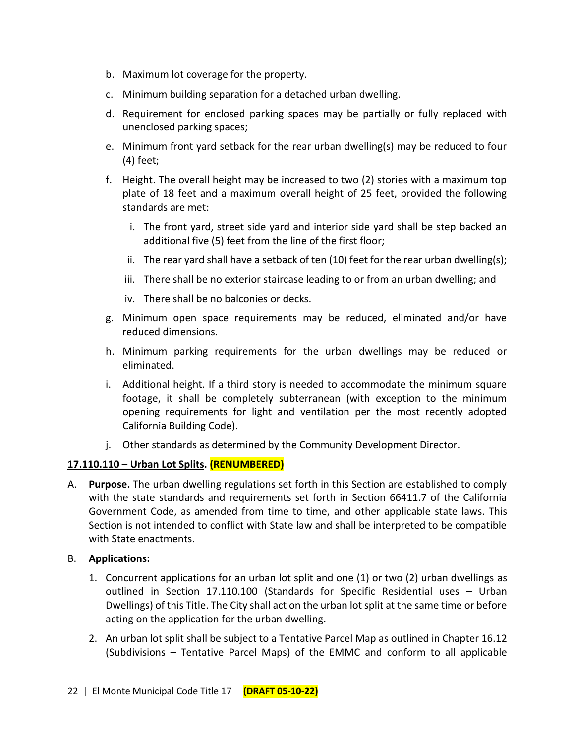b. Maximum lot coverage for the property.

c. Minimum building separation for a detached urban dwelling.

d. Requirement for enclosed parking spaces may be partially or fully replaced with unenclosed parking spaces;

e. Minimum front yard setback for the rear urban dwelling(s) may be reduced to four (4) feet;

f. Height. The overall height may be increased to two (2) stories with a maximum top plate of 18 feet and a maximum overall height of 25 feet, provided the following standards are met:

   i. The front yard, street side yard and interior side yard shall be step backed an additional five (5) feet from the line of the first floor;

   ii. The rear yard shall have a setback of ten (10) feet for the rear urban dwelling(s);

   iii. There shall be no exterior staircase leading to or from an urban dwelling; and

   iv. There shall be no balconies or decks.

g. Minimum open space requirements may be reduced, eliminated and/or have reduced dimensions.

h. Minimum parking requirements for the urban dwellings may be reduced or eliminated.

i. Additional height. If a third story is needed to accommodate the minimum square footage, it shall be completely subterranean (with exception to the minimum opening requirements for light and ventilation per the most recently adopted California Building Code).

j. Other standards as determined by the Community Development Director.

**17.110.110 – Urban Lot Splits. (RENUMBERED)**

A. **Purpose.** The urban dwelling regulations set forth in this Section are established to comply with the state standards and requirements set forth in Section 66411.7 of the California Government Code, as amended from time to time, and other applicable state laws. This Section is not intended to conflict with State law and shall be interpreted to be compatible with State enactments.

B. **Applications:**

1. Concurrent applications for an urban lot split and one (1) or two (2) urban dwellings as outlined in Section 17.110.100 (Standards for Specific Residential uses – Urban Dwellings) of this Title. The City shall act on the urban lot split at the same time or before acting on the application for the urban dwelling.

2. An urban lot split shall be subject to a Tentative Parcel Map as outlined in Chapter 16.12 (Subdivisions – Tentative Parcel Maps) of the EMMC and conform to all applicable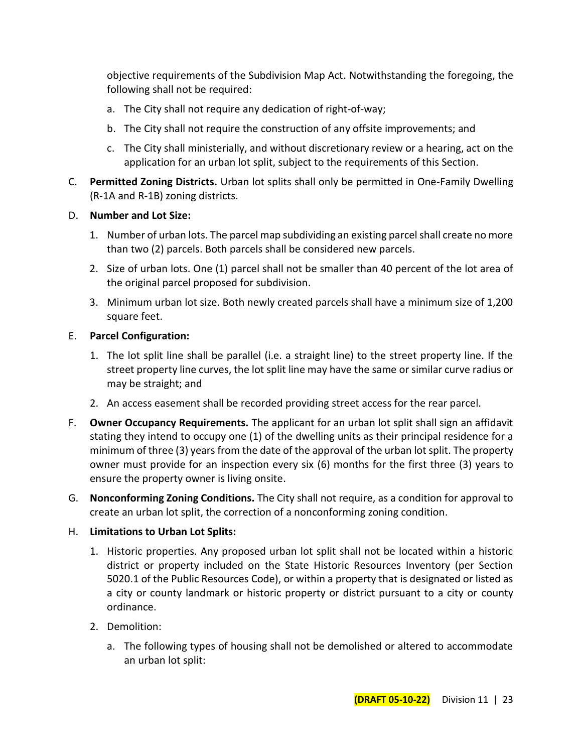objective requirements of the Subdivision Map Act. Notwithstanding the foregoing, the following shall not be required:

a. The City shall not require any dedication of right-of-way;

b. The City shall not require the construction of any offsite improvements; and

c. The City shall ministerially, and without discretionary review or a hearing, act on the application for an urban lot split, subject to the requirements of this Section.

C. **Permitted Zoning Districts.** Urban lot splits shall only be permitted in One-Family Dwelling (R-1A and R-1B) zoning districts.

D. **Number and Lot Size:**

1. Number of urban lots. The parcel map subdividing an existing parcel shall create no more than two (2) parcels. Both parcels shall be considered new parcels.

2. Size of urban lots. One (1) parcel shall not be smaller than 40 percent of the lot area of the original parcel proposed for subdivision.

3. Minimum urban lot size. Both newly created parcels shall have a minimum size of 1,200 square feet.

E. **Parcel Configuration:**

1. The lot split line shall be parallel (i.e. a straight line) to the street property line. If the street property line curves, the lot split line may have the same or similar curve radius or may be straight; and

2. An access easement shall be recorded providing street access for the rear parcel.

F. **Owner Occupancy Requirements.** The applicant for an urban lot split shall sign an affidavit stating they intend to occupy one (1) of the dwelling units as their principal residence for a minimum of three (3) years from the date of the approval of the urban lot split. The property owner must provide for an inspection every six (6) months for the first three (3) years to ensure the property owner is living onsite.

G. **Nonconforming Zoning Conditions.** The City shall not require, as a condition for approval to create an urban lot split, the correction of a nonconforming zoning condition.

H. **Limitations to Urban Lot Splits:**

1. Historic properties. Any proposed urban lot split shall not be located within a historic district or property included on the State Historic Resources Inventory (per Section 5020.1 of the Public Resources Code), or within a property that is designated or listed as a city or county landmark or historic property or district pursuant to a city or county ordinance.

2. Demolition:

   a. The following types of housing shall not be demolished or altered to accommodate an urban lot split: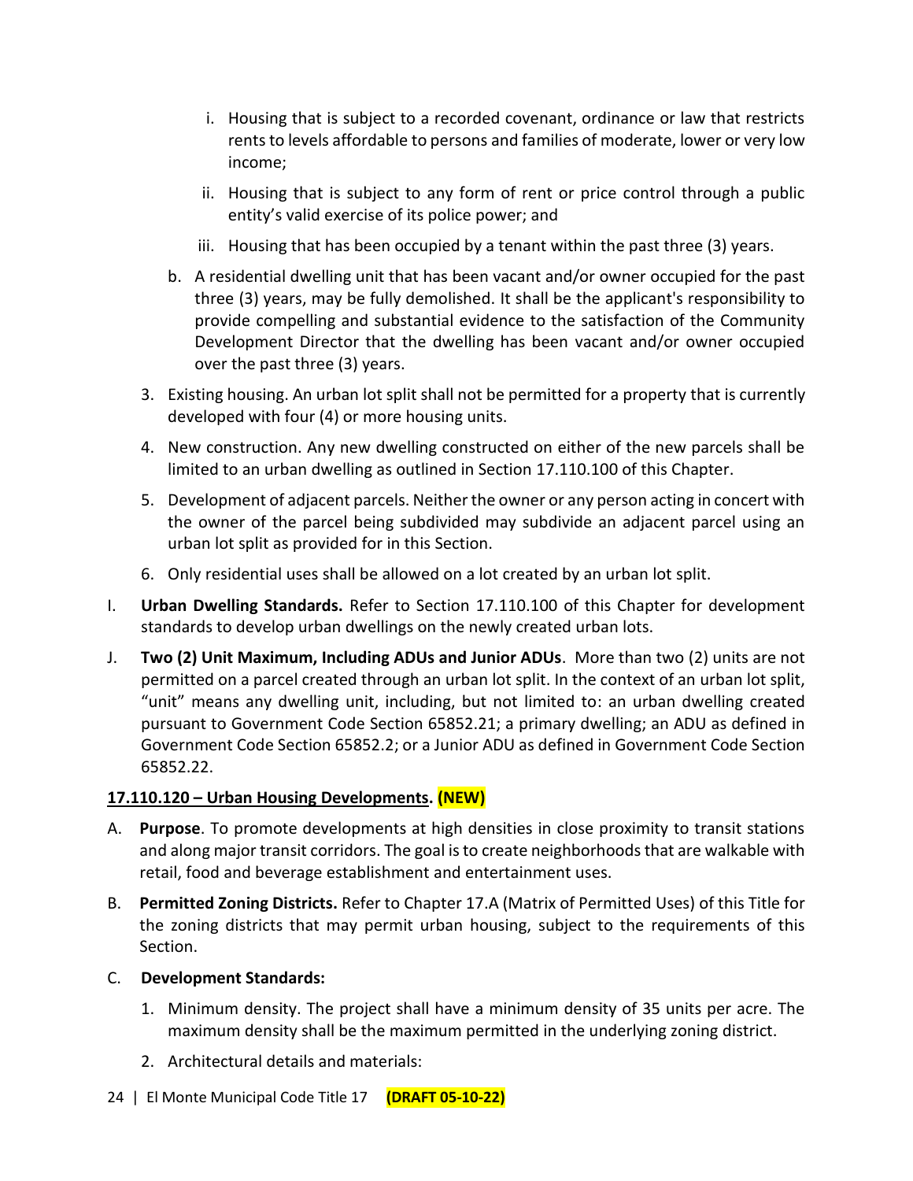i. Housing that is subject to a recorded covenant, ordinance or law that restricts rents to levels affordable to persons and families of moderate, lower or very low income;

   ii. Housing that is subject to any form of rent or price control through a public entity's valid exercise of its police power; and

   iii. Housing that has been occupied by a tenant within the past three (3) years.

   b. A residential dwelling unit that has been vacant and/or owner occupied for the past three (3) years, may be fully demolished. It shall be the applicant's responsibility to provide compelling and substantial evidence to the satisfaction of the Community Development Director that the dwelling has been vacant and/or owner occupied over the past three (3) years.

3. Existing housing. An urban lot split shall not be permitted for a property that is currently developed with four (4) or more housing units.

4. New construction. Any new dwelling constructed on either of the new parcels shall be limited to an urban dwelling as outlined in Section 17.110.100 of this Chapter.

5. Development of adjacent parcels. Neither the owner or any person acting in concert with the owner of the parcel being subdivided may subdivide an adjacent parcel using an urban lot split as provided for in this Section.

6. Only residential uses shall be allowed on a lot created by an urban lot split.

I. **Urban Dwelling Standards.** Refer to Section 17.110.100 of this Chapter for development standards to develop urban dwellings on the newly created urban lots.

J. **Two (2) Unit Maximum, Including ADUs and Junior ADUs**. More than two (2) units are not permitted on a parcel created through an urban lot split. In the context of an urban lot split, "unit" means any dwelling unit, including, but not limited to: an urban dwelling created pursuant to Government Code Section 65852.21; a primary dwelling; an ADU as defined in Government Code Section 65852.2; or a Junior ADU as defined in Government Code Section 65852.22.

**17.110.120 – Urban Housing Developments. (NEW)**

A. **Purpose**. To promote developments at high densities in close proximity to transit stations and along major transit corridors. The goal is to create neighborhoods that are walkable with retail, food and beverage establishment and entertainment uses.

B. **Permitted Zoning Districts.** Refer to Chapter 17.A (Matrix of Permitted Uses) of this Title for the zoning districts that may permit urban housing, subject to the requirements of this Section.

C. **Development Standards:**

1. Minimum density. The project shall have a minimum density of 35 units per acre. The maximum density shall be the maximum permitted in the underlying zoning district.

2. Architectural details and materials: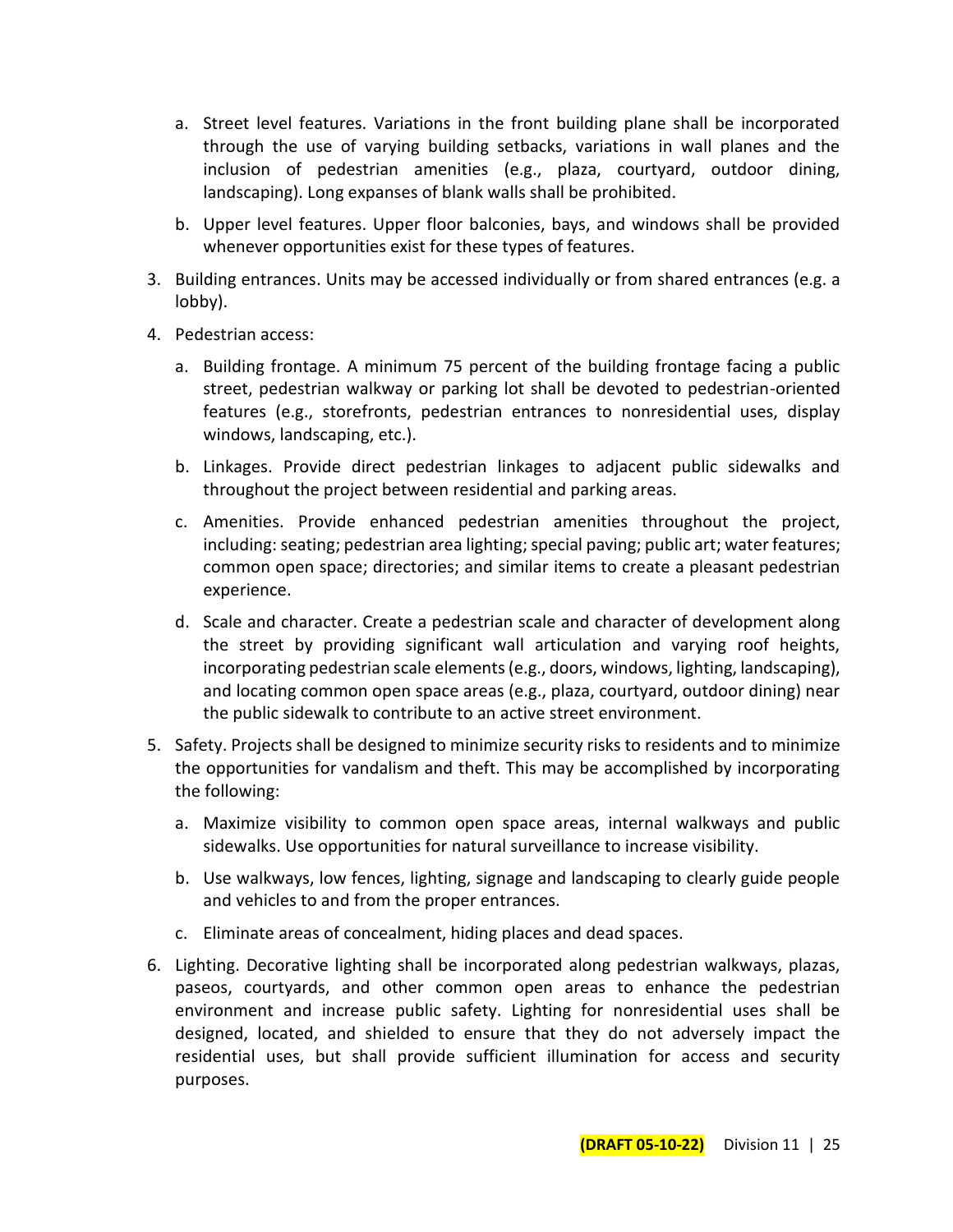a. Street level features. Variations in the front building plane shall be incorporated through the use of varying building setbacks, variations in wall planes and the inclusion of pedestrian amenities (e.g., plaza, courtyard, outdoor dining, landscaping). Long expanses of blank walls shall be prohibited.

   b. Upper level features. Upper floor balconies, bays, and windows shall be provided whenever opportunities exist for these types of features.

3. Building entrances. Units may be accessed individually or from shared entrances (e.g. a lobby).

4. Pedestrian access:

   a. Building frontage. A minimum 75 percent of the building frontage facing a public street, pedestrian walkway or parking lot shall be devoted to pedestrian-oriented features (e.g., storefronts, pedestrian entrances to nonresidential uses, display windows, landscaping, etc.).

   b. Linkages. Provide direct pedestrian linkages to adjacent public sidewalks and throughout the project between residential and parking areas.

   c. Amenities. Provide enhanced pedestrian amenities throughout the project, including: seating; pedestrian area lighting; special paving; public art; water features; common open space; directories; and similar items to create a pleasant pedestrian experience.

   d. Scale and character. Create a pedestrian scale and character of development along the street by providing significant wall articulation and varying roof heights, incorporating pedestrian scale elements (e.g., doors, windows, lighting, landscaping), and locating common open space areas (e.g., plaza, courtyard, outdoor dining) near the public sidewalk to contribute to an active street environment.

5. Safety. Projects shall be designed to minimize security risks to residents and to minimize the opportunities for vandalism and theft. This may be accomplished by incorporating the following:

   a. Maximize visibility to common open space areas, internal walkways and public sidewalks. Use opportunities for natural surveillance to increase visibility.

   b. Use walkways, low fences, lighting, signage and landscaping to clearly guide people and vehicles to and from the proper entrances.

   c. Eliminate areas of concealment, hiding places and dead spaces.

6. Lighting. Decorative lighting shall be incorporated along pedestrian walkways, plazas, paseos, courtyards, and other common open areas to enhance the pedestrian environment and increase public safety. Lighting for nonresidential uses shall be designed, located, and shielded to ensure that they do not adversely impact the residential uses, but shall provide sufficient illumination for access and security purposes.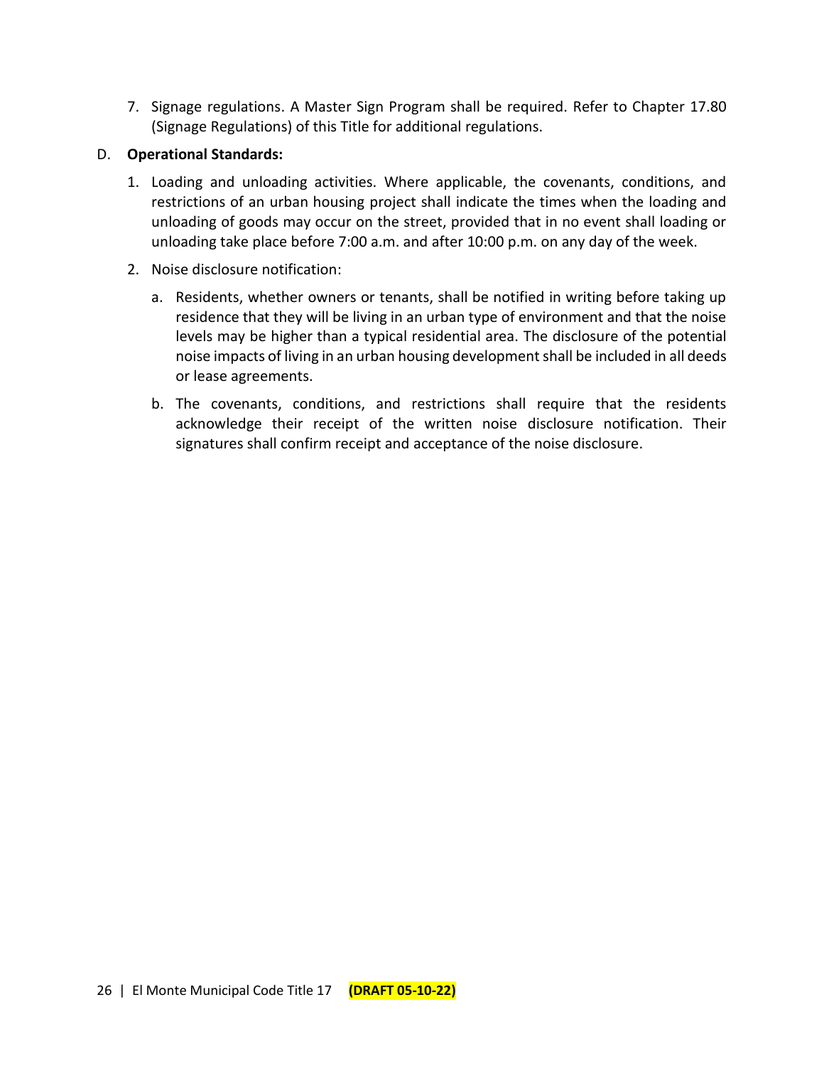7. Signage regulations. A Master Sign Program shall be required. Refer to Chapter 17.80 (Signage Regulations) of this Title for additional regulations.

D. **Operational Standards:**

1. Loading and unloading activities. Where applicable, the covenants, conditions, and restrictions of an urban housing project shall indicate the times when the loading and unloading of goods may occur on the street, provided that in no event shall loading or unloading take place before 7:00 a.m. and after 10:00 p.m. on any day of the week.

2. Noise disclosure notification:

   a. Residents, whether owners or tenants, shall be notified in writing before taking up residence that they will be living in an urban type of environment and that the noise levels may be higher than a typical residential area. The disclosure of the potential noise impacts of living in an urban housing development shall be included in all deeds or lease agreements.

   b. The covenants, conditions, and restrictions shall require that the residents acknowledge their receipt of the written noise disclosure notification. Their signatures shall confirm receipt and acceptance of the noise disclosure.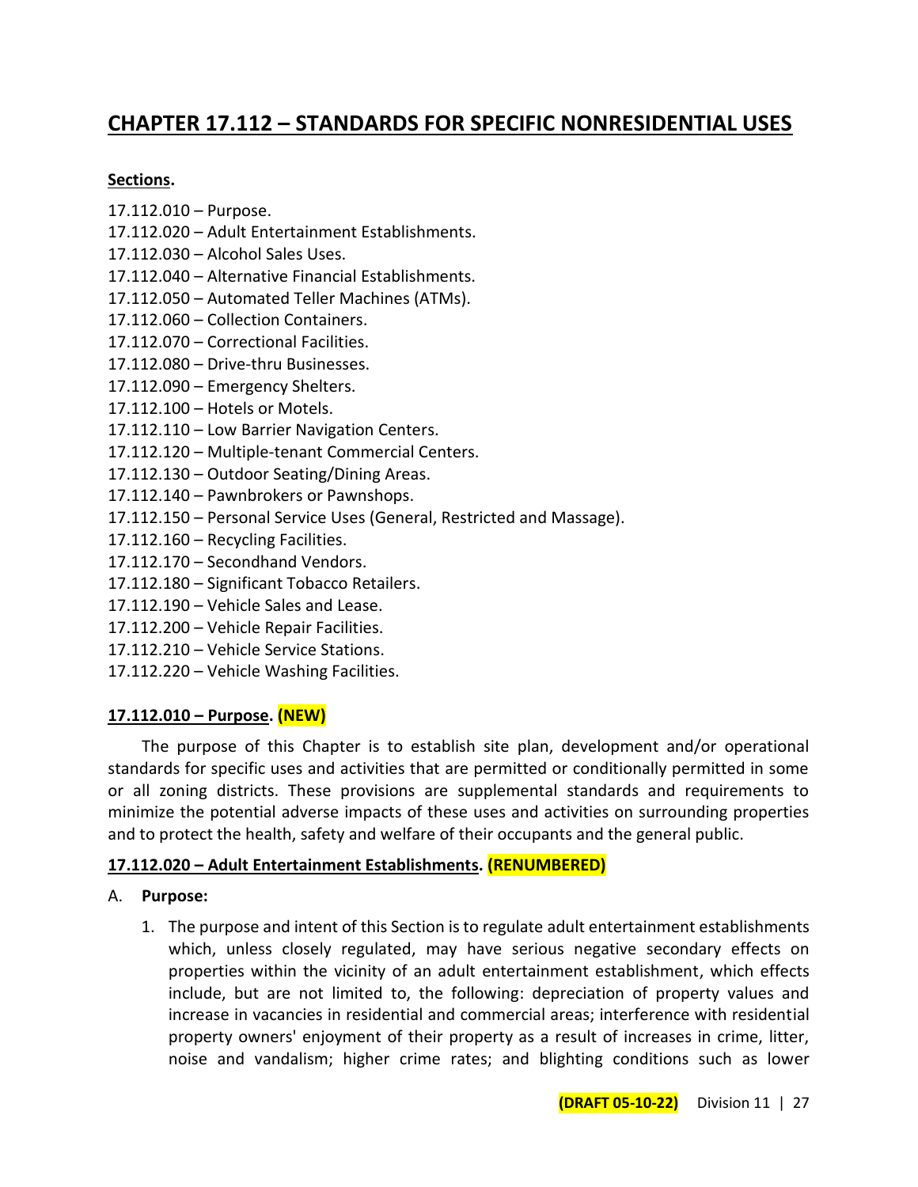# CHAPTER 17.112 – STANDARDS FOR SPECIFIC NONRESIDENTIAL USES

**Sections.**

17.112.010 – Purpose.
17.112.020 – Adult Entertainment Establishments.
17.112.030 – Alcohol Sales Uses.
17.112.040 – Alternative Financial Establishments.
17.112.050 – Automated Teller Machines (ATMs).
17.112.060 – Collection Containers.
17.112.070 – Correctional Facilities.
17.112.080 – Drive-thru Businesses.
17.112.090 – Emergency Shelters.
17.112.100 – Hotels or Motels.
17.112.110 – Low Barrier Navigation Centers.
17.112.120 – Multiple-tenant Commercial Centers.
17.112.130 – Outdoor Seating/Dining Areas.
17.112.140 – Pawnbrokers or Pawnshops.
17.112.150 – Personal Service Uses (General, Restricted and Massage).
17.112.160 – Recycling Facilities.
17.112.170 – Secondhand Vendors.
17.112.180 – Significant Tobacco Retailers.
17.112.190 – Vehicle Sales and Lease.
17.112.200 – Vehicle Repair Facilities.
17.112.210 – Vehicle Service Stations.
17.112.220 – Vehicle Washing Facilities.

**17.112.010 – Purpose. (NEW)**

The purpose of this Chapter is to establish site plan, development and/or operational standards for specific uses and activities that are permitted or conditionally permitted in some or all zoning districts. These provisions are supplemental standards and requirements to minimize the potential adverse impacts of these uses and activities on surrounding properties and to protect the health, safety and welfare of their occupants and the general public.

**17.112.020 – Adult Entertainment Establishments. (RENUMBERED)**

A. **Purpose:**

1. The purpose and intent of this Section is to regulate adult entertainment establishments which, unless closely regulated, may have serious negative secondary effects on properties within the vicinity of an adult entertainment establishment, which effects include, but are not limited to, the following: depreciation of property values and increase in vacancies in residential and commercial areas; interference with residential property owners' enjoyment of their property as a result of increases in crime, litter, noise and vandalism; higher crime rates; and blighting conditions such as lower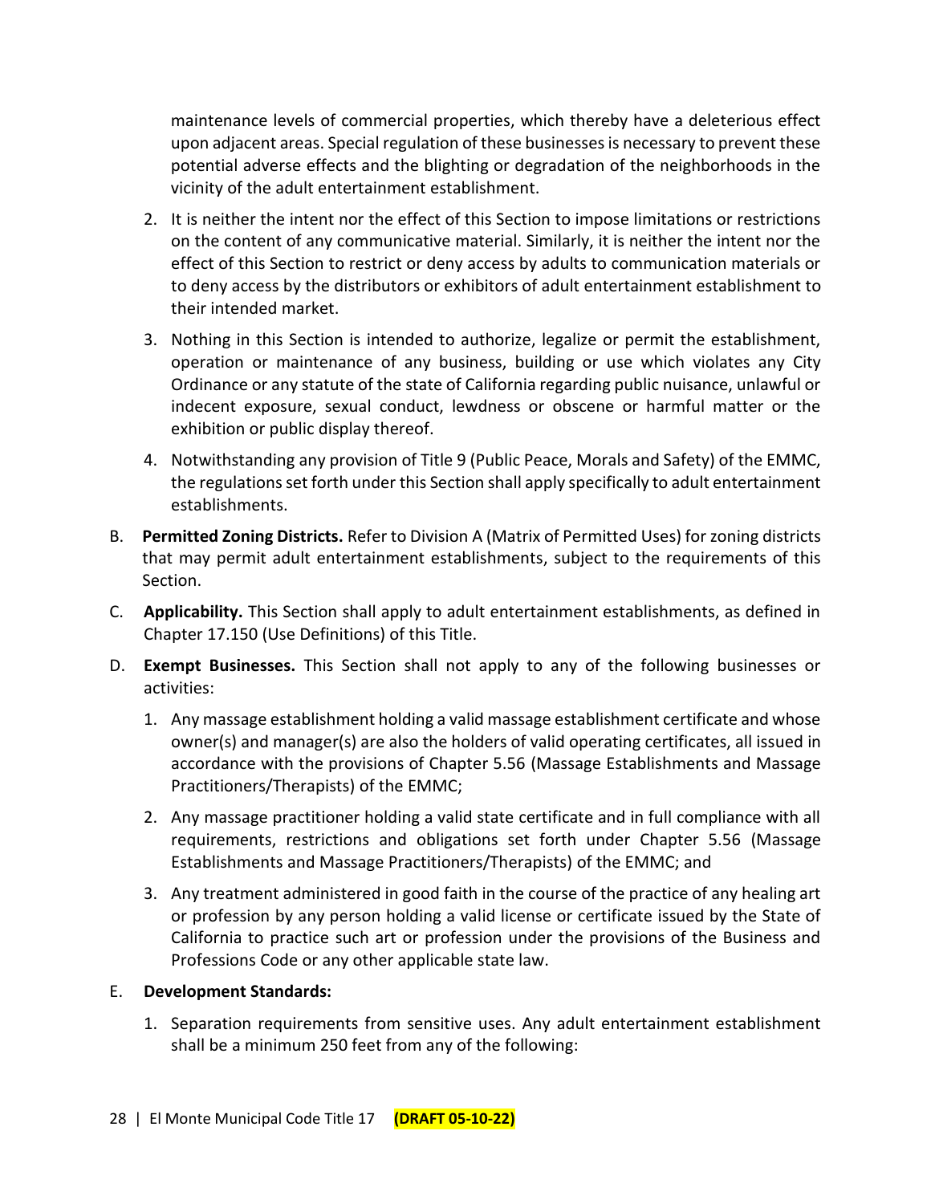maintenance levels of commercial properties, which thereby have a deleterious effect upon adjacent areas. Special regulation of these businesses is necessary to prevent these potential adverse effects and the blighting or degradation of the neighborhoods in the vicinity of the adult entertainment establishment.

2. It is neither the intent nor the effect of this Section to impose limitations or restrictions on the content of any communicative material. Similarly, it is neither the intent nor the effect of this Section to restrict or deny access by adults to communication materials or to deny access by the distributors or exhibitors of adult entertainment establishment to their intended market.

3. Nothing in this Section is intended to authorize, legalize or permit the establishment, operation or maintenance of any business, building or use which violates any City Ordinance or any statute of the state of California regarding public nuisance, unlawful or indecent exposure, sexual conduct, lewdness or obscene or harmful matter or the exhibition or public display thereof.

4. Notwithstanding any provision of Title 9 (Public Peace, Morals and Safety) of the EMMC, the regulations set forth under this Section shall apply specifically to adult entertainment establishments.

B. **Permitted Zoning Districts.** Refer to Division A (Matrix of Permitted Uses) for zoning districts that may permit adult entertainment establishments, subject to the requirements of this Section.

C. **Applicability.** This Section shall apply to adult entertainment establishments, as defined in Chapter 17.150 (Use Definitions) of this Title.

D. **Exempt Businesses.** This Section shall not apply to any of the following businesses or activities:

1. Any massage establishment holding a valid massage establishment certificate and whose owner(s) and manager(s) are also the holders of valid operating certificates, all issued in accordance with the provisions of Chapter 5.56 (Massage Establishments and Massage Practitioners/Therapists) of the EMMC;

2. Any massage practitioner holding a valid state certificate and in full compliance with all requirements, restrictions and obligations set forth under Chapter 5.56 (Massage Establishments and Massage Practitioners/Therapists) of the EMMC; and

3. Any treatment administered in good faith in the course of the practice of any healing art or profession by any person holding a valid license or certificate issued by the State of California to practice such art or profession under the provisions of the Business and Professions Code or any other applicable state law.

E. **Development Standards:**

1. Separation requirements from sensitive uses. Any adult entertainment establishment shall be a minimum 250 feet from any of the following: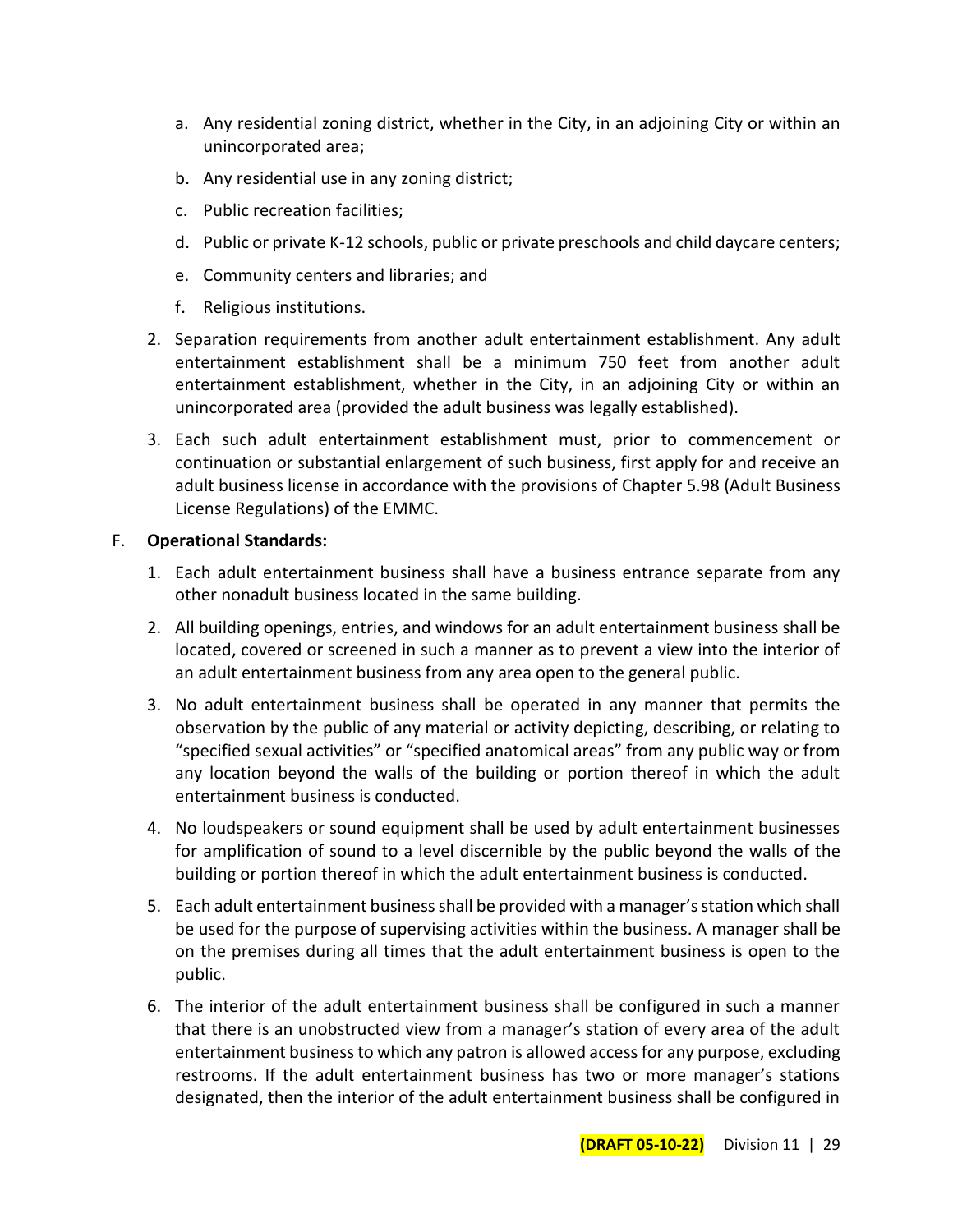a. Any residential zoning district, whether in the City, in an adjoining City or within an unincorporated area;

   b. Any residential use in any zoning district;

   c. Public recreation facilities;

   d. Public or private K-12 schools, public or private preschools and child daycare centers;

   e. Community centers and libraries; and

   f. Religious institutions.

2. Separation requirements from another adult entertainment establishment. Any adult entertainment establishment shall be a minimum 750 feet from another adult entertainment establishment, whether in the City, in an adjoining City or within an unincorporated area (provided the adult business was legally established).

3. Each such adult entertainment establishment must, prior to commencement or continuation or substantial enlargement of such business, first apply for and receive an adult business license in accordance with the provisions of Chapter 5.98 (Adult Business License Regulations) of the EMMC.

F. **Operational Standards:**

1. Each adult entertainment business shall have a business entrance separate from any other nonadult business located in the same building.

2. All building openings, entries, and windows for an adult entertainment business shall be located, covered or screened in such a manner as to prevent a view into the interior of an adult entertainment business from any area open to the general public.

3. No adult entertainment business shall be operated in any manner that permits the observation by the public of any material or activity depicting, describing, or relating to "specified sexual activities" or "specified anatomical areas" from any public way or from any location beyond the walls of the building or portion thereof in which the adult entertainment business is conducted.

4. No loudspeakers or sound equipment shall be used by adult entertainment businesses for amplification of sound to a level discernible by the public beyond the walls of the building or portion thereof in which the adult entertainment business is conducted.

5. Each adult entertainment business shall be provided with a manager's station which shall be used for the purpose of supervising activities within the business. A manager shall be on the premises during all times that the adult entertainment business is open to the public.

6. The interior of the adult entertainment business shall be configured in such a manner that there is an unobstructed view from a manager's station of every area of the adult entertainment business to which any patron is allowed access for any purpose, excluding restrooms. If the adult entertainment business has two or more manager's stations designated, then the interior of the adult entertainment business shall be configured in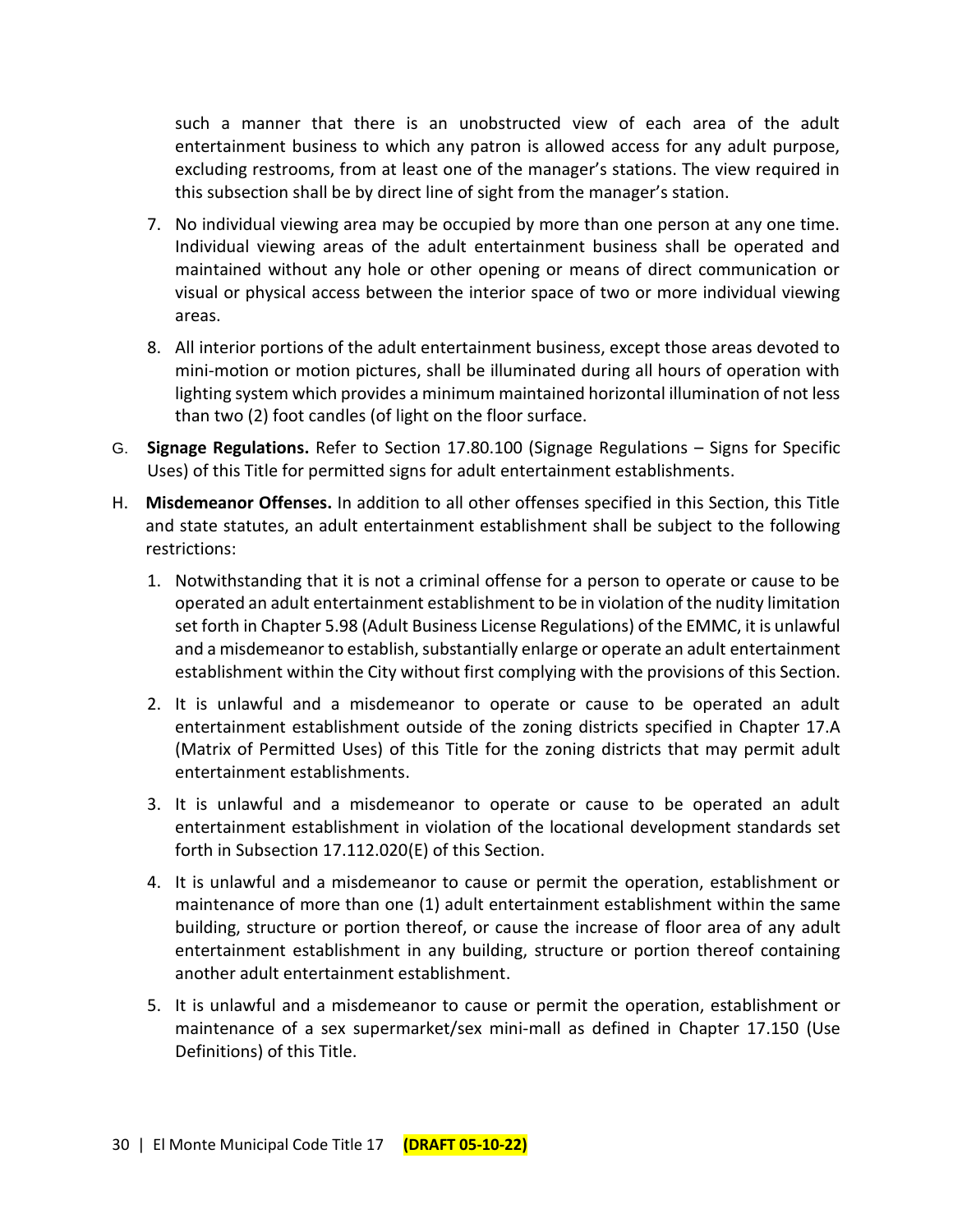such a manner that there is an unobstructed view of each area of the adult entertainment business to which any patron is allowed access for any adult purpose, excluding restrooms, from at least one of the manager's stations. The view required in this subsection shall be by direct line of sight from the manager's station.

7. No individual viewing area may be occupied by more than one person at any one time. Individual viewing areas of the adult entertainment business shall be operated and maintained without any hole or other opening or means of direct communication or visual or physical access between the interior space of two or more individual viewing areas.

8. All interior portions of the adult entertainment business, except those areas devoted to mini-motion or motion pictures, shall be illuminated during all hours of operation with lighting system which provides a minimum maintained horizontal illumination of not less than two (2) foot candles (of light on the floor surface.

G. **Signage Regulations.** Refer to Section 17.80.100 (Signage Regulations – Signs for Specific Uses) of this Title for permitted signs for adult entertainment establishments.

H. **Misdemeanor Offenses.** In addition to all other offenses specified in this Section, this Title and state statutes, an adult entertainment establishment shall be subject to the following restrictions:

1. Notwithstanding that it is not a criminal offense for a person to operate or cause to be operated an adult entertainment establishment to be in violation of the nudity limitation set forth in Chapter 5.98 (Adult Business License Regulations) of the EMMC, it is unlawful and a misdemeanor to establish, substantially enlarge or operate an adult entertainment establishment within the City without first complying with the provisions of this Section.

2. It is unlawful and a misdemeanor to operate or cause to be operated an adult entertainment establishment outside of the zoning districts specified in Chapter 17.A (Matrix of Permitted Uses) of this Title for the zoning districts that may permit adult entertainment establishments.

3. It is unlawful and a misdemeanor to operate or cause to be operated an adult entertainment establishment in violation of the locational development standards set forth in Subsection 17.112.020(E) of this Section.

4. It is unlawful and a misdemeanor to cause or permit the operation, establishment or maintenance of more than one (1) adult entertainment establishment within the same building, structure or portion thereof, or cause the increase of floor area of any adult entertainment establishment in any building, structure or portion thereof containing another adult entertainment establishment.

5. It is unlawful and a misdemeanor to cause or permit the operation, establishment or maintenance of a sex supermarket/sex mini-mall as defined in Chapter 17.150 (Use Definitions) of this Title.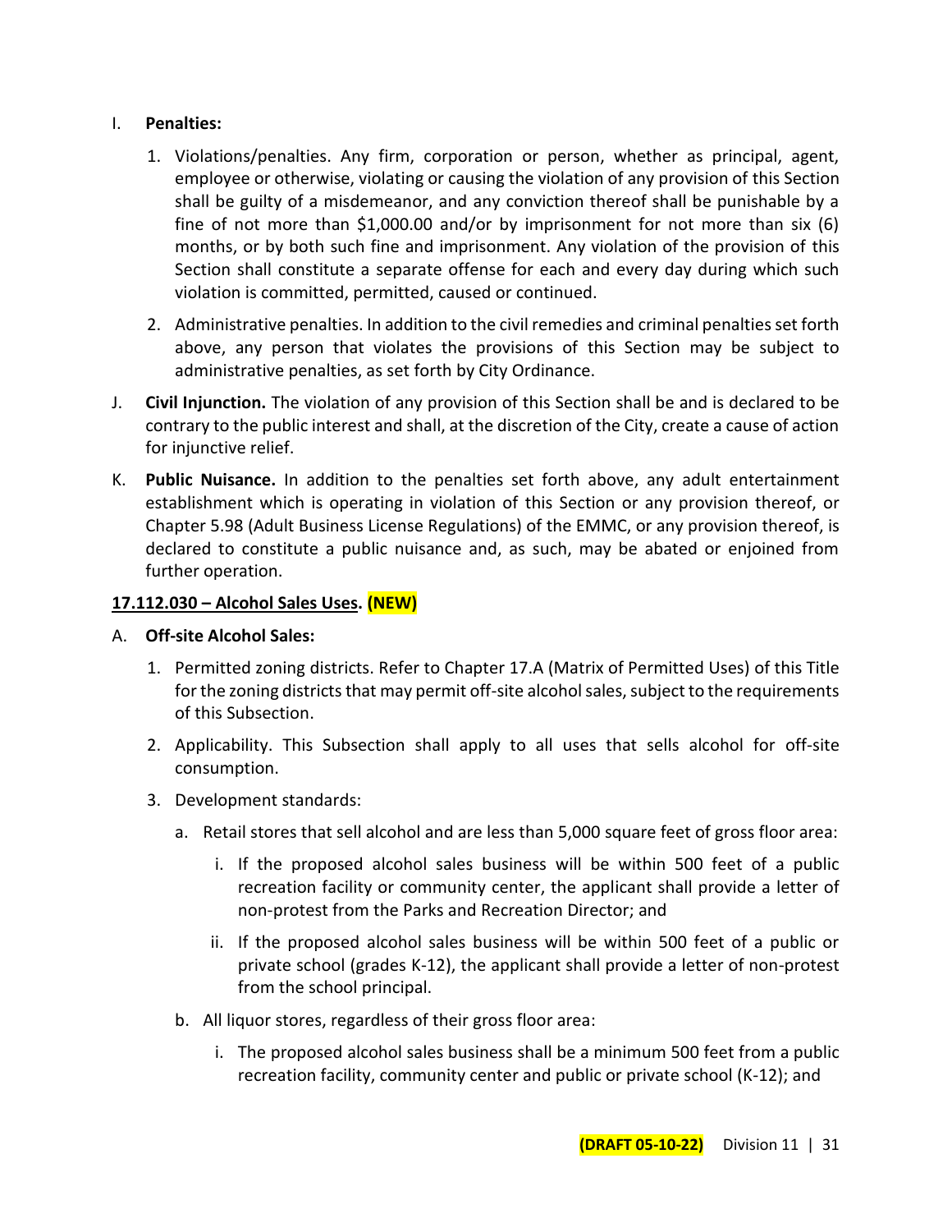I. **Penalties:**

   1. Violations/penalties. Any firm, corporation or person, whether as principal, agent, employee or otherwise, violating or causing the violation of any provision of this Section shall be guilty of a misdemeanor, and any conviction thereof shall be punishable by a fine of not more than $1,000.00 and/or by imprisonment for not more than six (6) months, or by both such fine and imprisonment. Any violation of the provision of this Section shall constitute a separate offense for each and every day during which such violation is committed, permitted, caused or continued.

   2. Administrative penalties. In addition to the civil remedies and criminal penalties set forth above, any person that violates the provisions of this Section may be subject to administrative penalties, as set forth by City Ordinance.

J. **Civil Injunction.** The violation of any provision of this Section shall be and is declared to be contrary to the public interest and shall, at the discretion of the City, create a cause of action for injunctive relief.

K. **Public Nuisance.** In addition to the penalties set forth above, any adult entertainment establishment which is operating in violation of this Section or any provision thereof, or Chapter 5.98 (Adult Business License Regulations) of the EMMC, or any provision thereof, is declared to constitute a public nuisance and, as such, may be abated or enjoined from further operation.

**17.112.030 – Alcohol Sales Uses. (NEW)**

A. **Off-site Alcohol Sales:**

   1. Permitted zoning districts. Refer to Chapter 17.A (Matrix of Permitted Uses) of this Title for the zoning districts that may permit off-site alcohol sales, subject to the requirements of this Subsection.

   2. Applicability. This Subsection shall apply to all uses that sells alcohol for off-site consumption.

   3. Development standards:

      a. Retail stores that sell alcohol and are less than 5,000 square feet of gross floor area:

         i. If the proposed alcohol sales business will be within 500 feet of a public recreation facility or community center, the applicant shall provide a letter of non-protest from the Parks and Recreation Director; and

         ii. If the proposed alcohol sales business will be within 500 feet of a public or private school (grades K-12), the applicant shall provide a letter of non-protest from the school principal.

      b. All liquor stores, regardless of their gross floor area:

         i. The proposed alcohol sales business shall be a minimum 500 feet from a public recreation facility, community center and public or private school (K-12); and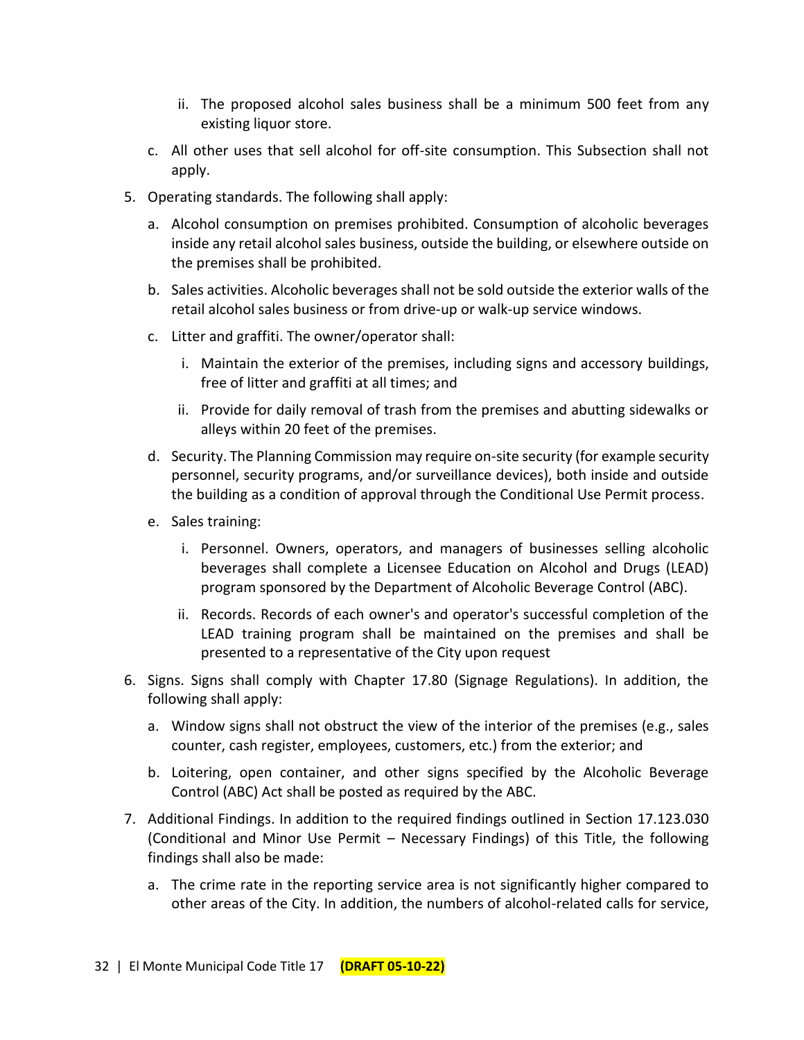- ii. The proposed alcohol sales business shall be a minimum 500 feet from any existing liquor store.

   c. All other uses that sell alcohol for off-site consumption. This Subsection shall not apply.

5. Operating standards. The following shall apply:

   a. Alcohol consumption on premises prohibited. Consumption of alcoholic beverages inside any retail alcohol sales business, outside the building, or elsewhere outside on the premises shall be prohibited.

   b. Sales activities. Alcoholic beverages shall not be sold outside the exterior walls of the retail alcohol sales business or from drive-up or walk-up service windows.

   c. Litter and graffiti. The owner/operator shall:

      i. Maintain the exterior of the premises, including signs and accessory buildings, free of litter and graffiti at all times; and

      ii. Provide for daily removal of trash from the premises and abutting sidewalks or alleys within 20 feet of the premises.

   d. Security. The Planning Commission may require on-site security (for example security personnel, security programs, and/or surveillance devices), both inside and outside the building as a condition of approval through the Conditional Use Permit process.

   e. Sales training:

      i. Personnel. Owners, operators, and managers of businesses selling alcoholic beverages shall complete a Licensee Education on Alcohol and Drugs (LEAD) program sponsored by the Department of Alcoholic Beverage Control (ABC).

      ii. Records. Records of each owner's and operator's successful completion of the LEAD training program shall be maintained on the premises and shall be presented to a representative of the City upon request

6. Signs. Signs shall comply with Chapter 17.80 (Signage Regulations). In addition, the following shall apply:

   a. Window signs shall not obstruct the view of the interior of the premises (e.g., sales counter, cash register, employees, customers, etc.) from the exterior; and

   b. Loitering, open container, and other signs specified by the Alcoholic Beverage Control (ABC) Act shall be posted as required by the ABC.

7. Additional Findings. In addition to the required findings outlined in Section 17.123.030 (Conditional and Minor Use Permit – Necessary Findings) of this Title, the following findings shall also be made:

   a. The crime rate in the reporting service area is not significantly higher compared to other areas of the City. In addition, the numbers of alcohol-related calls for service,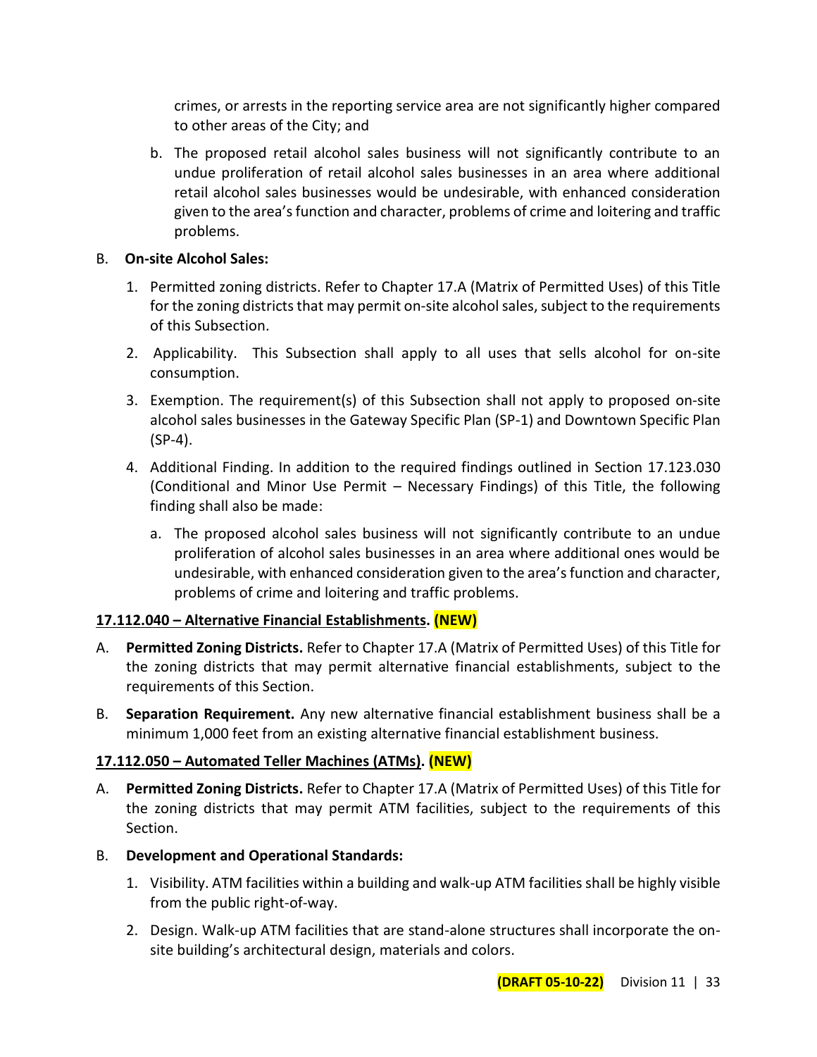crimes, or arrests in the reporting service area are not significantly higher compared to other areas of the City; and

b. The proposed retail alcohol sales business will not significantly contribute to an undue proliferation of retail alcohol sales businesses in an area where additional retail alcohol sales businesses would be undesirable, with enhanced consideration given to the area's function and character, problems of crime and loitering and traffic problems.

B. **On-site Alcohol Sales:**

1. Permitted zoning districts. Refer to Chapter 17.A (Matrix of Permitted Uses) of this Title for the zoning districts that may permit on-site alcohol sales, subject to the requirements of this Subsection.

2. Applicability. This Subsection shall apply to all uses that sells alcohol for on-site consumption.

3. Exemption. The requirement(s) of this Subsection shall not apply to proposed on-site alcohol sales businesses in the Gateway Specific Plan (SP-1) and Downtown Specific Plan (SP-4).

4. Additional Finding. In addition to the required findings outlined in Section 17.123.030 (Conditional and Minor Use Permit – Necessary Findings) of this Title, the following finding shall also be made:

   a. The proposed alcohol sales business will not significantly contribute to an undue proliferation of alcohol sales businesses in an area where additional ones would be undesirable, with enhanced consideration given to the area's function and character, problems of crime and loitering and traffic problems.

**17.112.040 – Alternative Financial Establishments. (NEW)**

A. **Permitted Zoning Districts.** Refer to Chapter 17.A (Matrix of Permitted Uses) of this Title for the zoning districts that may permit alternative financial establishments, subject to the requirements of this Section.

B. **Separation Requirement.** Any new alternative financial establishment business shall be a minimum 1,000 feet from an existing alternative financial establishment business.

**17.112.050 – Automated Teller Machines (ATMs). (NEW)**

A. **Permitted Zoning Districts.** Refer to Chapter 17.A (Matrix of Permitted Uses) of this Title for the zoning districts that may permit ATM facilities, subject to the requirements of this Section.

B. **Development and Operational Standards:**

1. Visibility. ATM facilities within a building and walk-up ATM facilities shall be highly visible from the public right-of-way.

2. Design. Walk-up ATM facilities that are stand-alone structures shall incorporate the on-site building's architectural design, materials and colors.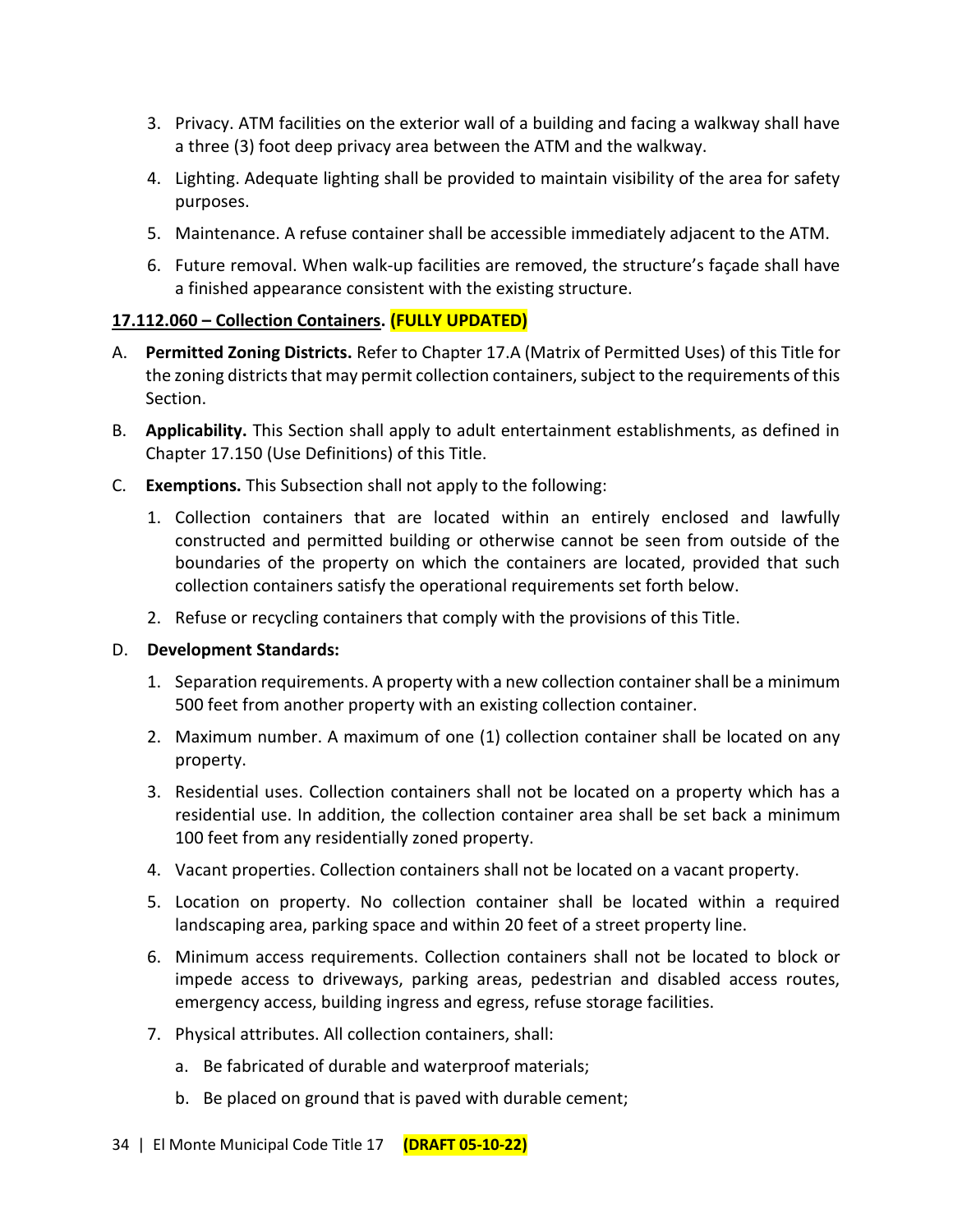3. Privacy. ATM facilities on the exterior wall of a building and facing a walkway shall have a three (3) foot deep privacy area between the ATM and the walkway.
4. Lighting. Adequate lighting shall be provided to maintain visibility of the area for safety purposes.
5. Maintenance. A refuse container shall be accessible immediately adjacent to the ATM.
6. Future removal. When walk-up facilities are removed, the structure's façade shall have a finished appearance consistent with the existing structure.

**17.112.060 – Collection Containers. (FULLY UPDATED)**

A. **Permitted Zoning Districts.** Refer to Chapter 17.A (Matrix of Permitted Uses) of this Title for the zoning districts that may permit collection containers, subject to the requirements of this Section.

B. **Applicability.** This Section shall apply to adult entertainment establishments, as defined in Chapter 17.150 (Use Definitions) of this Title.

C. **Exemptions.** This Subsection shall not apply to the following:

1. Collection containers that are located within an entirely enclosed and lawfully constructed and permitted building or otherwise cannot be seen from outside of the boundaries of the property on which the containers are located, provided that such collection containers satisfy the operational requirements set forth below.
2. Refuse or recycling containers that comply with the provisions of this Title.

D. **Development Standards:**

1. Separation requirements. A property with a new collection container shall be a minimum 500 feet from another property with an existing collection container.
2. Maximum number. A maximum of one (1) collection container shall be located on any property.
3. Residential uses. Collection containers shall not be located on a property which has a residential use. In addition, the collection container area shall be set back a minimum 100 feet from any residentially zoned property.
4. Vacant properties. Collection containers shall not be located on a vacant property.
5. Location on property. No collection container shall be located within a required landscaping area, parking space and within 20 feet of a street property line.
6. Minimum access requirements. Collection containers shall not be located to block or impede access to driveways, parking areas, pedestrian and disabled access routes, emergency access, building ingress and egress, refuse storage facilities.
7. Physical attributes. All collection containers, shall:
   a. Be fabricated of durable and waterproof materials;
   b. Be placed on ground that is paved with durable cement;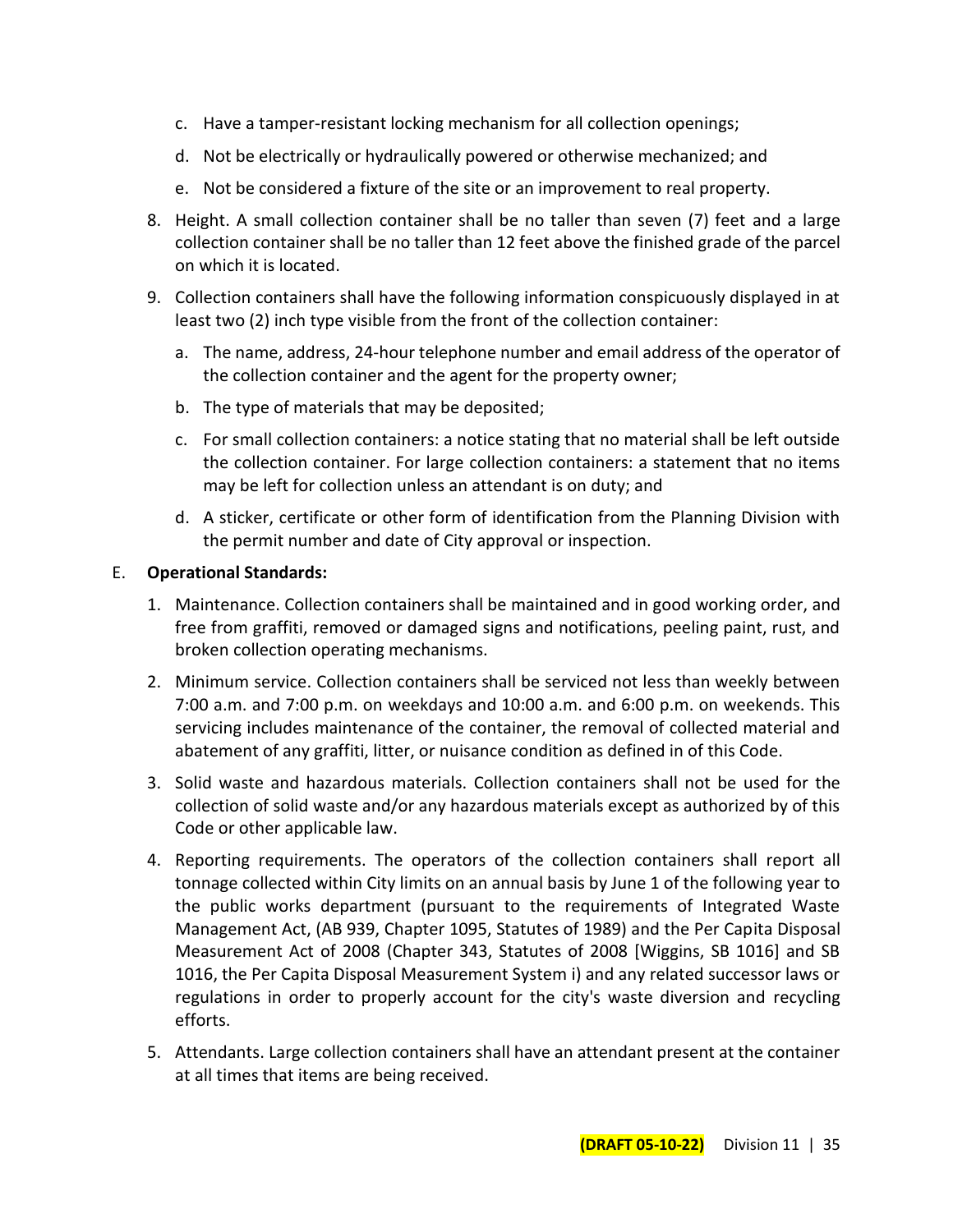c. Have a tamper-resistant locking mechanism for all collection openings;

d. Not be electrically or hydraulically powered or otherwise mechanized; and

e. Not be considered a fixture of the site or an improvement to real property.

8. Height. A small collection container shall be no taller than seven (7) feet and a large collection container shall be no taller than 12 feet above the finished grade of the parcel on which it is located.

9. Collection containers shall have the following information conspicuously displayed in at least two (2) inch type visible from the front of the collection container:

   a. The name, address, 24-hour telephone number and email address of the operator of the collection container and the agent for the property owner;

   b. The type of materials that may be deposited;

   c. For small collection containers: a notice stating that no material shall be left outside the collection container. For large collection containers: a statement that no items may be left for collection unless an attendant is on duty; and

   d. A sticker, certificate or other form of identification from the Planning Division with the permit number and date of City approval or inspection.

E. **Operational Standards:**

1. Maintenance. Collection containers shall be maintained and in good working order, and free from graffiti, removed or damaged signs and notifications, peeling paint, rust, and broken collection operating mechanisms.

2. Minimum service. Collection containers shall be serviced not less than weekly between 7:00 a.m. and 7:00 p.m. on weekdays and 10:00 a.m. and 6:00 p.m. on weekends. This servicing includes maintenance of the container, the removal of collected material and abatement of any graffiti, litter, or nuisance condition as defined in of this Code.

3. Solid waste and hazardous materials. Collection containers shall not be used for the collection of solid waste and/or any hazardous materials except as authorized by of this Code or other applicable law.

4. Reporting requirements. The operators of the collection containers shall report all tonnage collected within City limits on an annual basis by June 1 of the following year to the public works department (pursuant to the requirements of Integrated Waste Management Act, (AB 939, Chapter 1095, Statutes of 1989) and the Per Capita Disposal Measurement Act of 2008 (Chapter 343, Statutes of 2008 [Wiggins, SB 1016] and SB 1016, the Per Capita Disposal Measurement System i) and any related successor laws or regulations in order to properly account for the city's waste diversion and recycling efforts.

5. Attendants. Large collection containers shall have an attendant present at the container at all times that items are being received.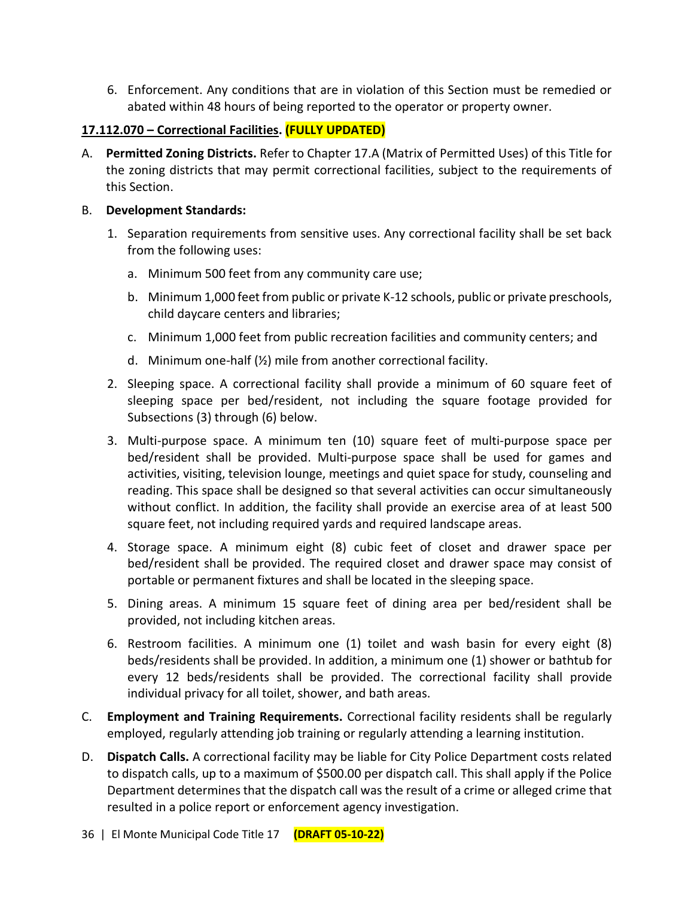6. Enforcement. Any conditions that are in violation of this Section must be remedied or abated within 48 hours of being reported to the operator or property owner.

**17.112.070 – Correctional Facilities. (FULLY UPDATED)**

A. **Permitted Zoning Districts.** Refer to Chapter 17.A (Matrix of Permitted Uses) of this Title for the zoning districts that may permit correctional facilities, subject to the requirements of this Section.

B. **Development Standards:**

1. Separation requirements from sensitive uses. Any correctional facility shall be set back from the following uses:

   a. Minimum 500 feet from any community care use;

   b. Minimum 1,000 feet from public or private K-12 schools, public or private preschools, child daycare centers and libraries;

   c. Minimum 1,000 feet from public recreation facilities and community centers; and

   d. Minimum one-half (½) mile from another correctional facility.

2. Sleeping space. A correctional facility shall provide a minimum of 60 square feet of sleeping space per bed/resident, not including the square footage provided for Subsections (3) through (6) below.

3. Multi-purpose space. A minimum ten (10) square feet of multi-purpose space per bed/resident shall be provided. Multi-purpose space shall be used for games and activities, visiting, television lounge, meetings and quiet space for study, counseling and reading. This space shall be designed so that several activities can occur simultaneously without conflict. In addition, the facility shall provide an exercise area of at least 500 square feet, not including required yards and required landscape areas.

4. Storage space. A minimum eight (8) cubic feet of closet and drawer space per bed/resident shall be provided. The required closet and drawer space may consist of portable or permanent fixtures and shall be located in the sleeping space.

5. Dining areas. A minimum 15 square feet of dining area per bed/resident shall be provided, not including kitchen areas.

6. Restroom facilities. A minimum one (1) toilet and wash basin for every eight (8) beds/residents shall be provided. In addition, a minimum one (1) shower or bathtub for every 12 beds/residents shall be provided. The correctional facility shall provide individual privacy for all toilet, shower, and bath areas.

C. **Employment and Training Requirements.** Correctional facility residents shall be regularly employed, regularly attending job training or regularly attending a learning institution.

D. **Dispatch Calls.** A correctional facility may be liable for City Police Department costs related to dispatch calls, up to a maximum of $500.00 per dispatch call. This shall apply if the Police Department determines that the dispatch call was the result of a crime or alleged crime that resulted in a police report or enforcement agency investigation.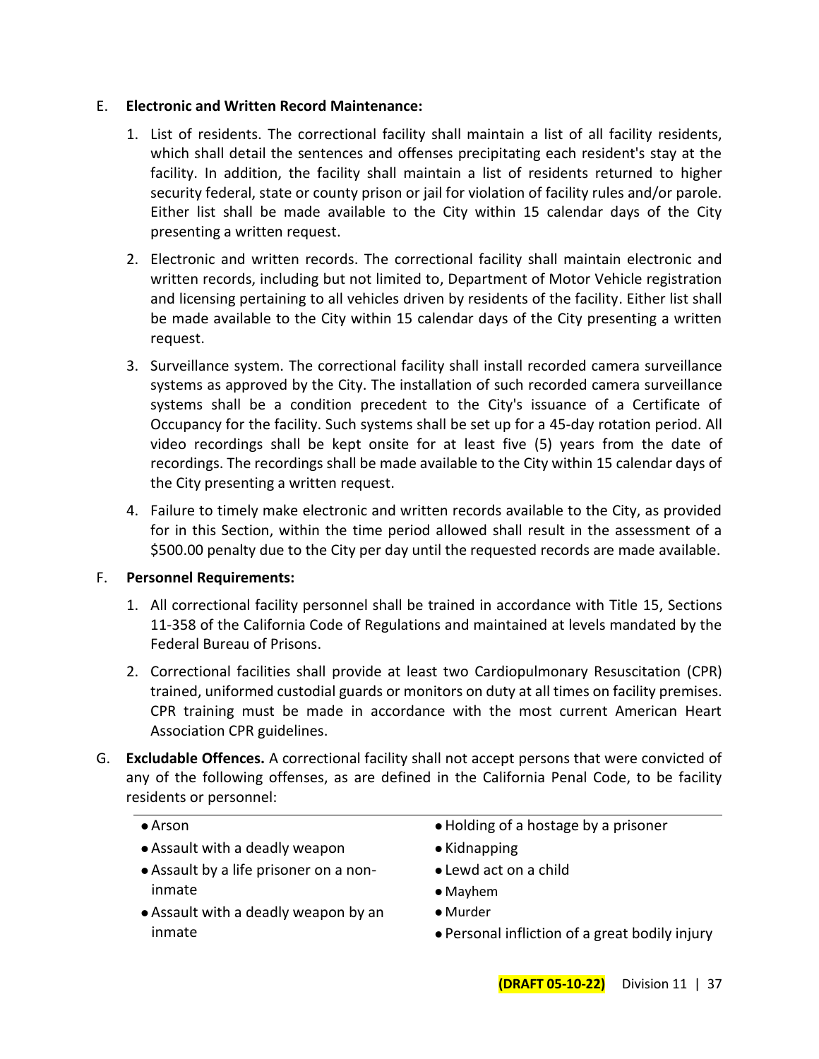E. **Electronic and Written Record Maintenance:**

1. List of residents. The correctional facility shall maintain a list of all facility residents, which shall detail the sentences and offenses precipitating each resident's stay at the facility. In addition, the facility shall maintain a list of residents returned to higher security federal, state or county prison or jail for violation of facility rules and/or parole. Either list shall be made available to the City within 15 calendar days of the City presenting a written request.
2. Electronic and written records. The correctional facility shall maintain electronic and written records, including but not limited to, Department of Motor Vehicle registration and licensing pertaining to all vehicles driven by residents of the facility. Either list shall be made available to the City within 15 calendar days of the City presenting a written request.
3. Surveillance system. The correctional facility shall install recorded camera surveillance systems as approved by the City. The installation of such recorded camera surveillance systems shall be a condition precedent to the City's issuance of a Certificate of Occupancy for the facility. Such systems shall be set up for a 45-day rotation period. All video recordings shall be kept onsite for at least five (5) years from the date of recordings. The recordings shall be made available to the City within 15 calendar days of the City presenting a written request.
4. Failure to timely make electronic and written records available to the City, as provided for in this Section, within the time period allowed shall result in the assessment of a $500.00 penalty due to the City per day until the requested records are made available.

F. **Personnel Requirements:**

1. All correctional facility personnel shall be trained in accordance with Title 15, Sections 11-358 of the California Code of Regulations and maintained at levels mandated by the Federal Bureau of Prisons.
2. Correctional facilities shall provide at least two Cardiopulmonary Resuscitation (CPR) trained, uniformed custodial guards or monitors on duty at all times on facility premises. CPR training must be made in accordance with the most current American Heart Association CPR guidelines.

G. **Excludable Offences.** A correctional facility shall not accept persons that were convicted of any of the following offenses, as are defined in the California Penal Code, to be facility residents or personnel:

- Arson
- Assault with a deadly weapon
- Assault by a life prisoner on a non-inmate
- Assault with a deadly weapon by an inmate
- Holding of a hostage by a prisoner
- Kidnapping
- Lewd act on a child
- Mayhem
- Murder
- Personal infliction of a great bodily injury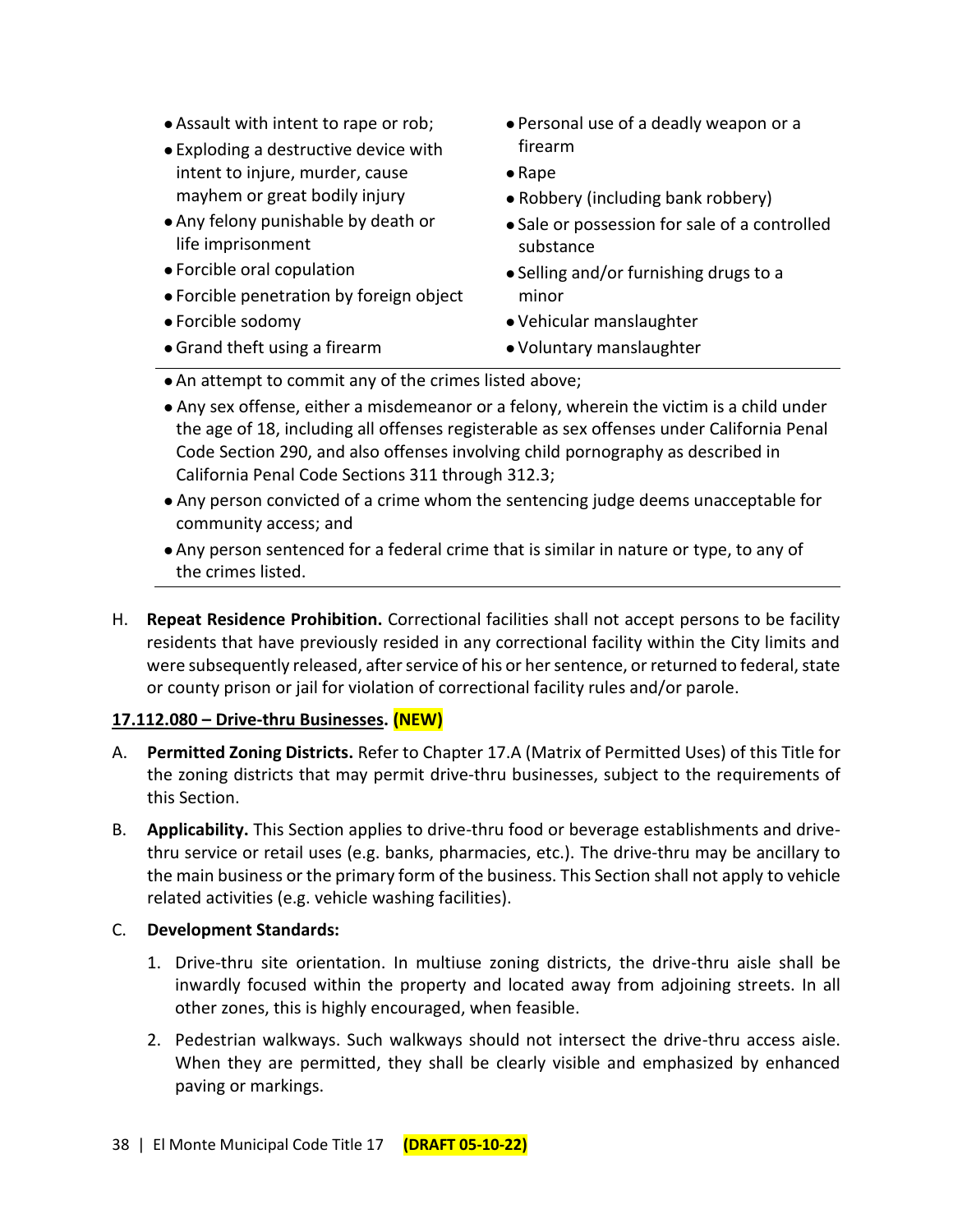- Assault with intent to rape or rob;
- Exploding a destructive device with intent to injure, murder, cause mayhem or great bodily injury
- Any felony punishable by death or life imprisonment
- Forcible oral copulation
- Forcible penetration by foreign object
- Forcible sodomy
- Grand theft using a firearm
- Personal use of a deadly weapon or a firearm
- Rape
- Robbery (including bank robbery)
- Sale or possession for sale of a controlled substance
- Selling and/or furnishing drugs to a minor
- Vehicular manslaughter
- Voluntary manslaughter

---

- An attempt to commit any of the crimes listed above;
- Any sex offense, either a misdemeanor or a felony, wherein the victim is a child under the age of 18, including all offenses registerable as sex offenses under California Penal Code Section 290, and also offenses involving child pornography as described in California Penal Code Sections 311 through 312.3;
- Any person convicted of a crime whom the sentencing judge deems unacceptable for community access; and
- Any person sentenced for a federal crime that is similar in nature or type, to any of the crimes listed.

---

H. **Repeat Residence Prohibition.** Correctional facilities shall not accept persons to be facility residents that have previously resided in any correctional facility within the City limits and were subsequently released, after service of his or her sentence, or returned to federal, state or county prison or jail for violation of correctional facility rules and/or parole.

**17.112.080 – Drive-thru Businesses. (NEW)**

A. **Permitted Zoning Districts.** Refer to Chapter 17.A (Matrix of Permitted Uses) of this Title for the zoning districts that may permit drive-thru businesses, subject to the requirements of this Section.

B. **Applicability.** This Section applies to drive-thru food or beverage establishments and drive-thru service or retail uses (e.g. banks, pharmacies, etc.). The drive-thru may be ancillary to the main business or the primary form of the business. This Section shall not apply to vehicle related activities (e.g. vehicle washing facilities).

C. **Development Standards:**

1. Drive-thru site orientation. In multiuse zoning districts, the drive-thru aisle shall be inwardly focused within the property and located away from adjoining streets. In all other zones, this is highly encouraged, when feasible.
2. Pedestrian walkways. Such walkways should not intersect the drive-thru access aisle. When they are permitted, they shall be clearly visible and emphasized by enhanced paving or markings.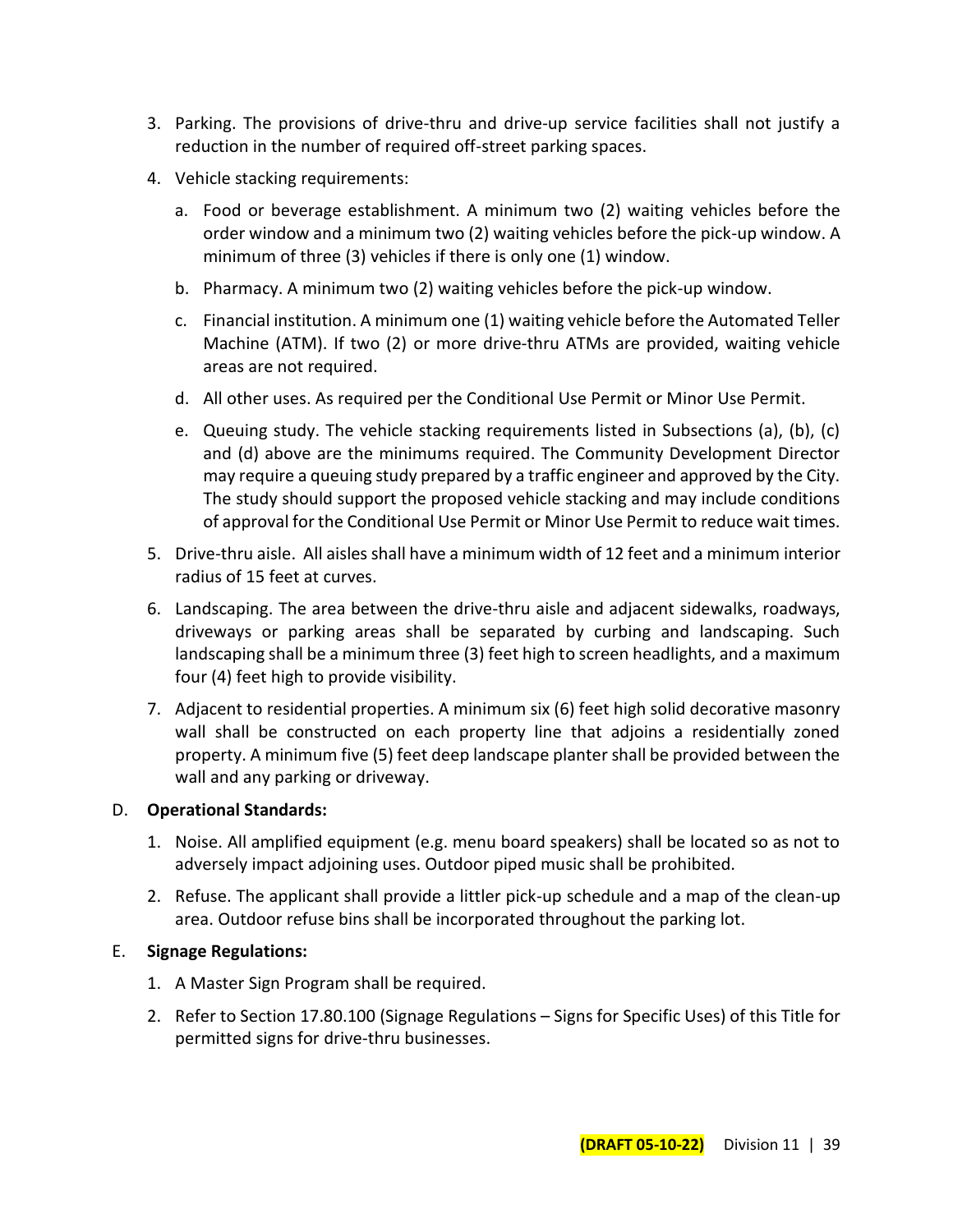3. Parking. The provisions of drive-thru and drive-up service facilities shall not justify a reduction in the number of required off-street parking spaces.
4. Vehicle stacking requirements:
   a. Food or beverage establishment. A minimum two (2) waiting vehicles before the order window and a minimum two (2) waiting vehicles before the pick-up window. A minimum of three (3) vehicles if there is only one (1) window.
   b. Pharmacy. A minimum two (2) waiting vehicles before the pick-up window.
   c. Financial institution. A minimum one (1) waiting vehicle before the Automated Teller Machine (ATM). If two (2) or more drive-thru ATMs are provided, waiting vehicle areas are not required.
   d. All other uses. As required per the Conditional Use Permit or Minor Use Permit.
   e. Queuing study. The vehicle stacking requirements listed in Subsections (a), (b), (c) and (d) above are the minimums required. The Community Development Director may require a queuing study prepared by a traffic engineer and approved by the City. The study should support the proposed vehicle stacking and may include conditions of approval for the Conditional Use Permit or Minor Use Permit to reduce wait times.
5. Drive-thru aisle. All aisles shall have a minimum width of 12 feet and a minimum interior radius of 15 feet at curves.
6. Landscaping. The area between the drive-thru aisle and adjacent sidewalks, roadways, driveways or parking areas shall be separated by curbing and landscaping. Such landscaping shall be a minimum three (3) feet high to screen headlights, and a maximum four (4) feet high to provide visibility.
7. Adjacent to residential properties. A minimum six (6) feet high solid decorative masonry wall shall be constructed on each property line that adjoins a residentially zoned property. A minimum five (5) feet deep landscape planter shall be provided between the wall and any parking or driveway.

D. **Operational Standards:**

1. Noise. All amplified equipment (e.g. menu board speakers) shall be located so as not to adversely impact adjoining uses. Outdoor piped music shall be prohibited.
2. Refuse. The applicant shall provide a littler pick-up schedule and a map of the clean-up area. Outdoor refuse bins shall be incorporated throughout the parking lot.

E. **Signage Regulations:**

1. A Master Sign Program shall be required.
2. Refer to Section 17.80.100 (Signage Regulations – Signs for Specific Uses) of this Title for permitted signs for drive-thru businesses.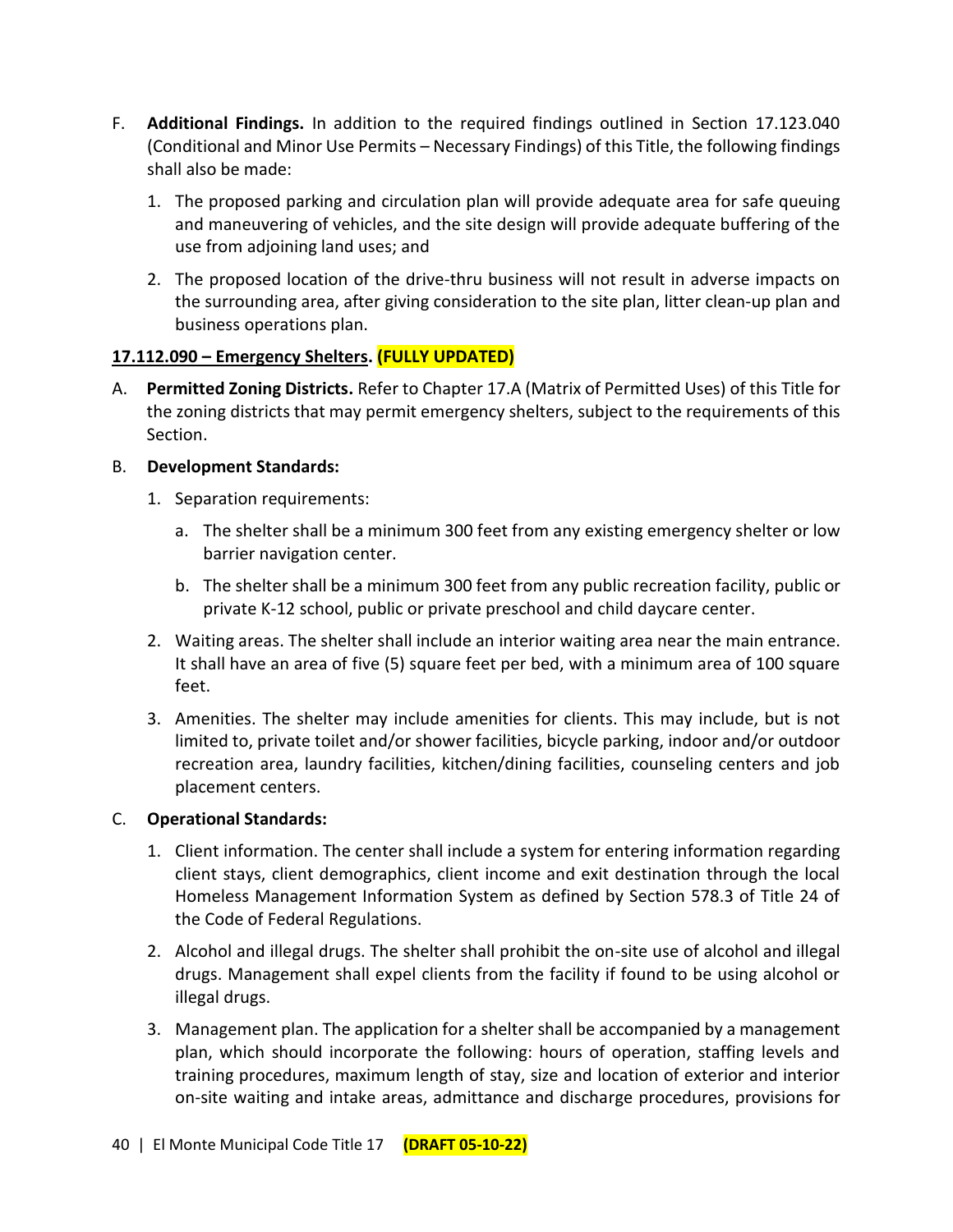F. **Additional Findings.** In addition to the required findings outlined in Section 17.123.040 (Conditional and Minor Use Permits – Necessary Findings) of this Title, the following findings shall also be made:

   1. The proposed parking and circulation plan will provide adequate area for safe queuing and maneuvering of vehicles, and the site design will provide adequate buffering of the use from adjoining land uses; and

   2. The proposed location of the drive-thru business will not result in adverse impacts on the surrounding area, after giving consideration to the site plan, litter clean-up plan and business operations plan.

**17.112.090 – Emergency Shelters. (FULLY UPDATED)**

A. **Permitted Zoning Districts.** Refer to Chapter 17.A (Matrix of Permitted Uses) of this Title for the zoning districts that may permit emergency shelters, subject to the requirements of this Section.

B. **Development Standards:**

   1. Separation requirements:

      a. The shelter shall be a minimum 300 feet from any existing emergency shelter or low barrier navigation center.

      b. The shelter shall be a minimum 300 feet from any public recreation facility, public or private K-12 school, public or private preschool and child daycare center.

   2. Waiting areas. The shelter shall include an interior waiting area near the main entrance. It shall have an area of five (5) square feet per bed, with a minimum area of 100 square feet.

   3. Amenities. The shelter may include amenities for clients. This may include, but is not limited to, private toilet and/or shower facilities, bicycle parking, indoor and/or outdoor recreation area, laundry facilities, kitchen/dining facilities, counseling centers and job placement centers.

C. **Operational Standards:**

   1. Client information. The center shall include a system for entering information regarding client stays, client demographics, client income and exit destination through the local Homeless Management Information System as defined by Section 578.3 of Title 24 of the Code of Federal Regulations.

   2. Alcohol and illegal drugs. The shelter shall prohibit the on-site use of alcohol and illegal drugs. Management shall expel clients from the facility if found to be using alcohol or illegal drugs.

   3. Management plan. The application for a shelter shall be accompanied by a management plan, which should incorporate the following: hours of operation, staffing levels and training procedures, maximum length of stay, size and location of exterior and interior on-site waiting and intake areas, admittance and discharge procedures, provisions for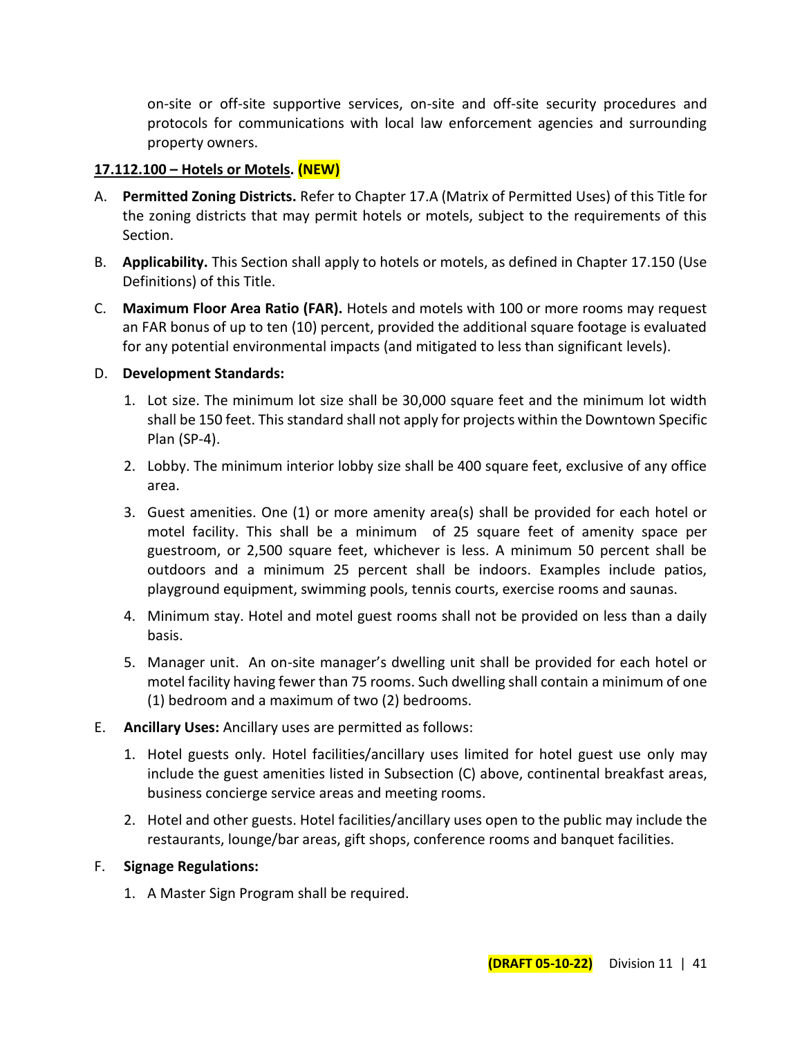on-site or off-site supportive services, on-site and off-site security procedures and protocols for communications with local law enforcement agencies and surrounding property owners.

**17.112.100 – Hotels or Motels. (NEW)**

A. **Permitted Zoning Districts.** Refer to Chapter 17.A (Matrix of Permitted Uses) of this Title for the zoning districts that may permit hotels or motels, subject to the requirements of this Section.

B. **Applicability.** This Section shall apply to hotels or motels, as defined in Chapter 17.150 (Use Definitions) of this Title.

C. **Maximum Floor Area Ratio (FAR).** Hotels and motels with 100 or more rooms may request an FAR bonus of up to ten (10) percent, provided the additional square footage is evaluated for any potential environmental impacts (and mitigated to less than significant levels).

D. **Development Standards:**

   1. Lot size. The minimum lot size shall be 30,000 square feet and the minimum lot width shall be 150 feet. This standard shall not apply for projects within the Downtown Specific Plan (SP-4).

   2. Lobby. The minimum interior lobby size shall be 400 square feet, exclusive of any office area.

   3. Guest amenities. One (1) or more amenity area(s) shall be provided for each hotel or motel facility. This shall be a minimum of 25 square feet of amenity space per guestroom, or 2,500 square feet, whichever is less. A minimum 50 percent shall be outdoors and a minimum 25 percent shall be indoors. Examples include patios, playground equipment, swimming pools, tennis courts, exercise rooms and saunas.

   4. Minimum stay. Hotel and motel guest rooms shall not be provided on less than a daily basis.

   5. Manager unit. An on-site manager's dwelling unit shall be provided for each hotel or motel facility having fewer than 75 rooms. Such dwelling shall contain a minimum of one (1) bedroom and a maximum of two (2) bedrooms.

E. **Ancillary Uses:** Ancillary uses are permitted as follows:

   1. Hotel guests only. Hotel facilities/ancillary uses limited for hotel guest use only may include the guest amenities listed in Subsection (C) above, continental breakfast areas, business concierge service areas and meeting rooms.

   2. Hotel and other guests. Hotel facilities/ancillary uses open to the public may include the restaurants, lounge/bar areas, gift shops, conference rooms and banquet facilities.

F. **Signage Regulations:**

   1. A Master Sign Program shall be required.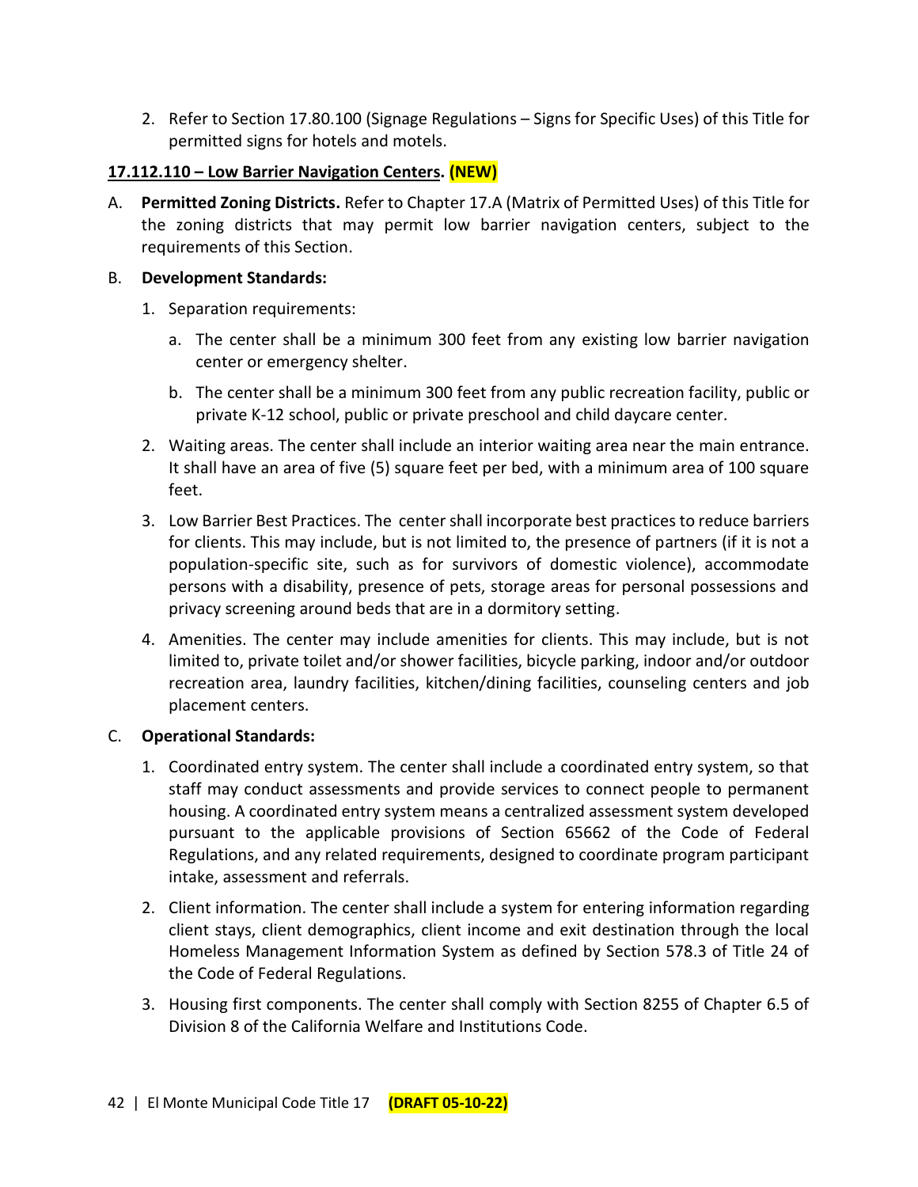2. Refer to Section 17.80.100 (Signage Regulations – Signs for Specific Uses) of this Title for permitted signs for hotels and motels.

**17.112.110 – Low Barrier Navigation Centers. (NEW)**

A. **Permitted Zoning Districts.** Refer to Chapter 17.A (Matrix of Permitted Uses) of this Title for the zoning districts that may permit low barrier navigation centers, subject to the requirements of this Section.

B. **Development Standards:**

1. Separation requirements:

    a. The center shall be a minimum 300 feet from any existing low barrier navigation center or emergency shelter.

    b. The center shall be a minimum 300 feet from any public recreation facility, public or private K-12 school, public or private preschool and child daycare center.

2. Waiting areas. The center shall include an interior waiting area near the main entrance. It shall have an area of five (5) square feet per bed, with a minimum area of 100 square feet.

3. Low Barrier Best Practices. The center shall incorporate best practices to reduce barriers for clients. This may include, but is not limited to, the presence of partners (if it is not a population-specific site, such as for survivors of domestic violence), accommodate persons with a disability, presence of pets, storage areas for personal possessions and privacy screening around beds that are in a dormitory setting.

4. Amenities. The center may include amenities for clients. This may include, but is not limited to, private toilet and/or shower facilities, bicycle parking, indoor and/or outdoor recreation area, laundry facilities, kitchen/dining facilities, counseling centers and job placement centers.

C. **Operational Standards:**

1. Coordinated entry system. The center shall include a coordinated entry system, so that staff may conduct assessments and provide services to connect people to permanent housing. A coordinated entry system means a centralized assessment system developed pursuant to the applicable provisions of Section 65662 of the Code of Federal Regulations, and any related requirements, designed to coordinate program participant intake, assessment and referrals.

2. Client information. The center shall include a system for entering information regarding client stays, client demographics, client income and exit destination through the local Homeless Management Information System as defined by Section 578.3 of Title 24 of the Code of Federal Regulations.

3. Housing first components. The center shall comply with Section 8255 of Chapter 6.5 of Division 8 of the California Welfare and Institutions Code.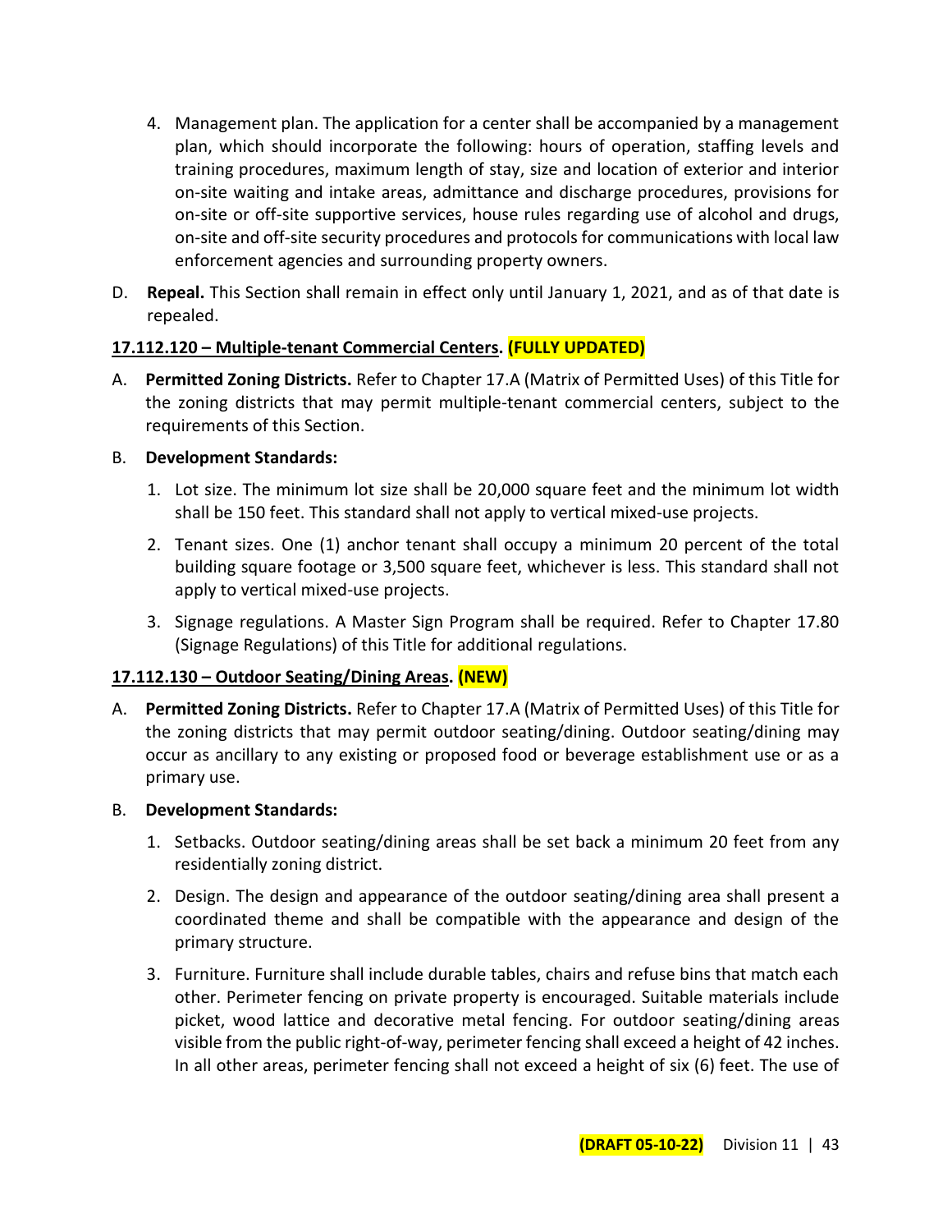4. Management plan. The application for a center shall be accompanied by a management plan, which should incorporate the following: hours of operation, staffing levels and training procedures, maximum length of stay, size and location of exterior and interior on-site waiting and intake areas, admittance and discharge procedures, provisions for on-site or off-site supportive services, house rules regarding use of alcohol and drugs, on-site and off-site security procedures and protocols for communications with local law enforcement agencies and surrounding property owners.

D. **Repeal.** This Section shall remain in effect only until January 1, 2021, and as of that date is repealed.

**17.112.120 – Multiple-tenant Commercial Centers. (FULLY UPDATED)**

A. **Permitted Zoning Districts.** Refer to Chapter 17.A (Matrix of Permitted Uses) of this Title for the zoning districts that may permit multiple-tenant commercial centers, subject to the requirements of this Section.

B. **Development Standards:**

1. Lot size. The minimum lot size shall be 20,000 square feet and the minimum lot width shall be 150 feet. This standard shall not apply to vertical mixed-use projects.
2. Tenant sizes. One (1) anchor tenant shall occupy a minimum 20 percent of the total building square footage or 3,500 square feet, whichever is less. This standard shall not apply to vertical mixed-use projects.
3. Signage regulations. A Master Sign Program shall be required. Refer to Chapter 17.80 (Signage Regulations) of this Title for additional regulations.

**17.112.130 – Outdoor Seating/Dining Areas. (NEW)**

A. **Permitted Zoning Districts.** Refer to Chapter 17.A (Matrix of Permitted Uses) of this Title for the zoning districts that may permit outdoor seating/dining. Outdoor seating/dining may occur as ancillary to any existing or proposed food or beverage establishment use or as a primary use.

B. **Development Standards:**

1. Setbacks. Outdoor seating/dining areas shall be set back a minimum 20 feet from any residentially zoning district.
2. Design. The design and appearance of the outdoor seating/dining area shall present a coordinated theme and shall be compatible with the appearance and design of the primary structure.
3. Furniture. Furniture shall include durable tables, chairs and refuse bins that match each other. Perimeter fencing on private property is encouraged. Suitable materials include picket, wood lattice and decorative metal fencing. For outdoor seating/dining areas visible from the public right-of-way, perimeter fencing shall exceed a height of 42 inches. In all other areas, perimeter fencing shall not exceed a height of six (6) feet. The use of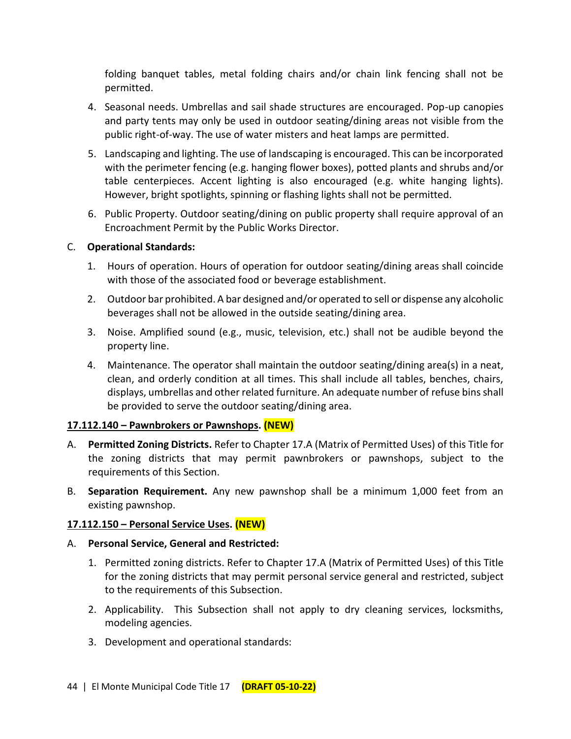folding banquet tables, metal folding chairs and/or chain link fencing shall not be permitted.

4. Seasonal needs. Umbrellas and sail shade structures are encouraged. Pop-up canopies and party tents may only be used in outdoor seating/dining areas not visible from the public right-of-way. The use of water misters and heat lamps are permitted.

5. Landscaping and lighting. The use of landscaping is encouraged. This can be incorporated with the perimeter fencing (e.g. hanging flower boxes), potted plants and shrubs and/or table centerpieces. Accent lighting is also encouraged (e.g. white hanging lights). However, bright spotlights, spinning or flashing lights shall not be permitted.

6. Public Property. Outdoor seating/dining on public property shall require approval of an Encroachment Permit by the Public Works Director.

C. **Operational Standards:**

1. Hours of operation. Hours of operation for outdoor seating/dining areas shall coincide with those of the associated food or beverage establishment.

2. Outdoor bar prohibited. A bar designed and/or operated to sell or dispense any alcoholic beverages shall not be allowed in the outside seating/dining area.

3. Noise. Amplified sound (e.g., music, television, etc.) shall not be audible beyond the property line.

4. Maintenance. The operator shall maintain the outdoor seating/dining area(s) in a neat, clean, and orderly condition at all times. This shall include all tables, benches, chairs, displays, umbrellas and other related furniture. An adequate number of refuse bins shall be provided to serve the outdoor seating/dining area.

**17.112.140 – Pawnbrokers or Pawnshops. (NEW)**

A. **Permitted Zoning Districts.** Refer to Chapter 17.A (Matrix of Permitted Uses) of this Title for the zoning districts that may permit pawnbrokers or pawnshops, subject to the requirements of this Section.

B. **Separation Requirement.** Any new pawnshop shall be a minimum 1,000 feet from an existing pawnshop.

**17.112.150 – Personal Service Uses. (NEW)**

A. **Personal Service, General and Restricted:**

1. Permitted zoning districts. Refer to Chapter 17.A (Matrix of Permitted Uses) of this Title for the zoning districts that may permit personal service general and restricted, subject to the requirements of this Subsection.

2. Applicability. This Subsection shall not apply to dry cleaning services, locksmiths, modeling agencies.

3. Development and operational standards: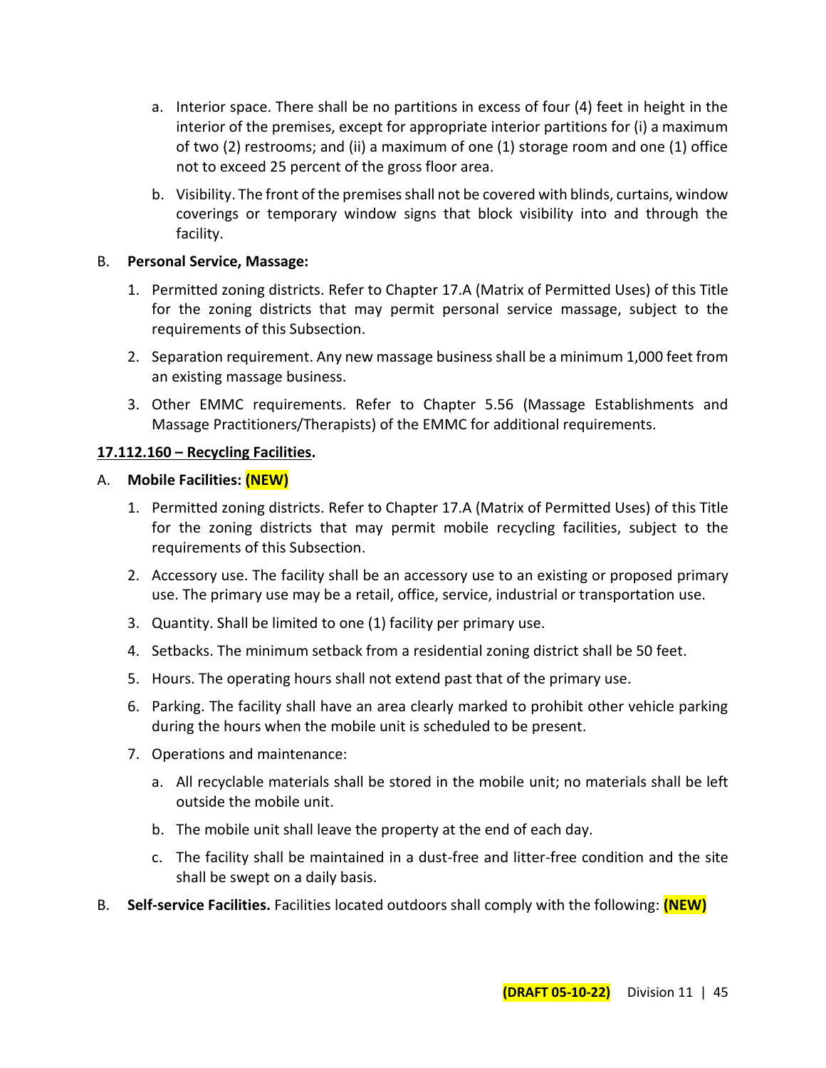a. Interior space. There shall be no partitions in excess of four (4) feet in height in the interior of the premises, except for appropriate interior partitions for (i) a maximum of two (2) restrooms; and (ii) a maximum of one (1) storage room and one (1) office not to exceed 25 percent of the gross floor area.

   b. Visibility. The front of the premises shall not be covered with blinds, curtains, window coverings or temporary window signs that block visibility into and through the facility.

B. **Personal Service, Massage:**

   1. Permitted zoning districts. Refer to Chapter 17.A (Matrix of Permitted Uses) of this Title for the zoning districts that may permit personal service massage, subject to the requirements of this Subsection.

   2. Separation requirement. Any new massage business shall be a minimum 1,000 feet from an existing massage business.

   3. Other EMMC requirements. Refer to Chapter 5.56 (Massage Establishments and Massage Practitioners/Therapists) of the EMMC for additional requirements.

**17.112.160 – Recycling Facilities.**

A. **Mobile Facilities: (NEW)**

   1. Permitted zoning districts. Refer to Chapter 17.A (Matrix of Permitted Uses) of this Title for the zoning districts that may permit mobile recycling facilities, subject to the requirements of this Subsection.

   2. Accessory use. The facility shall be an accessory use to an existing or proposed primary use. The primary use may be a retail, office, service, industrial or transportation use.

   3. Quantity. Shall be limited to one (1) facility per primary use.

   4. Setbacks. The minimum setback from a residential zoning district shall be 50 feet.

   5. Hours. The operating hours shall not extend past that of the primary use.

   6. Parking. The facility shall have an area clearly marked to prohibit other vehicle parking during the hours when the mobile unit is scheduled to be present.

   7. Operations and maintenance:

      a. All recyclable materials shall be stored in the mobile unit; no materials shall be left outside the mobile unit.

      b. The mobile unit shall leave the property at the end of each day.

      c. The facility shall be maintained in a dust-free and litter-free condition and the site shall be swept on a daily basis.

B. **Self-service Facilities.** Facilities located outdoors shall comply with the following: **(NEW)**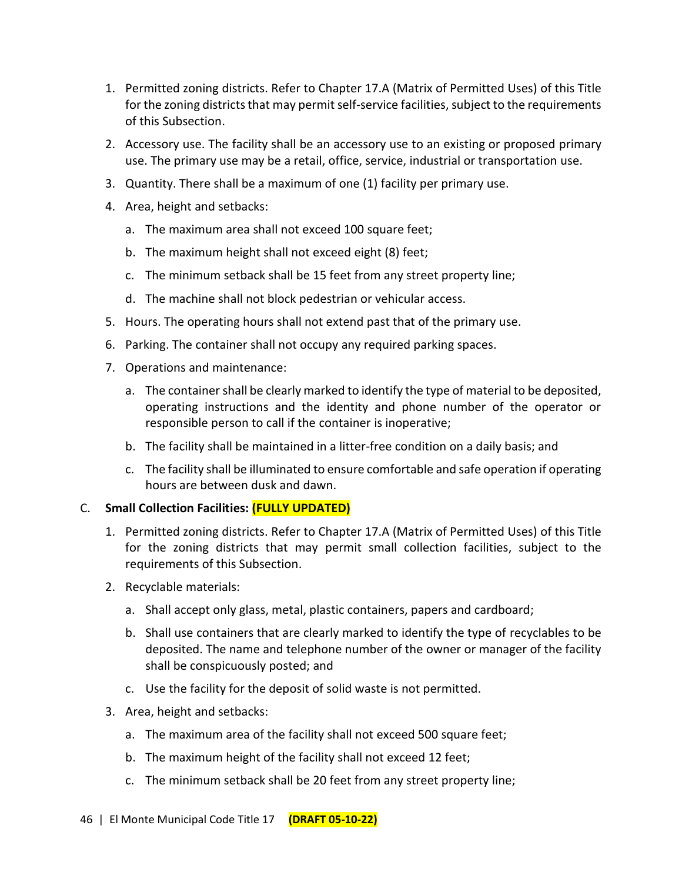1. Permitted zoning districts. Refer to Chapter 17.A (Matrix of Permitted Uses) of this Title for the zoning districts that may permit self-service facilities, subject to the requirements of this Subsection.
2. Accessory use. The facility shall be an accessory use to an existing or proposed primary use. The primary use may be a retail, office, service, industrial or transportation use.
3. Quantity. There shall be a maximum of one (1) facility per primary use.
4. Area, height and setbacks:
   a. The maximum area shall not exceed 100 square feet;
   b. The maximum height shall not exceed eight (8) feet;
   c. The minimum setback shall be 15 feet from any street property line;
   d. The machine shall not block pedestrian or vehicular access.
5. Hours. The operating hours shall not extend past that of the primary use.
6. Parking. The container shall not occupy any required parking spaces.
7. Operations and maintenance:
   a. The container shall be clearly marked to identify the type of material to be deposited, operating instructions and the identity and phone number of the operator or responsible person to call if the container is inoperative;
   b. The facility shall be maintained in a litter-free condition on a daily basis; and
   c. The facility shall be illuminated to ensure comfortable and safe operation if operating hours are between dusk and dawn.

C. **Small Collection Facilities: (FULLY UPDATED)**

1. Permitted zoning districts. Refer to Chapter 17.A (Matrix of Permitted Uses) of this Title for the zoning districts that may permit small collection facilities, subject to the requirements of this Subsection.
2. Recyclable materials:
   a. Shall accept only glass, metal, plastic containers, papers and cardboard;
   b. Shall use containers that are clearly marked to identify the type of recyclables to be deposited. The name and telephone number of the owner or manager of the facility shall be conspicuously posted; and
   c. Use the facility for the deposit of solid waste is not permitted.
3. Area, height and setbacks:
   a. The maximum area of the facility shall not exceed 500 square feet;
   b. The maximum height of the facility shall not exceed 12 feet;
   c. The minimum setback shall be 20 feet from any street property line;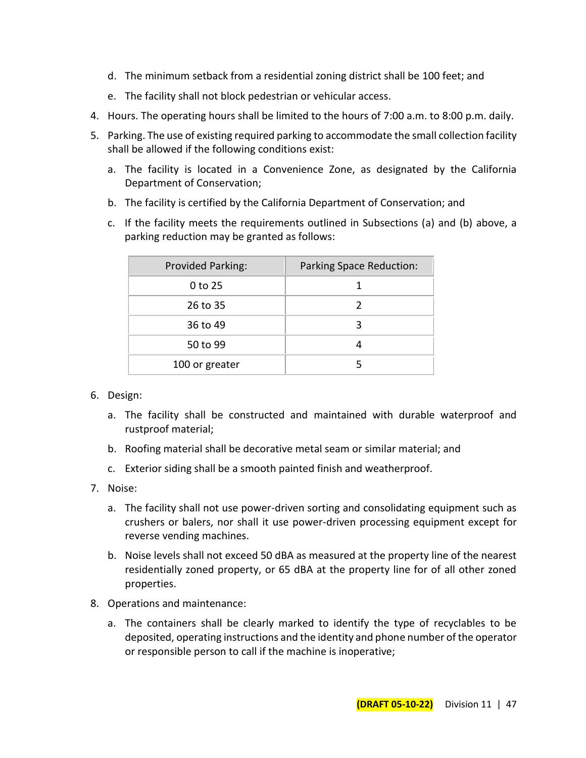d. The minimum setback from a residential zoning district shall be 100 feet; and

e. The facility shall not block pedestrian or vehicular access.

4. Hours. The operating hours shall be limited to the hours of 7:00 a.m. to 8:00 p.m. daily.

5. Parking. The use of existing required parking to accommodate the small collection facility shall be allowed if the following conditions exist:

   a. The facility is located in a Convenience Zone, as designated by the California Department of Conservation;

   b. The facility is certified by the California Department of Conservation; and

   c. If the facility meets the requirements outlined in Subsections (a) and (b) above, a parking reduction may be granted as follows:

| Provided Parking: | Parking Space Reduction: |
|---|---|
| 0 to 25 | 1 |
| 26 to 35 | 2 |
| 36 to 49 | 3 |
| 50 to 99 | 4 |
| 100 or greater | 5 |

6. Design:

   a. The facility shall be constructed and maintained with durable waterproof and rustproof material;

   b. Roofing material shall be decorative metal seam or similar material; and

   c. Exterior siding shall be a smooth painted finish and weatherproof.

7. Noise:

   a. The facility shall not use power-driven sorting and consolidating equipment such as crushers or balers, nor shall it use power-driven processing equipment except for reverse vending machines.

   b. Noise levels shall not exceed 50 dBA as measured at the property line of the nearest residentially zoned property, or 65 dBA at the property line for of all other zoned properties.

8. Operations and maintenance:

   a. The containers shall be clearly marked to identify the type of recyclables to be deposited, operating instructions and the identity and phone number of the operator or responsible person to call if the machine is inoperative;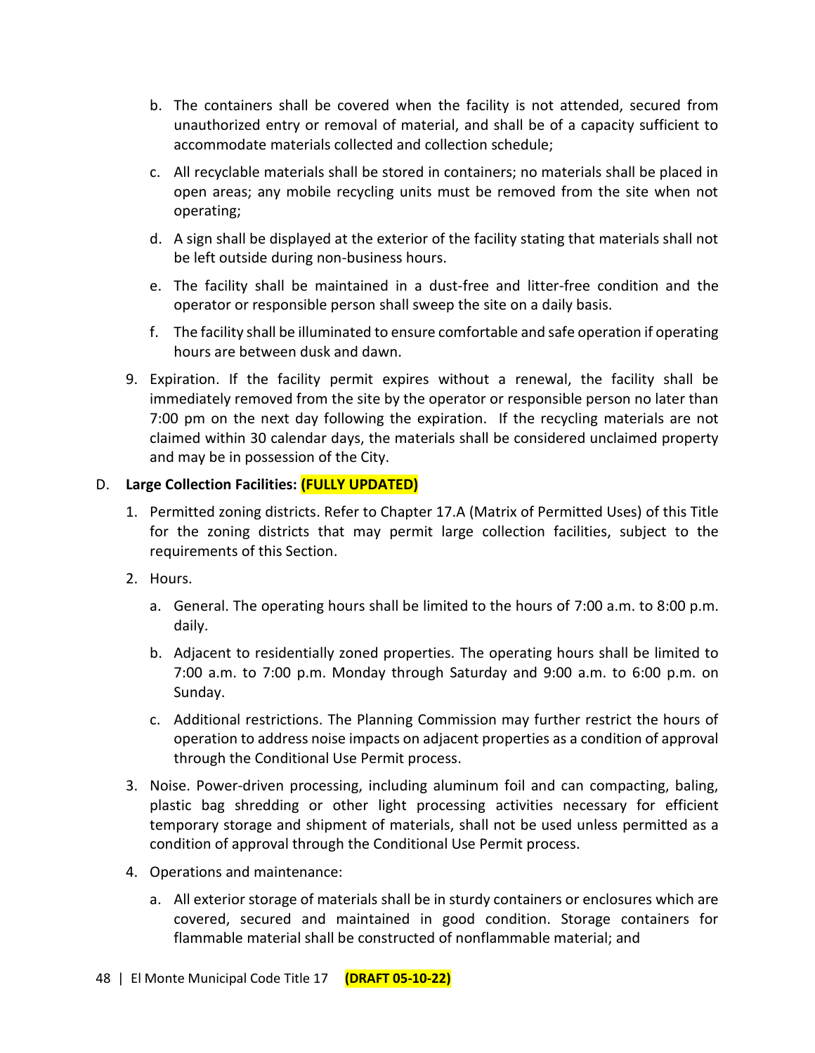b. The containers shall be covered when the facility is not attended, secured from unauthorized entry or removal of material, and shall be of a capacity sufficient to accommodate materials collected and collection schedule;

c. All recyclable materials shall be stored in containers; no materials shall be placed in open areas; any mobile recycling units must be removed from the site when not operating;

d. A sign shall be displayed at the exterior of the facility stating that materials shall not be left outside during non-business hours.

e. The facility shall be maintained in a dust-free and litter-free condition and the operator or responsible person shall sweep the site on a daily basis.

f. The facility shall be illuminated to ensure comfortable and safe operation if operating hours are between dusk and dawn.

9. Expiration. If the facility permit expires without a renewal, the facility shall be immediately removed from the site by the operator or responsible person no later than 7:00 pm on the next day following the expiration. If the recycling materials are not claimed within 30 calendar days, the materials shall be considered unclaimed property and may be in possession of the City.

D. **Large Collection Facilities: (FULLY UPDATED)**

1. Permitted zoning districts. Refer to Chapter 17.A (Matrix of Permitted Uses) of this Title for the zoning districts that may permit large collection facilities, subject to the requirements of this Section.

2. Hours.

   a. General. The operating hours shall be limited to the hours of 7:00 a.m. to 8:00 p.m. daily.

   b. Adjacent to residentially zoned properties. The operating hours shall be limited to 7:00 a.m. to 7:00 p.m. Monday through Saturday and 9:00 a.m. to 6:00 p.m. on Sunday.

   c. Additional restrictions. The Planning Commission may further restrict the hours of operation to address noise impacts on adjacent properties as a condition of approval through the Conditional Use Permit process.

3. Noise. Power-driven processing, including aluminum foil and can compacting, baling, plastic bag shredding or other light processing activities necessary for efficient temporary storage and shipment of materials, shall not be used unless permitted as a condition of approval through the Conditional Use Permit process.

4. Operations and maintenance:

   a. All exterior storage of materials shall be in sturdy containers or enclosures which are covered, secured and maintained in good condition. Storage containers for flammable material shall be constructed of nonflammable material; and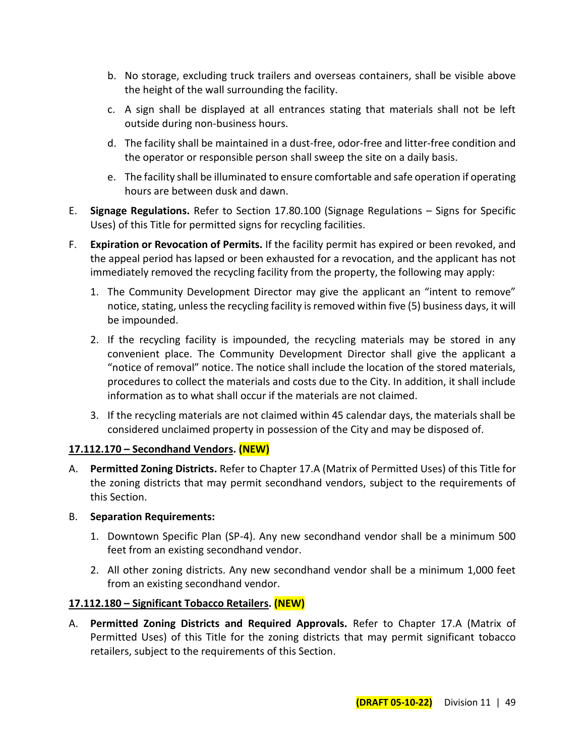b. No storage, excluding truck trailers and overseas containers, shall be visible above the height of the wall surrounding the facility.

c. A sign shall be displayed at all entrances stating that materials shall not be left outside during non-business hours.

d. The facility shall be maintained in a dust-free, odor-free and litter-free condition and the operator or responsible person shall sweep the site on a daily basis.

e. The facility shall be illuminated to ensure comfortable and safe operation if operating hours are between dusk and dawn.

E. **Signage Regulations.** Refer to Section 17.80.100 (Signage Regulations – Signs for Specific Uses) of this Title for permitted signs for recycling facilities.

F. **Expiration or Revocation of Permits.** If the facility permit has expired or been revoked, and the appeal period has lapsed or been exhausted for a revocation, and the applicant has not immediately removed the recycling facility from the property, the following may apply:

1. The Community Development Director may give the applicant an "intent to remove" notice, stating, unless the recycling facility is removed within five (5) business days, it will be impounded.

2. If the recycling facility is impounded, the recycling materials may be stored in any convenient place. The Community Development Director shall give the applicant a "notice of removal" notice. The notice shall include the location of the stored materials, procedures to collect the materials and costs due to the City. In addition, it shall include information as to what shall occur if the materials are not claimed.

3. If the recycling materials are not claimed within 45 calendar days, the materials shall be considered unclaimed property in possession of the City and may be disposed of.

**17.112.170 – Secondhand Vendors. (NEW)**

A. **Permitted Zoning Districts.** Refer to Chapter 17.A (Matrix of Permitted Uses) of this Title for the zoning districts that may permit secondhand vendors, subject to the requirements of this Section.

B. **Separation Requirements:**

1. Downtown Specific Plan (SP-4). Any new secondhand vendor shall be a minimum 500 feet from an existing secondhand vendor.

2. All other zoning districts. Any new secondhand vendor shall be a minimum 1,000 feet from an existing secondhand vendor.

**17.112.180 – Significant Tobacco Retailers. (NEW)**

A. **Permitted Zoning Districts and Required Approvals.** Refer to Chapter 17.A (Matrix of Permitted Uses) of this Title for the zoning districts that may permit significant tobacco retailers, subject to the requirements of this Section.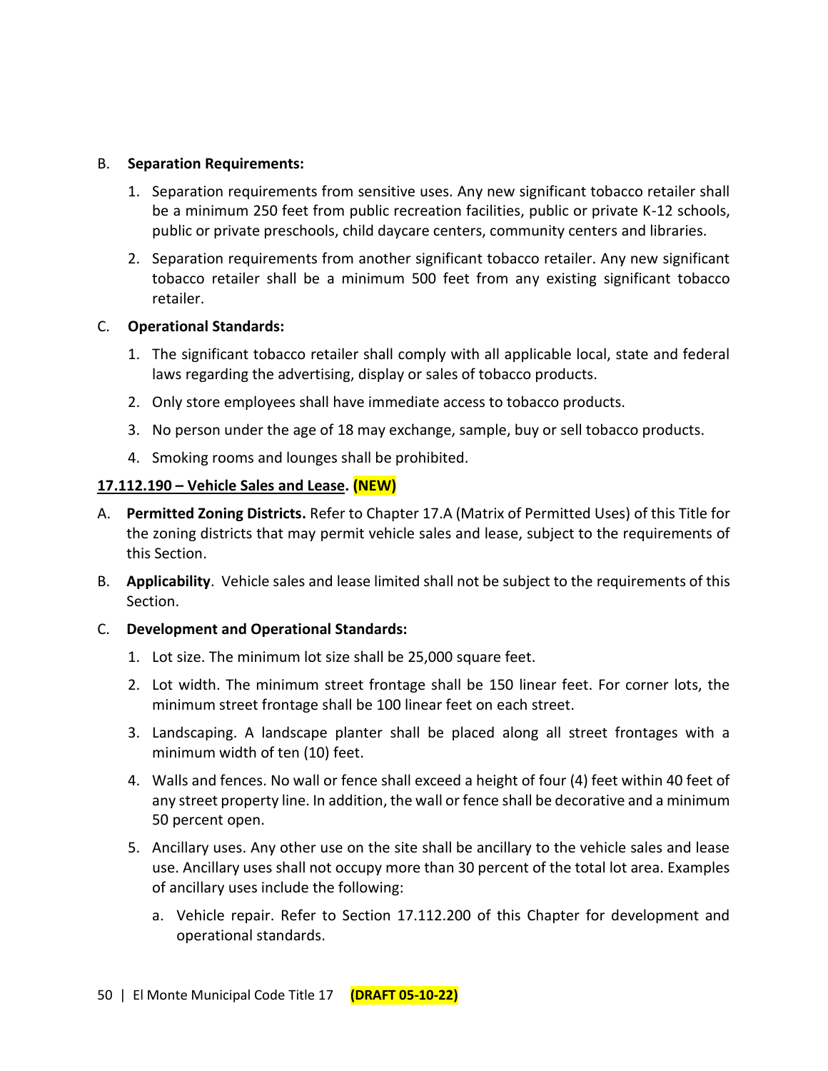B. **Separation Requirements:**

1. Separation requirements from sensitive uses. Any new significant tobacco retailer shall be a minimum 250 feet from public recreation facilities, public or private K-12 schools, public or private preschools, child daycare centers, community centers and libraries.
2. Separation requirements from another significant tobacco retailer. Any new significant tobacco retailer shall be a minimum 500 feet from any existing significant tobacco retailer.

C. **Operational Standards:**

1. The significant tobacco retailer shall comply with all applicable local, state and federal laws regarding the advertising, display or sales of tobacco products.
2. Only store employees shall have immediate access to tobacco products.
3. No person under the age of 18 may exchange, sample, buy or sell tobacco products.
4. Smoking rooms and lounges shall be prohibited.

**17.112.190 – Vehicle Sales and Lease. (NEW)**

A. **Permitted Zoning Districts.** Refer to Chapter 17.A (Matrix of Permitted Uses) of this Title for the zoning districts that may permit vehicle sales and lease, subject to the requirements of this Section.

B. **Applicability**. Vehicle sales and lease limited shall not be subject to the requirements of this Section.

C. **Development and Operational Standards:**

1. Lot size. The minimum lot size shall be 25,000 square feet.
2. Lot width. The minimum street frontage shall be 150 linear feet. For corner lots, the minimum street frontage shall be 100 linear feet on each street.
3. Landscaping. A landscape planter shall be placed along all street frontages with a minimum width of ten (10) feet.
4. Walls and fences. No wall or fence shall exceed a height of four (4) feet within 40 feet of any street property line. In addition, the wall or fence shall be decorative and a minimum 50 percent open.
5. Ancillary uses. Any other use on the site shall be ancillary to the vehicle sales and lease use. Ancillary uses shall not occupy more than 30 percent of the total lot area. Examples of ancillary uses include the following:
   a. Vehicle repair. Refer to Section 17.112.200 of this Chapter for development and operational standards.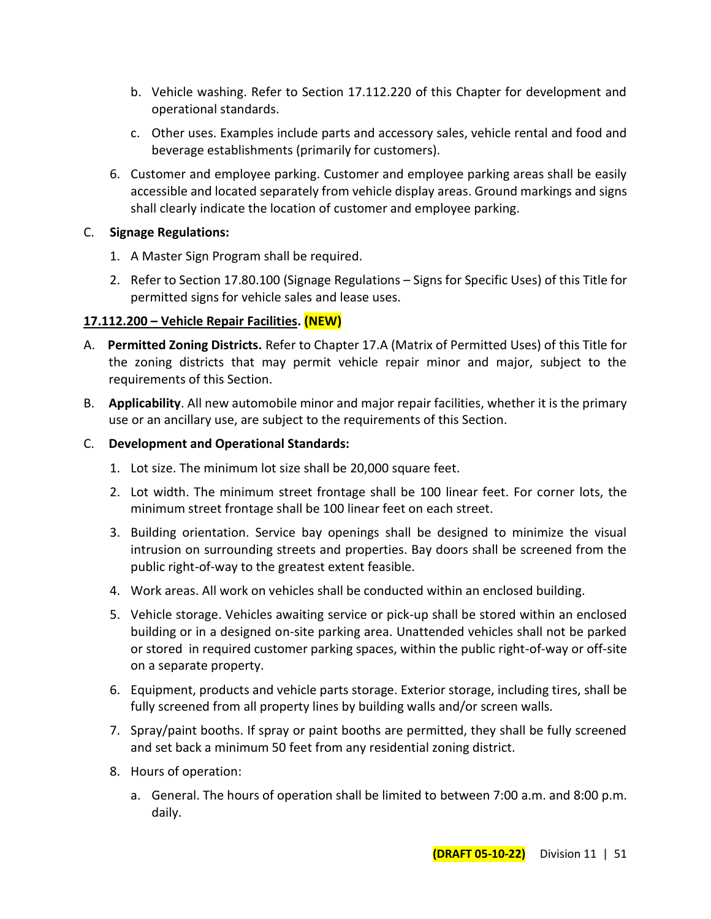b. Vehicle washing. Refer to Section 17.112.220 of this Chapter for development and operational standards.

   c. Other uses. Examples include parts and accessory sales, vehicle rental and food and beverage establishments (primarily for customers).

6. Customer and employee parking. Customer and employee parking areas shall be easily accessible and located separately from vehicle display areas. Ground markings and signs shall clearly indicate the location of customer and employee parking.

C. **Signage Regulations:**

   1. A Master Sign Program shall be required.

   2. Refer to Section 17.80.100 (Signage Regulations – Signs for Specific Uses) of this Title for permitted signs for vehicle sales and lease uses.

**17.112.200 – Vehicle Repair Facilities. (NEW)**

A. **Permitted Zoning Districts.** Refer to Chapter 17.A (Matrix of Permitted Uses) of this Title for the zoning districts that may permit vehicle repair minor and major, subject to the requirements of this Section.

B. **Applicability**. All new automobile minor and major repair facilities, whether it is the primary use or an ancillary use, are subject to the requirements of this Section.

C. **Development and Operational Standards:**

   1. Lot size. The minimum lot size shall be 20,000 square feet.

   2. Lot width. The minimum street frontage shall be 100 linear feet. For corner lots, the minimum street frontage shall be 100 linear feet on each street.

   3. Building orientation. Service bay openings shall be designed to minimize the visual intrusion on surrounding streets and properties. Bay doors shall be screened from the public right-of-way to the greatest extent feasible.

   4. Work areas. All work on vehicles shall be conducted within an enclosed building.

   5. Vehicle storage. Vehicles awaiting service or pick-up shall be stored within an enclosed building or in a designed on-site parking area. Unattended vehicles shall not be parked or stored in required customer parking spaces, within the public right-of-way or off-site on a separate property.

   6. Equipment, products and vehicle parts storage. Exterior storage, including tires, shall be fully screened from all property lines by building walls and/or screen walls.

   7. Spray/paint booths. If spray or paint booths are permitted, they shall be fully screened and set back a minimum 50 feet from any residential zoning district.

   8. Hours of operation:

      a. General. The hours of operation shall be limited to between 7:00 a.m. and 8:00 p.m. daily.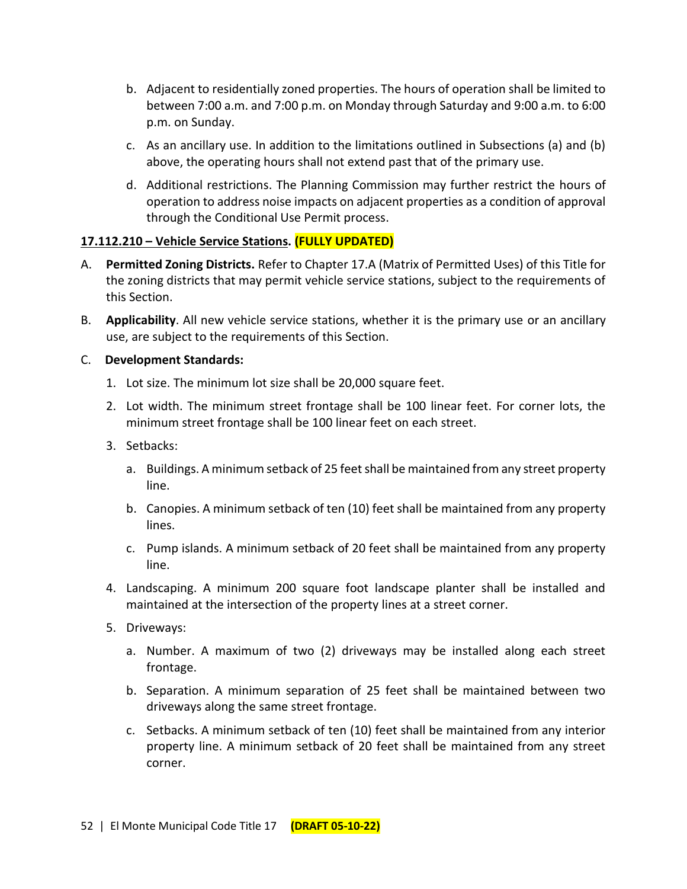b. Adjacent to residentially zoned properties. The hours of operation shall be limited to between 7:00 a.m. and 7:00 p.m. on Monday through Saturday and 9:00 a.m. to 6:00 p.m. on Sunday.

c. As an ancillary use. In addition to the limitations outlined in Subsections (a) and (b) above, the operating hours shall not extend past that of the primary use.

d. Additional restrictions. The Planning Commission may further restrict the hours of operation to address noise impacts on adjacent properties as a condition of approval through the Conditional Use Permit process.

**17.112.210 – Vehicle Service Stations. (FULLY UPDATED)**

A. **Permitted Zoning Districts.** Refer to Chapter 17.A (Matrix of Permitted Uses) of this Title for the zoning districts that may permit vehicle service stations, subject to the requirements of this Section.

B. **Applicability**. All new vehicle service stations, whether it is the primary use or an ancillary use, are subject to the requirements of this Section.

C. **Development Standards:**

1. Lot size. The minimum lot size shall be 20,000 square feet.
2. Lot width. The minimum street frontage shall be 100 linear feet. For corner lots, the minimum street frontage shall be 100 linear feet on each street.
3. Setbacks:
   a. Buildings. A minimum setback of 25 feet shall be maintained from any street property line.
   b. Canopies. A minimum setback of ten (10) feet shall be maintained from any property lines.
   c. Pump islands. A minimum setback of 20 feet shall be maintained from any property line.
4. Landscaping. A minimum 200 square foot landscape planter shall be installed and maintained at the intersection of the property lines at a street corner.
5. Driveways:
   a. Number. A maximum of two (2) driveways may be installed along each street frontage.
   b. Separation. A minimum separation of 25 feet shall be maintained between two driveways along the same street frontage.
   c. Setbacks. A minimum setback of ten (10) feet shall be maintained from any interior property line. A minimum setback of 20 feet shall be maintained from any street corner.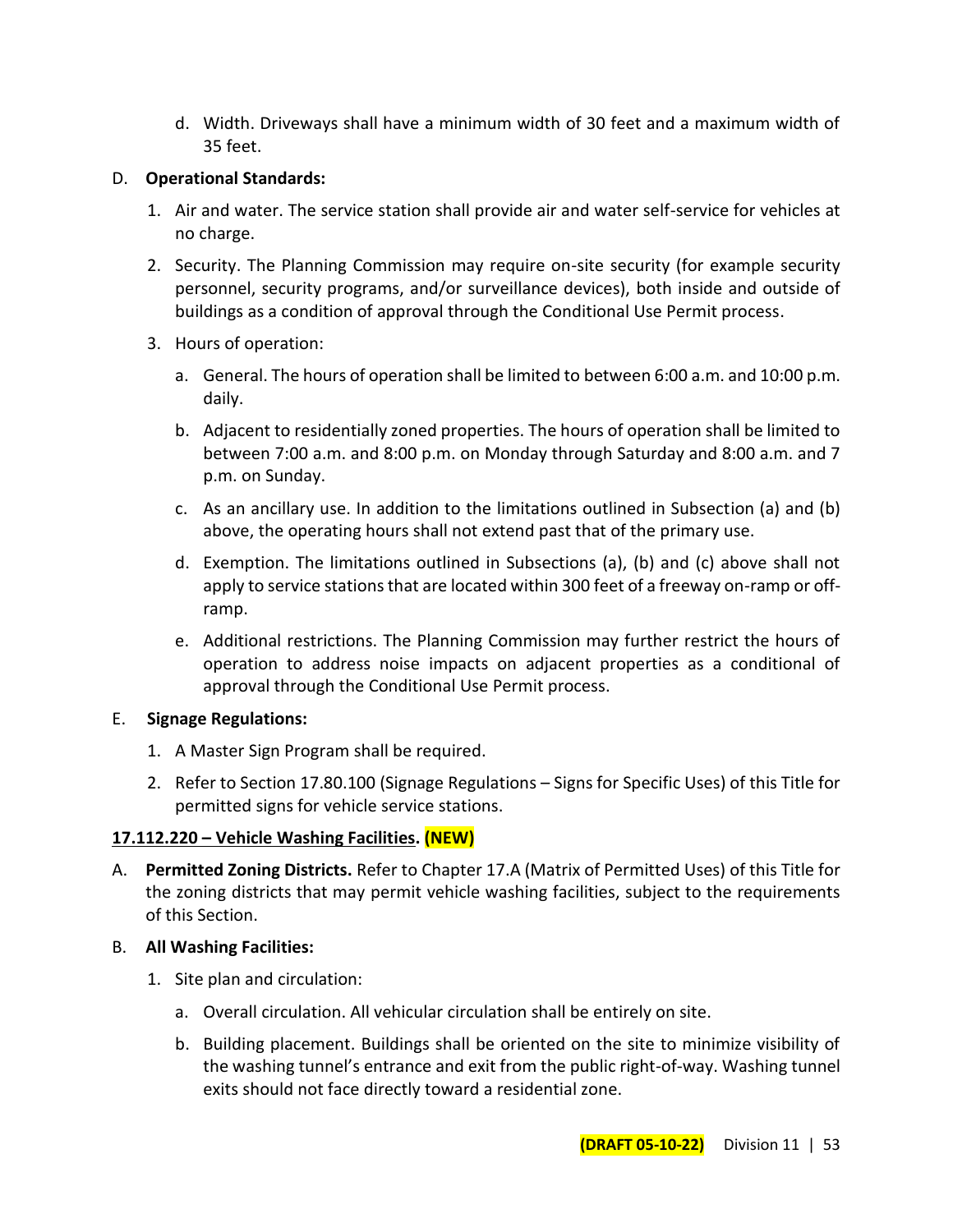d. Width. Driveways shall have a minimum width of 30 feet and a maximum width of 35 feet.

D. **Operational Standards:**

1. Air and water. The service station shall provide air and water self-service for vehicles at no charge.

2. Security. The Planning Commission may require on-site security (for example security personnel, security programs, and/or surveillance devices), both inside and outside of buildings as a condition of approval through the Conditional Use Permit process.

3. Hours of operation:

   a. General. The hours of operation shall be limited to between 6:00 a.m. and 10:00 p.m. daily.

   b. Adjacent to residentially zoned properties. The hours of operation shall be limited to between 7:00 a.m. and 8:00 p.m. on Monday through Saturday and 8:00 a.m. and 7 p.m. on Sunday.

   c. As an ancillary use. In addition to the limitations outlined in Subsection (a) and (b) above, the operating hours shall not extend past that of the primary use.

   d. Exemption. The limitations outlined in Subsections (a), (b) and (c) above shall not apply to service stations that are located within 300 feet of a freeway on-ramp or off-ramp.

   e. Additional restrictions. The Planning Commission may further restrict the hours of operation to address noise impacts on adjacent properties as a conditional of approval through the Conditional Use Permit process.

E. **Signage Regulations:**

1. A Master Sign Program shall be required.

2. Refer to Section 17.80.100 (Signage Regulations – Signs for Specific Uses) of this Title for permitted signs for vehicle service stations.

**17.112.220 – Vehicle Washing Facilities. (NEW)**

A. **Permitted Zoning Districts.** Refer to Chapter 17.A (Matrix of Permitted Uses) of this Title for the zoning districts that may permit vehicle washing facilities, subject to the requirements of this Section.

B. **All Washing Facilities:**

1. Site plan and circulation:

   a. Overall circulation. All vehicular circulation shall be entirely on site.

   b. Building placement. Buildings shall be oriented on the site to minimize visibility of the washing tunnel's entrance and exit from the public right-of-way. Washing tunnel exits should not face directly toward a residential zone.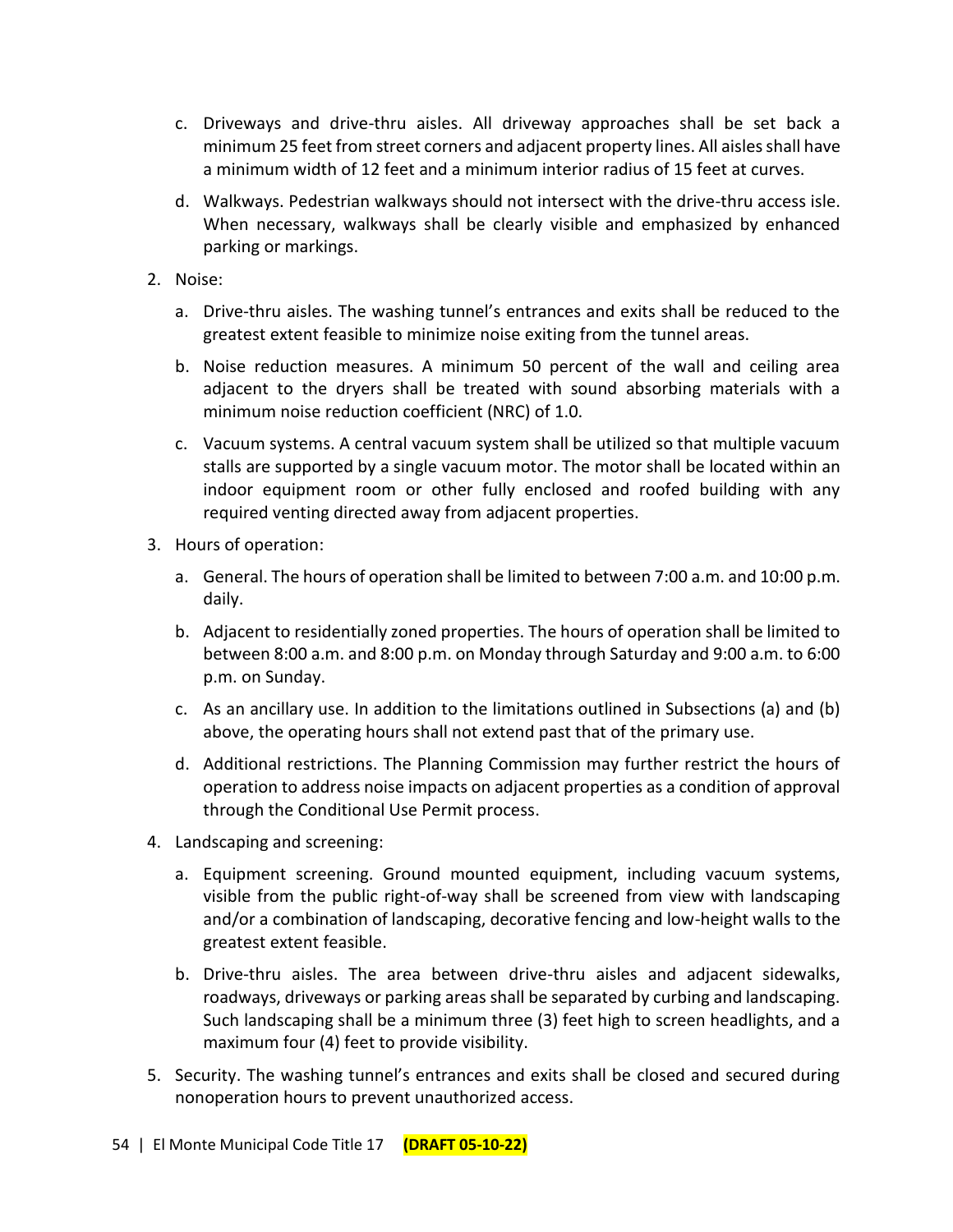c. Driveways and drive-thru aisles. All driveway approaches shall be set back a minimum 25 feet from street corners and adjacent property lines. All aisles shall have a minimum width of 12 feet and a minimum interior radius of 15 feet at curves.

d. Walkways. Pedestrian walkways should not intersect with the drive-thru access isle. When necessary, walkways shall be clearly visible and emphasized by enhanced parking or markings.

2. Noise:

   a. Drive-thru aisles. The washing tunnel's entrances and exits shall be reduced to the greatest extent feasible to minimize noise exiting from the tunnel areas.

   b. Noise reduction measures. A minimum 50 percent of the wall and ceiling area adjacent to the dryers shall be treated with sound absorbing materials with a minimum noise reduction coefficient (NRC) of 1.0.

   c. Vacuum systems. A central vacuum system shall be utilized so that multiple vacuum stalls are supported by a single vacuum motor. The motor shall be located within an indoor equipment room or other fully enclosed and roofed building with any required venting directed away from adjacent properties.

3. Hours of operation:

   a. General. The hours of operation shall be limited to between 7:00 a.m. and 10:00 p.m. daily.

   b. Adjacent to residentially zoned properties. The hours of operation shall be limited to between 8:00 a.m. and 8:00 p.m. on Monday through Saturday and 9:00 a.m. to 6:00 p.m. on Sunday.

   c. As an ancillary use. In addition to the limitations outlined in Subsections (a) and (b) above, the operating hours shall not extend past that of the primary use.

   d. Additional restrictions. The Planning Commission may further restrict the hours of operation to address noise impacts on adjacent properties as a condition of approval through the Conditional Use Permit process.

4. Landscaping and screening:

   a. Equipment screening. Ground mounted equipment, including vacuum systems, visible from the public right-of-way shall be screened from view with landscaping and/or a combination of landscaping, decorative fencing and low-height walls to the greatest extent feasible.

   b. Drive-thru aisles. The area between drive-thru aisles and adjacent sidewalks, roadways, driveways or parking areas shall be separated by curbing and landscaping. Such landscaping shall be a minimum three (3) feet high to screen headlights, and a maximum four (4) feet to provide visibility.

5. Security. The washing tunnel's entrances and exits shall be closed and secured during nonoperation hours to prevent unauthorized access.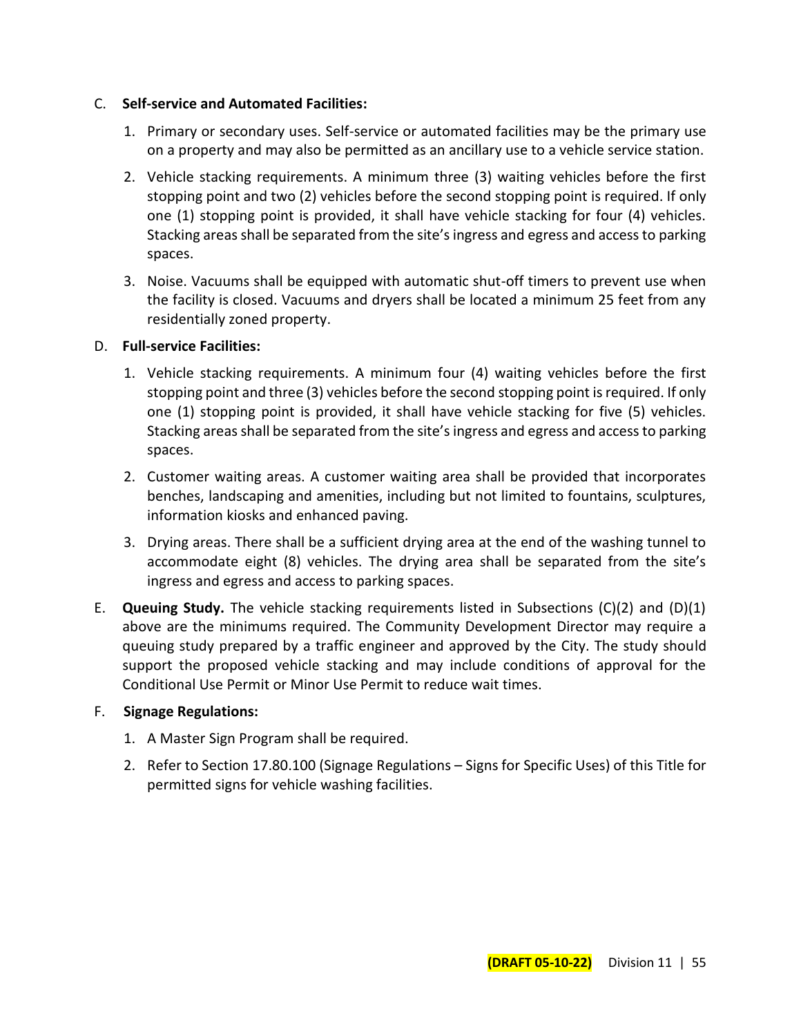C. **Self-service and Automated Facilities:**

1. Primary or secondary uses. Self-service or automated facilities may be the primary use on a property and may also be permitted as an ancillary use to a vehicle service station.
2. Vehicle stacking requirements. A minimum three (3) waiting vehicles before the first stopping point and two (2) vehicles before the second stopping point is required. If only one (1) stopping point is provided, it shall have vehicle stacking for four (4) vehicles. Stacking areas shall be separated from the site's ingress and egress and access to parking spaces.
3. Noise. Vacuums shall be equipped with automatic shut-off timers to prevent use when the facility is closed. Vacuums and dryers shall be located a minimum 25 feet from any residentially zoned property.

D. **Full-service Facilities:**

1. Vehicle stacking requirements. A minimum four (4) waiting vehicles before the first stopping point and three (3) vehicles before the second stopping point is required. If only one (1) stopping point is provided, it shall have vehicle stacking for five (5) vehicles. Stacking areas shall be separated from the site's ingress and egress and access to parking spaces.
2. Customer waiting areas. A customer waiting area shall be provided that incorporates benches, landscaping and amenities, including but not limited to fountains, sculptures, information kiosks and enhanced paving.
3. Drying areas. There shall be a sufficient drying area at the end of the washing tunnel to accommodate eight (8) vehicles. The drying area shall be separated from the site's ingress and egress and access to parking spaces.

E. **Queuing Study.** The vehicle stacking requirements listed in Subsections (C)(2) and (D)(1) above are the minimums required. The Community Development Director may require a queuing study prepared by a traffic engineer and approved by the City. The study should support the proposed vehicle stacking and may include conditions of approval for the Conditional Use Permit or Minor Use Permit to reduce wait times.

F. **Signage Regulations:**

1. A Master Sign Program shall be required.
2. Refer to Section 17.80.100 (Signage Regulations – Signs for Specific Uses) of this Title for permitted signs for vehicle washing facilities.